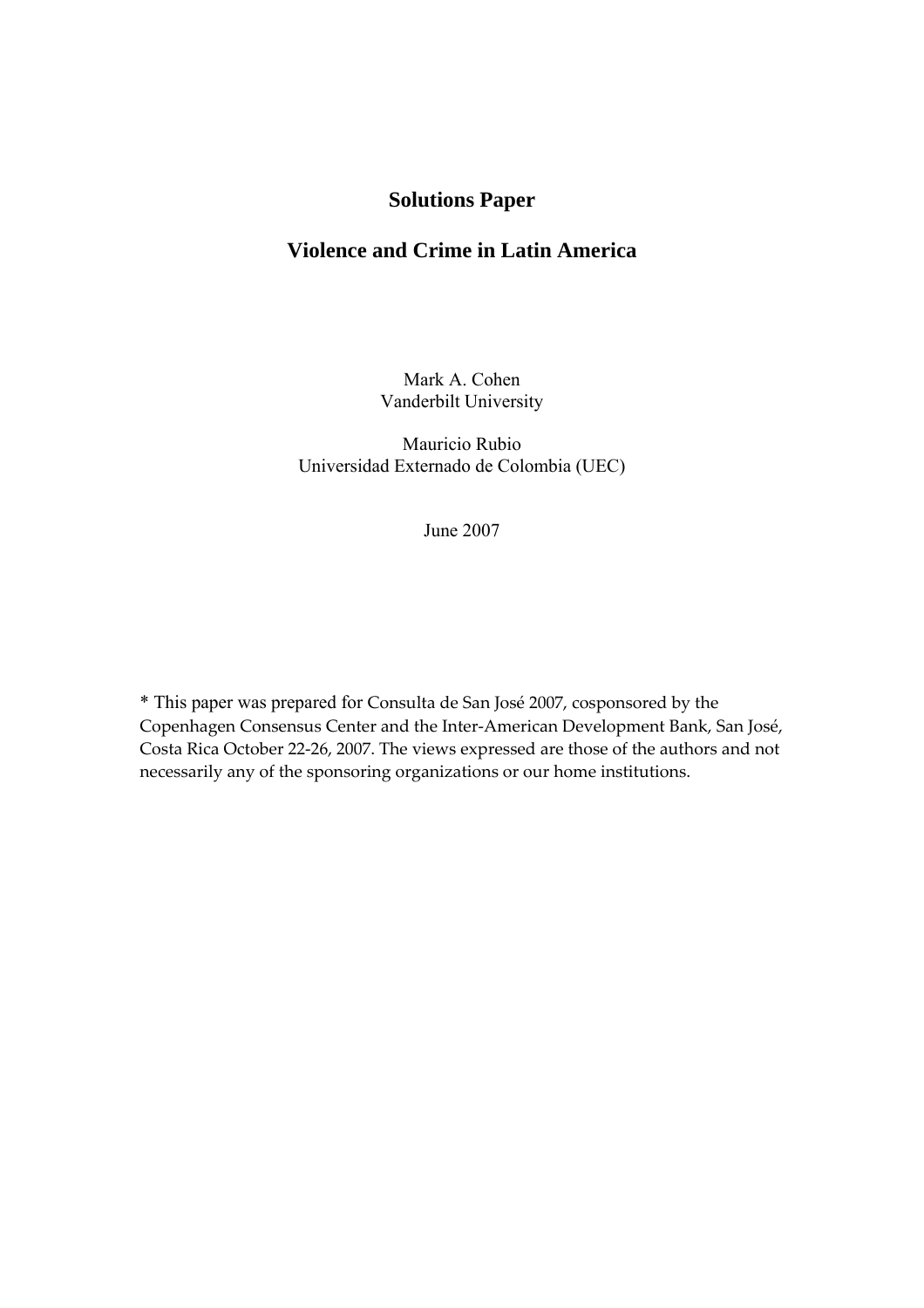# Solutions Paper

# Violence and Crime in Latin America

Mark A. Cohen
Vanderbilt University

Mauricio Rubio
Universidad Externado de Colombia (UEC)

June 2007

* This paper was prepared for Consulta de San José 2007, cosponsored by the Copenhagen Consensus Center and the Inter-American Development Bank, San José, Costa Rica October 22-26, 2007. The views expressed are those of the authors and not necessarily any of the sponsoring organizations or our home institutions.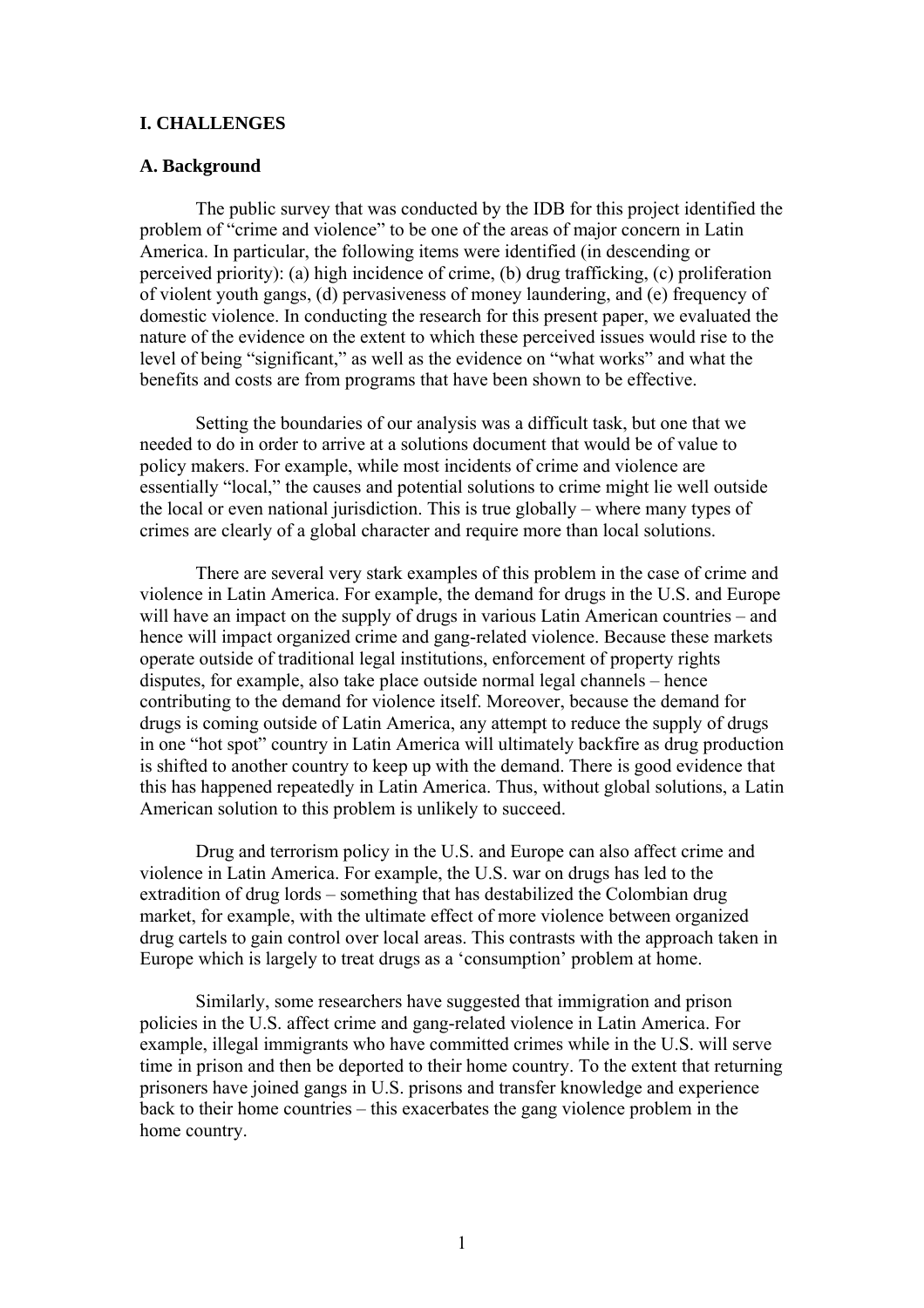## I. CHALLENGES

### A. Background

The public survey that was conducted by the IDB for this project identified the problem of "crime and violence" to be one of the areas of major concern in Latin America. In particular, the following items were identified (in descending or perceived priority): (a) high incidence of crime, (b) drug trafficking, (c) proliferation of violent youth gangs, (d) pervasiveness of money laundering, and (e) frequency of domestic violence. In conducting the research for this present paper, we evaluated the nature of the evidence on the extent to which these perceived issues would rise to the level of being "significant," as well as the evidence on "what works" and what the benefits and costs are from programs that have been shown to be effective.

Setting the boundaries of our analysis was a difficult task, but one that we needed to do in order to arrive at a solutions document that would be of value to policy makers. For example, while most incidents of crime and violence are essentially "local," the causes and potential solutions to crime might lie well outside the local or even national jurisdiction. This is true globally – where many types of crimes are clearly of a global character and require more than local solutions.

There are several very stark examples of this problem in the case of crime and violence in Latin America. For example, the demand for drugs in the U.S. and Europe will have an impact on the supply of drugs in various Latin American countries – and hence will impact organized crime and gang-related violence. Because these markets operate outside of traditional legal institutions, enforcement of property rights disputes, for example, also take place outside normal legal channels – hence contributing to the demand for violence itself. Moreover, because the demand for drugs is coming outside of Latin America, any attempt to reduce the supply of drugs in one "hot spot" country in Latin America will ultimately backfire as drug production is shifted to another country to keep up with the demand. There is good evidence that this has happened repeatedly in Latin America. Thus, without global solutions, a Latin American solution to this problem is unlikely to succeed.

Drug and terrorism policy in the U.S. and Europe can also affect crime and violence in Latin America. For example, the U.S. war on drugs has led to the extradition of drug lords – something that has destabilized the Colombian drug market, for example, with the ultimate effect of more violence between organized drug cartels to gain control over local areas. This contrasts with the approach taken in Europe which is largely to treat drugs as a 'consumption' problem at home.

Similarly, some researchers have suggested that immigration and prison policies in the U.S. affect crime and gang-related violence in Latin America. For example, illegal immigrants who have committed crimes while in the U.S. will serve time in prison and then be deported to their home country. To the extent that returning prisoners have joined gangs in U.S. prisons and transfer knowledge and experience back to their home countries – this exacerbates the gang violence problem in the home country.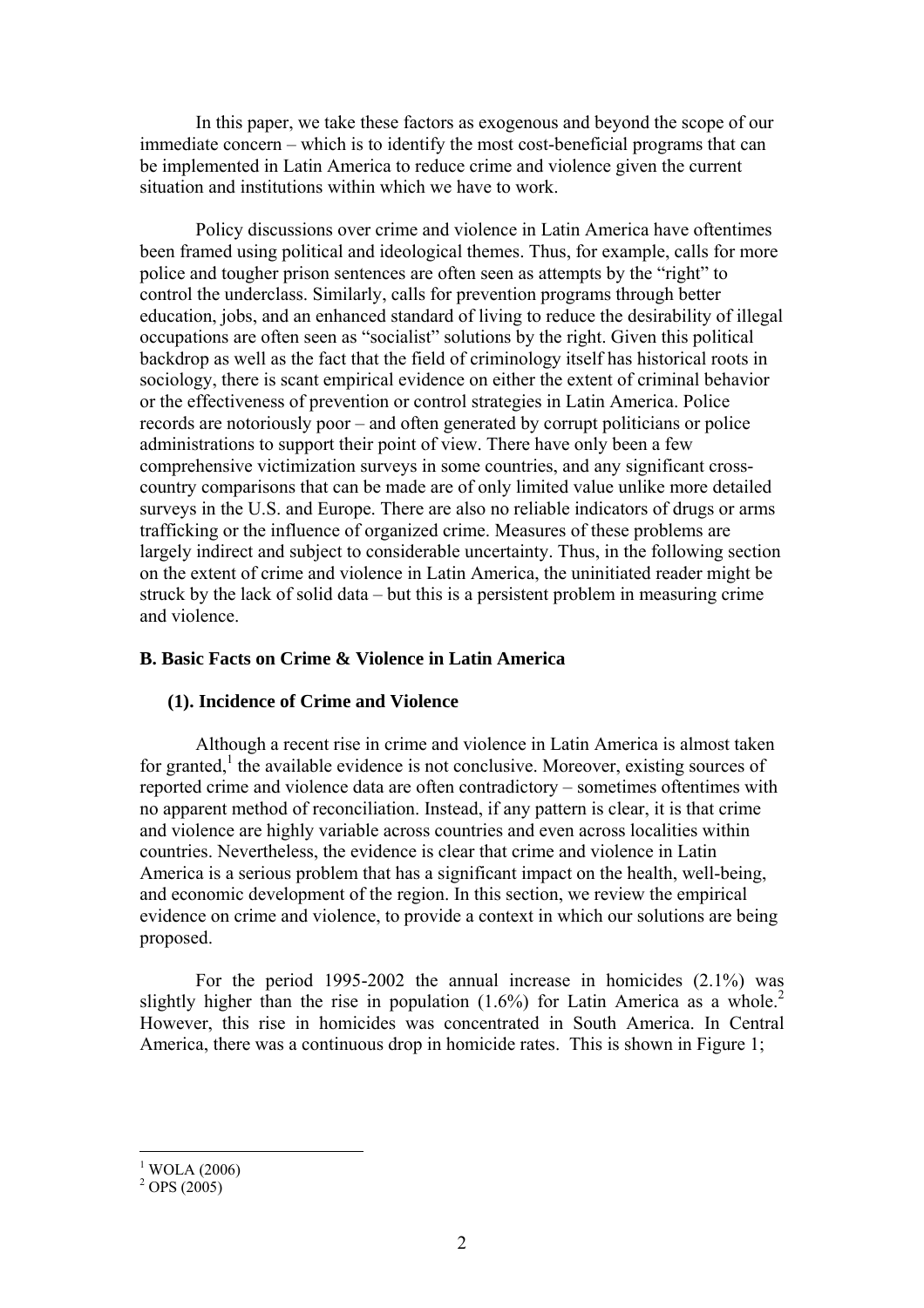In this paper, we take these factors as exogenous and beyond the scope of our immediate concern – which is to identify the most cost-beneficial programs that can be implemented in Latin America to reduce crime and violence given the current situation and institutions within which we have to work.

Policy discussions over crime and violence in Latin America have oftentimes been framed using political and ideological themes. Thus, for example, calls for more police and tougher prison sentences are often seen as attempts by the "right" to control the underclass. Similarly, calls for prevention programs through better education, jobs, and an enhanced standard of living to reduce the desirability of illegal occupations are often seen as "socialist" solutions by the right. Given this political backdrop as well as the fact that the field of criminology itself has historical roots in sociology, there is scant empirical evidence on either the extent of criminal behavior or the effectiveness of prevention or control strategies in Latin America. Police records are notoriously poor – and often generated by corrupt politicians or police administrations to support their point of view. There have only been a few comprehensive victimization surveys in some countries, and any significant cross-country comparisons that can be made are of only limited value unlike more detailed surveys in the U.S. and Europe. There are also no reliable indicators of drugs or arms trafficking or the influence of organized crime. Measures of these problems are largely indirect and subject to considerable uncertainty. Thus, in the following section on the extent of crime and violence in Latin America, the uninitiated reader might be struck by the lack of solid data – but this is a persistent problem in measuring crime and violence.

### B. Basic Facts on Crime & Violence in Latin America

#### (1). Incidence of Crime and Violence

Although a recent rise in crime and violence in Latin America is almost taken for granted,[1] the available evidence is not conclusive. Moreover, existing sources of reported crime and violence data are often contradictory – sometimes oftentimes with no apparent method of reconciliation. Instead, if any pattern is clear, it is that crime and violence are highly variable across countries and even across localities within countries. Nevertheless, the evidence is clear that crime and violence in Latin America is a serious problem that has a significant impact on the health, well-being, and economic development of the region. In this section, we review the empirical evidence on crime and violence, to provide a context in which our solutions are being proposed.

For the period 1995-2002 the annual increase in homicides (2.1%) was slightly higher than the rise in population (1.6%) for Latin America as a whole.[2] However, this rise in homicides was concentrated in South America. In Central America, there was a continuous drop in homicide rates. This is shown in Figure 1;

[1] WOLA (2006)
[2] OPS (2005)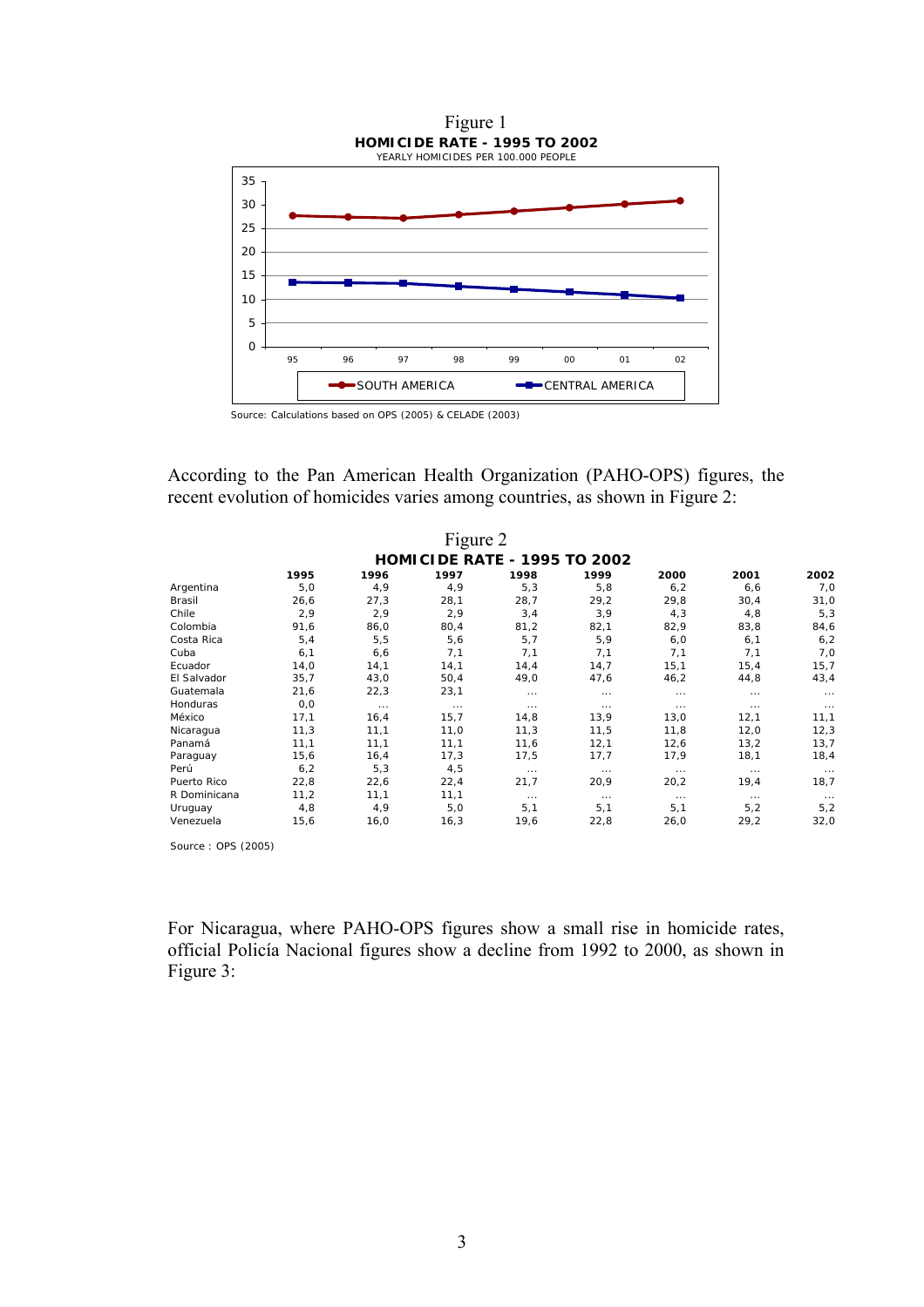Figure 1

**HOMICIDE RATE - 1995 TO 2002**

YEARLY HOMICIDES PER 100.000 PEOPLE

Source: Calculations based on OPS (2005) & CELADE (2003)

According to the Pan American Health Organization (PAHO-OPS) figures, the recent evolution of homicides varies among countries, as shown in Figure 2:

Figure 2

**HOMICIDE RATE - 1995 TO 2002**

| | 1995 | 1996 | 1997 | 1998 | 1999 | 2000 | 2001 | 2002 |
|---|---|---|---|---|---|---|---|---|
| Argentina | 5,0 | 4,9 | 4,9 | 5,3 | 5,8 | 6,2 | 6,6 | 7,0 |
| Brasil | 26,6 | 27,3 | 28,1 | 28,7 | 29,2 | 29,8 | 30,4 | 31,0 |
| Chile | 2,9 | 2,9 | 2,9 | 3,4 | 3,9 | 4,3 | 4,8 | 5,3 |
| Colombia | 91,6 | 86,0 | 80,4 | 81,2 | 82,1 | 82,9 | 83,8 | 84,6 |
| Costa Rica | 5,4 | 5,5 | 5,6 | 5,7 | 5,9 | 6,0 | 6,1 | 6,2 |
| Cuba | 6,1 | 6,6 | 7,1 | 7,1 | 7,1 | 7,1 | 7,1 | 7,0 |
| Ecuador | 14,0 | 14,1 | 14,1 | 14,4 | 14,7 | 15,1 | 15,4 | 15,7 |
| El Salvador | 35,7 | 43,0 | 50,4 | 49,0 | 47,6 | 46,2 | 44,8 | 43,4 |
| Guatemala | 21,6 | 22,3 | 23,1 | ... | ... | ... | ... | ... |
| Honduras | 0,0 | ... | ... | ... | ... | ... | ... | ... |
| México | 17,1 | 16,4 | 15,7 | 14,8 | 13,9 | 13,0 | 12,1 | 11,1 |
| Nicaragua | 11,3 | 11,1 | 11,0 | 11,3 | 11,5 | 11,8 | 12,0 | 12,3 |
| Panamá | 11,1 | 11,1 | 11,1 | 11,6 | 12,1 | 12,6 | 13,2 | 13,7 |
| Paraguay | 15,6 | 16,4 | 17,3 | 17,5 | 17,7 | 17,9 | 18,1 | 18,4 |
| Perú | 6,2 | 5,3 | 4,5 | ... | ... | ... | ... | ... |
| Puerto Rico | 22,8 | 22,6 | 22,4 | 21,7 | 20,9 | 20,2 | 19,4 | 18,7 |
| R Dominicana | 11,2 | 11,1 | 11,1 | ... | ... | ... | ... | ... |
| Uruguay | 4,8 | 4,9 | 5,0 | 5,1 | 5,1 | 5,1 | 5,2 | 5,2 |
| Venezuela | 15,6 | 16,0 | 16,3 | 19,6 | 22,8 | 26,0 | 29,2 | 32,0 |

Source : OPS (2005)

For Nicaragua, where PAHO-OPS figures show a small rise in homicide rates, official Policía Nacional figures show a decline from 1992 to 2000, as shown in Figure 3: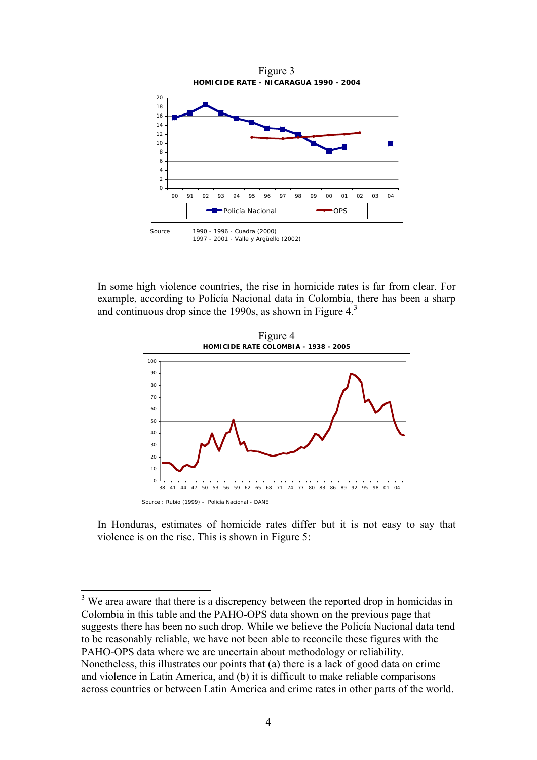Figure 3

**HOMICIDE RATE - NICARAGUA 1990 - 2004**

Source 1990 - 1996 - Cuadra (2000)
1997 - 2001 - Valle y Argüello (2002)

In some high violence countries, the rise in homicide rates is far from clear. For example, according to Policía Nacional data in Colombia, there has been a sharp and continuous drop since the 1990s, as shown in Figure 4.[3]

Figure 4

**HOMICIDE RATE COLOMBIA - 1938 - 2005**

Source : Rubio (1999) - Policía Nacional - DANE

In Honduras, estimates of homicide rates differ but it is not easy to say that violence is on the rise. This is shown in Figure 5:

[3] We area aware that there is a discrepency between the reported drop in homicidas in Colombia in this table and the PAHO-OPS data shown on the previous page that suggests there has been no such drop. While we believe the Policía Nacional data tend to be reasonably reliable, we have not been able to reconcile these figures with the PAHO-OPS data where we are uncertain about methodology or reliability. Nonetheless, this illustrates our points that (a) there is a lack of good data on crime and violence in Latin America, and (b) it is difficult to make reliable comparisons across countries or between Latin America and crime rates in other parts of the world.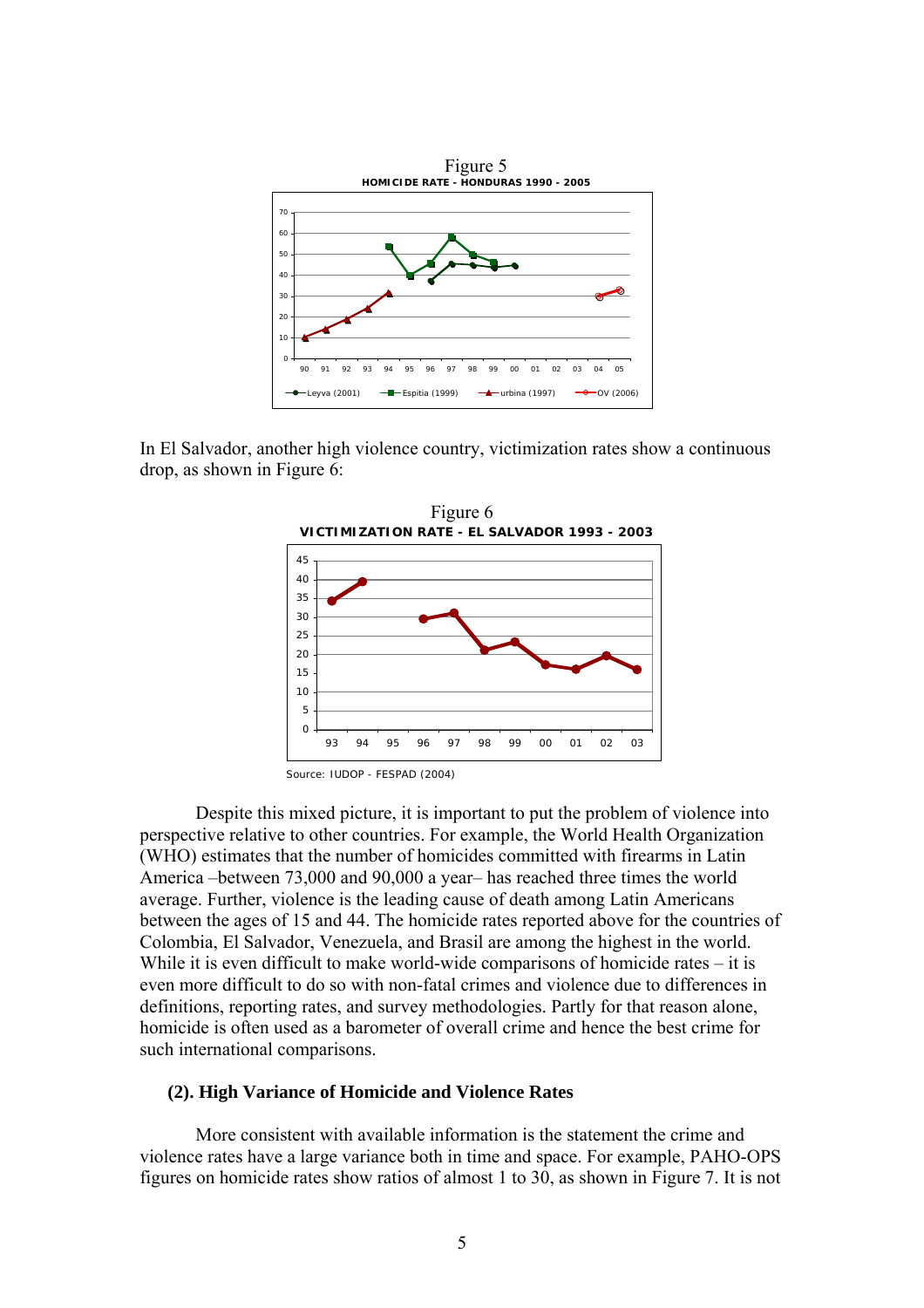Figure 5

**HOMICIDE RATE - HONDURAS 1990 - 2005**

In El Salvador, another high violence country, victimization rates show a continuous drop, as shown in Figure 6:

Figure 6

**VICTIMIZATION RATE - EL SALVADOR 1993 - 2003**

Source: IUDOP - FESPAD (2004)

Despite this mixed picture, it is important to put the problem of violence into perspective relative to other countries. For example, the World Health Organization (WHO) estimates that the number of homicides committed with firearms in Latin America –between 73,000 and 90,000 a year– has reached three times the world average. Further, violence is the leading cause of death among Latin Americans between the ages of 15 and 44. The homicide rates reported above for the countries of Colombia, El Salvador, Venezuela, and Brasil are among the highest in the world. While it is even difficult to make world-wide comparisons of homicide rates – it is even more difficult to do so with non-fatal crimes and violence due to differences in definitions, reporting rates, and survey methodologies. Partly for that reason alone, homicide is often used as a barometer of overall crime and hence the best crime for such international comparisons.

### (2). High Variance of Homicide and Violence Rates

More consistent with available information is the statement the crime and violence rates have a large variance both in time and space. For example, PAHO-OPS figures on homicide rates show ratios of almost 1 to 30, as shown in Figure 7. It is not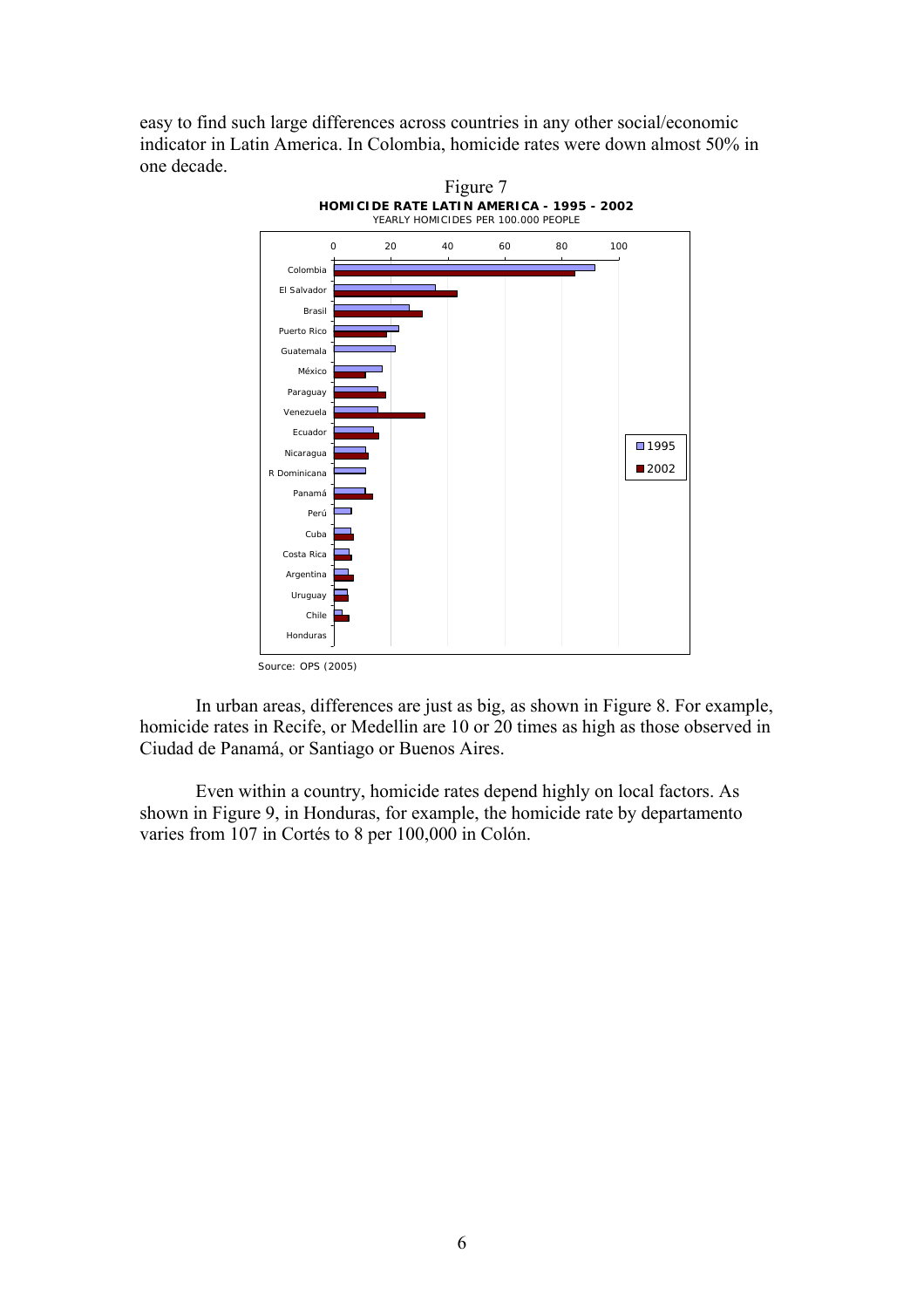easy to find such large differences across countries in any other social/economic indicator in Latin America. In Colombia, homicide rates were down almost 50% in one decade.

Figure 7

**HOMICIDE RATE LATIN AMERICA - 1995 - 2002**

YEARLY HOMICIDES PER 100.000 PEOPLE

Source: OPS (2005)

In urban areas, differences are just as big, as shown in Figure 8. For example, homicide rates in Recife, or Medellin are 10 or 20 times as high as those observed in Ciudad de Panamá, or Santiago or Buenos Aires.

Even within a country, homicide rates depend highly on local factors. As shown in Figure 9, in Honduras, for example, the homicide rate by departamento varies from 107 in Cortés to 8 per 100,000 in Colón.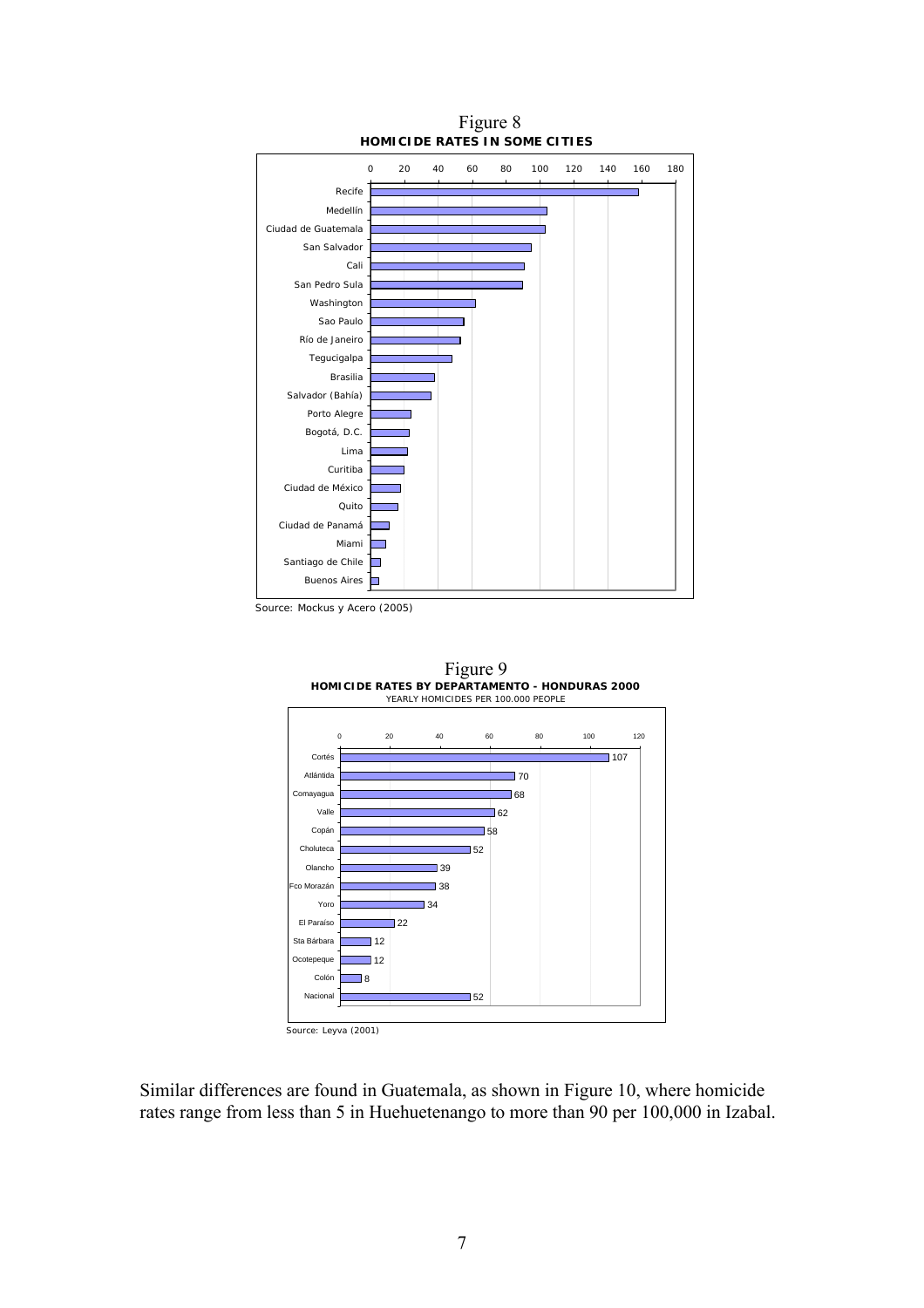Figure 8

**HOMICIDE RATES IN SOME CITIES**

Source: Mockus y Acero (2005)

Figure 9

**HOMICIDE RATES BY DEPARTAMENTO - HONDURAS 2000**

YEARLY HOMICIDES PER 100.000 PEOPLE

| Departamento | Rate |
|---|---|
| Cortés | 107 |
| Atlántida | 70 |
| Comayagua | 68 |
| Valle | 62 |
| Copán | 58 |
| Choluteca | 52 |
| Olancho | 39 |
| Fco Morazán | 38 |
| Yoro | 34 |
| El Paraíso | 22 |
| Sta Bárbara | 12 |
| Ocotepeque | 12 |
| Colón | 8 |
| Nacional | 52 |

Source: Leyva (2001)

Similar differences are found in Guatemala, as shown in Figure 10, where homicide rates range from less than 5 in Huehuetenango to more than 90 per 100,000 in Izabal.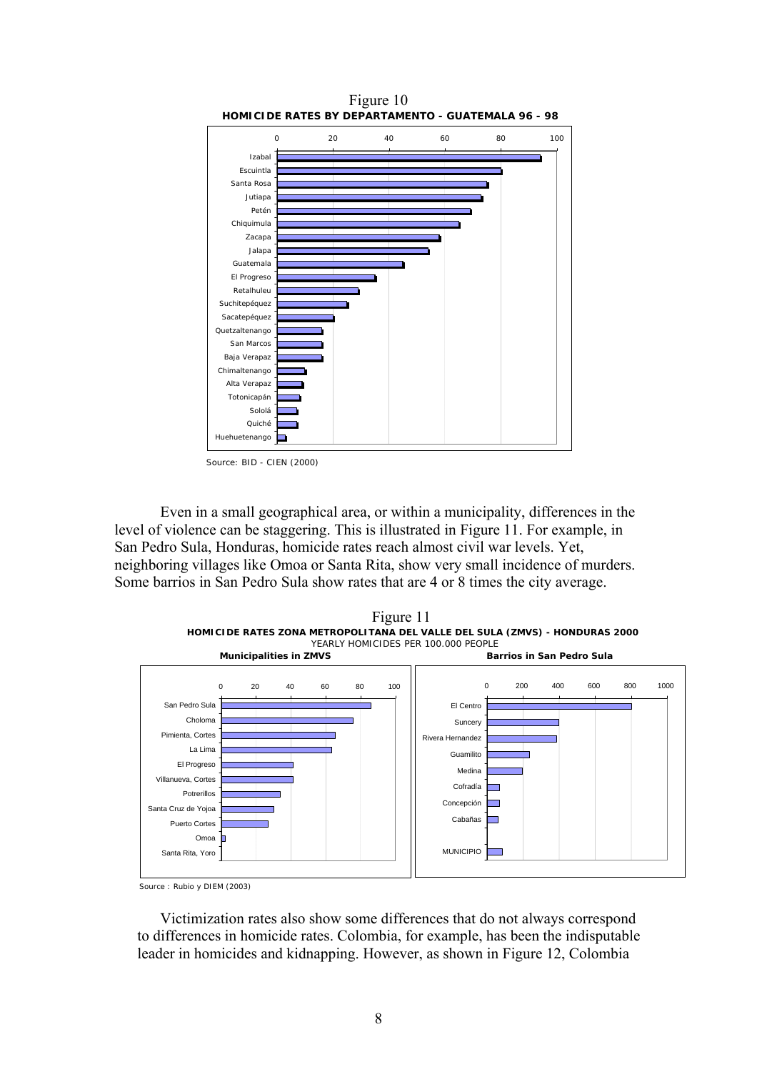Figure 10

**HOMICIDE RATES BY DEPARTAMENTO - GUATEMALA 96 - 98**

Source: BID - CIEN (2000)

Even in a small geographical area, or within a municipality, differences in the level of violence can be staggering. This is illustrated in Figure 11. For example, in San Pedro Sula, Honduras, homicide rates reach almost civil war levels. Yet, neighboring villages like Omoa or Santa Rita, show very small incidence of murders. Some barrios in San Pedro Sula show rates that are 4 or 8 times the city average.

Figure 11

**HOMICIDE RATES ZONA METROPOLITANA DEL VALLE DEL SULA (ZMVS) - HONDURAS 2000**

YEARLY HOMICIDES PER 100.000 PEOPLE

**Municipalities in ZMVS** | **Barrios in San Pedro Sula**

Source : Rubio y DIEM (2003)

Victimization rates also show some differences that do not always correspond to differences in homicide rates. Colombia, for example, has been the indisputable leader in homicides and kidnapping. However, as shown in Figure 12, Colombia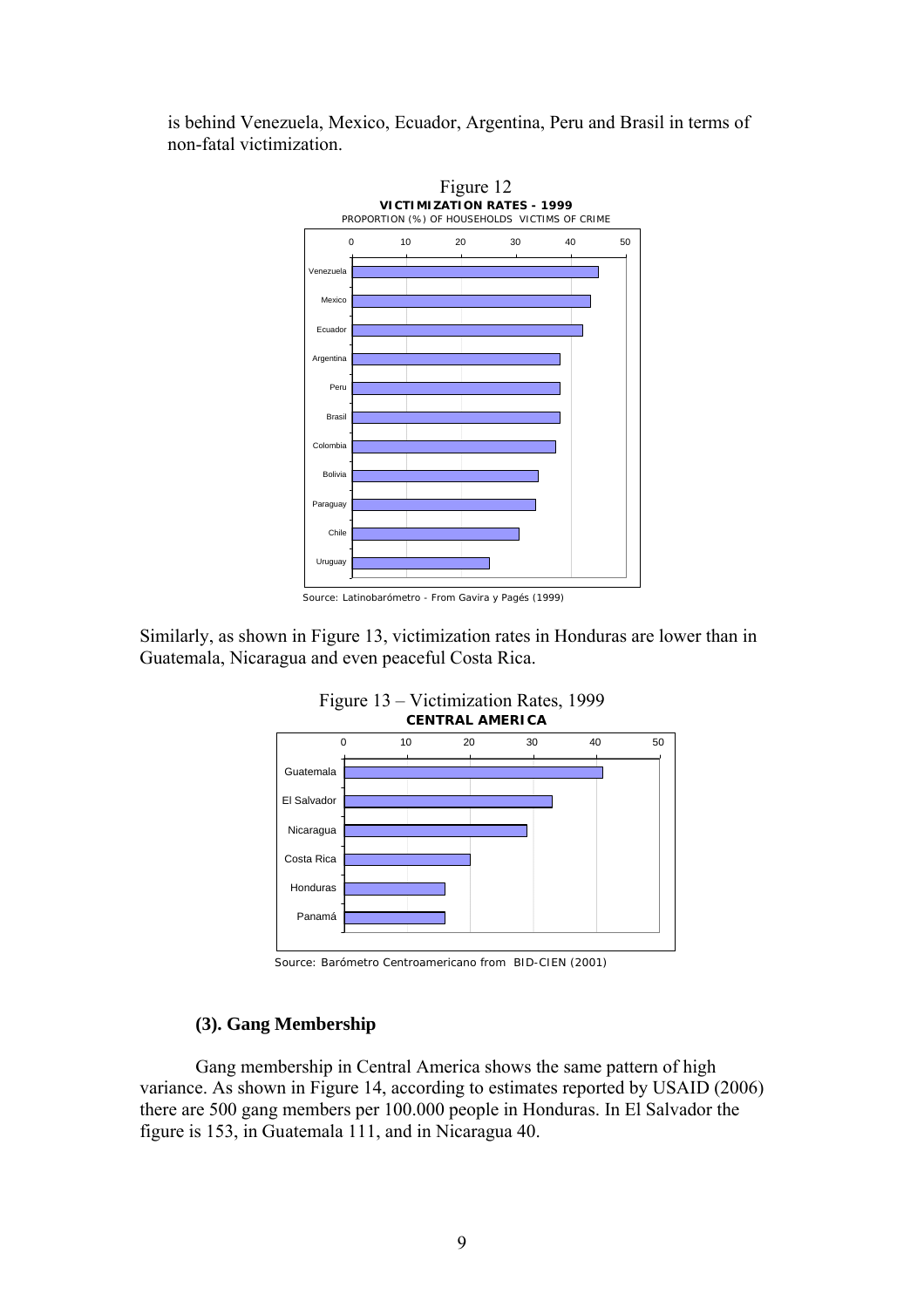is behind Venezuela, Mexico, Ecuador, Argentina, Peru and Brasil in terms of non-fatal victimization.

Figure 12

**VICTIMIZATION RATES - 1999**

PROPORTION (%) OF HOUSEHOLDS VICTIMS OF CRIME

Source: Latinobarómetro - From Gavira y Pagés (1999)

Similarly, as shown in Figure 13, victimization rates in Honduras are lower than in Guatemala, Nicaragua and even peaceful Costa Rica.

Figure 13 – Victimization Rates, 1999

**CENTRAL AMERICA**

Source: Barómetro Centroamericano from BID-CIEN (2001)

### (3). Gang Membership

Gang membership in Central America shows the same pattern of high variance. As shown in Figure 14, according to estimates reported by USAID (2006) there are 500 gang members per 100.000 people in Honduras. In El Salvador the figure is 153, in Guatemala 111, and in Nicaragua 40.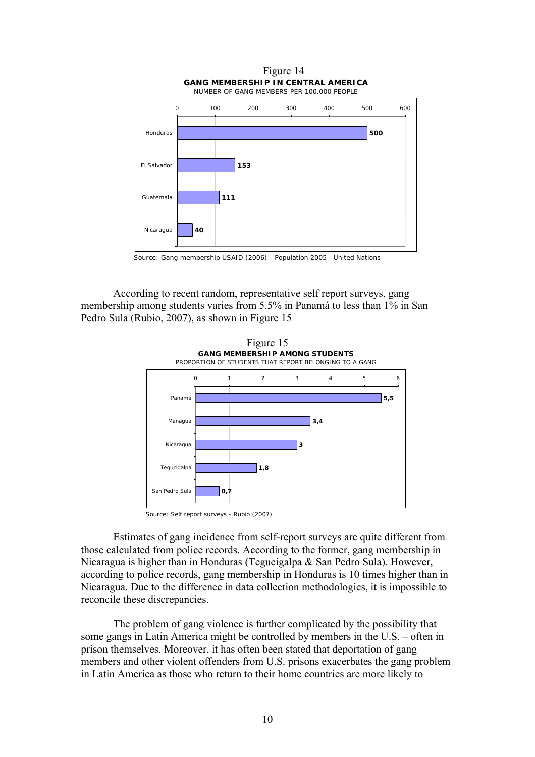Figure 14

**GANG MEMBERSHIP IN CENTRAL AMERICA**

NUMBER OF GANG MEMBERS PER 100.000 PEOPLE

| Country | Gang members per 100.000 people |
|---|---|
| Honduras | 500 |
| El Salvador | 153 |
| Guatemala | 111 |
| Nicaragua | 40 |

Source: Gang membership USAID (2006) - Population 2005 United Nations

According to recent random, representative self report surveys, gang membership among students varies from 5.5% in Panamá to less than 1% in San Pedro Sula (Rubio, 2007), as shown in Figure 15

Figure 15

**GANG MEMBERSHIP AMONG STUDENTS**

PROPORTION OF STUDENTS THAT REPORT BELONGING TO A GANG

| Location | Proportion (%) |
|---|---|
| Panamá | 5,5 |
| Managua | 3,4 |
| Nicaragua | 3 |
| Tegucigalpa | 1,8 |
| San Pedro Sula | 0,7 |

Source: Self report surveys - Rubio (2007)

Estimates of gang incidence from self-report surveys are quite different from those calculated from police records. According to the former, gang membership in Nicaragua is higher than in Honduras (Tegucigalpa & San Pedro Sula). However, according to police records, gang membership in Honduras is 10 times higher than in Nicaragua. Due to the difference in data collection methodologies, it is impossible to reconcile these discrepancies.

The problem of gang violence is further complicated by the possibility that some gangs in Latin America might be controlled by members in the U.S. – often in prison themselves. Moreover, it has often been stated that deportation of gang members and other violent offenders from U.S. prisons exacerbates the gang problem in Latin America as those who return to their home countries are more likely to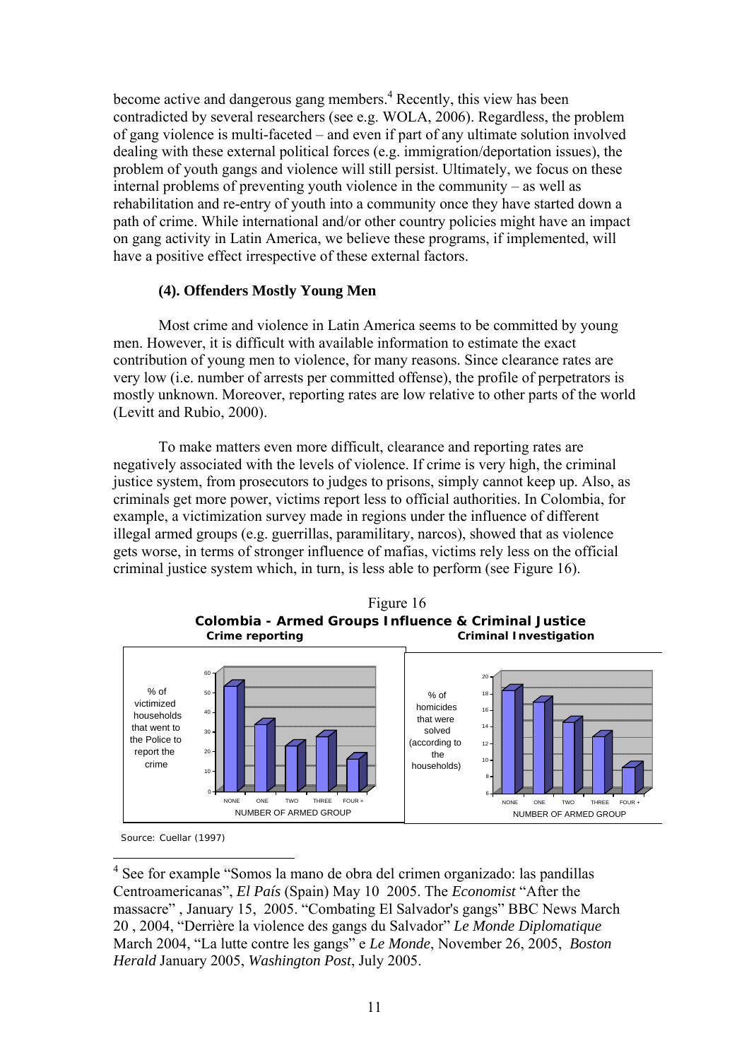become active and dangerous gang members.[4] Recently, this view has been contradicted by several researchers (see e.g. WOLA, 2006). Regardless, the problem of gang violence is multi-faceted – and even if part of any ultimate solution involved dealing with these external political forces (e.g. immigration/deportation issues), the problem of youth gangs and violence will still persist. Ultimately, we focus on these internal problems of preventing youth violence in the community – as well as rehabilitation and re-entry of youth into a community once they have started down a path of crime. While international and/or other country policies might have an impact on gang activity in Latin America, we believe these programs, if implemented, will have a positive effect irrespective of these external factors.

#### (4). Offenders Mostly Young Men

Most crime and violence in Latin America seems to be committed by young men. However, it is difficult with available information to estimate the exact contribution of young men to violence, for many reasons. Since clearance rates are very low (i.e. number of arrests per committed offense), the profile of perpetrators is mostly unknown. Moreover, reporting rates are low relative to other parts of the world (Levitt and Rubio, 2000).

To make matters even more difficult, clearance and reporting rates are negatively associated with the levels of violence. If crime is very high, the criminal justice system, from prosecutors to judges to prisons, simply cannot keep up. Also, as criminals get more power, victims report less to official authorities. In Colombia, for example, a victimization survey made in regions under the influence of different illegal armed groups (e.g. guerrillas, paramilitary, narcos), showed that as violence gets worse, in terms of stronger influence of mafias, victims rely less on the official criminal justice system which, in turn, is less able to perform (see Figure 16).

Figure 16

**Colombia - Armed Groups Influence & Criminal Justice**

**Crime reporting** | **Criminal Investigation**

| NUMBER OF ARMED GROUP | NONE | ONE | TWO | THREE | FOUR + |
|---|---|---|---|---|---|
| % of victimized households that went to the Police to report the crime | 53 | 34 | 23 | 28 | 17 |
| % of homicides that were solved (according to the households) | 18.3 | 17 | 14.5 | 12.8 | 9.1 |

Source: Cuellar (1997)

---

[4] See for example "Somos la mano de obra del crimen organizado: las pandillas Centroamericanas", *El País* (Spain) May 10 2005. The *Economist* "After the massacre" , January 15, 2005. "Combating El Salvador's gangs" BBC News March 20 , 2004, "Derrière la violence des gangs du Salvador" *Le Monde Diplomatique* March 2004, "La lutte contre les gangs" e *Le Monde*, November 26, 2005, *Boston Herald* January 2005, *Washington Post*, July 2005.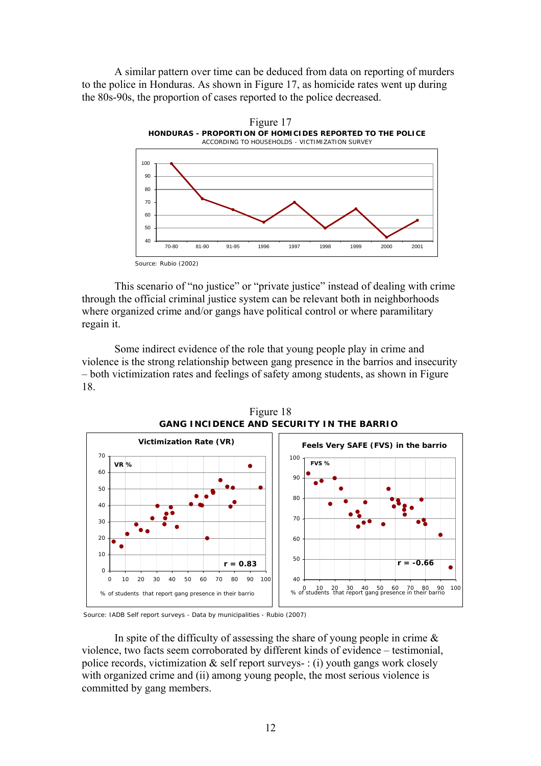A similar pattern over time can be deduced from data on reporting of murders to the police in Honduras. As shown in Figure 17, as homicide rates went up during the 80s-90s, the proportion of cases reported to the police decreased.

Figure 17
**HONDURAS - PROPORTION OF HOMICIDES REPORTED TO THE POLICE**
ACCORDING TO HOUSEHOLDS - VICTIMIZATION SURVEY

Source: Rubio (2002)

This scenario of "no justice" or "private justice" instead of dealing with crime through the official criminal justice system can be relevant both in neighborhoods where organized crime and/or gangs have political control or where paramilitary regain it.

Some indirect evidence of the role that young people play in crime and violence is the strong relationship between gang presence in the barrios and insecurity – both victimization rates and feelings of safety among students, as shown in Figure 18.

Figure 18
**GANG INCIDENCE AND SECURITY IN THE BARRIO**

Source: IADB Self report surveys - Data by municipalities - Rubio (2007)

In spite of the difficulty of assessing the share of young people in crime & violence, two facts seem corroborated by different kinds of evidence – testimonial, police records, victimization & self report surveys- : (i) youth gangs work closely with organized crime and (ii) among young people, the most serious violence is committed by gang members.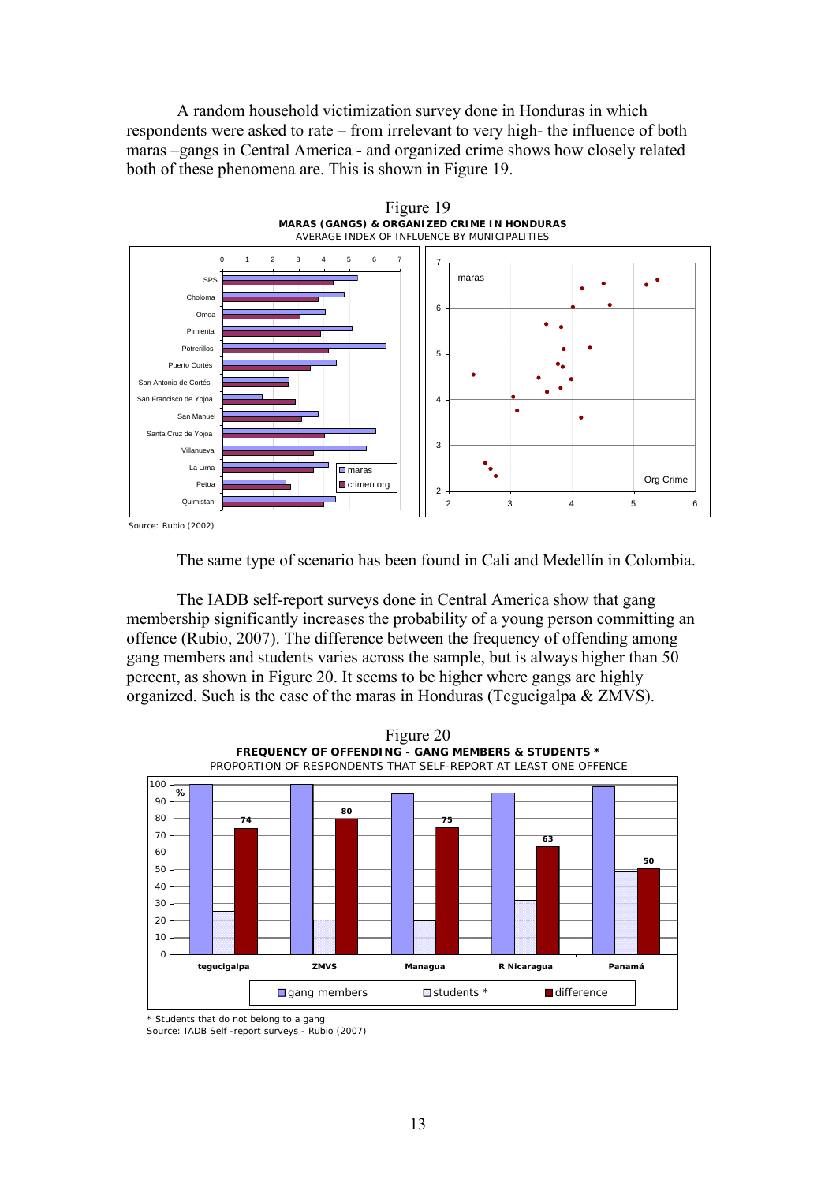A random household victimization survey done in Honduras in which respondents were asked to rate – from irrelevant to very high- the influence of both maras –gangs in Central America - and organized crime shows how closely related both of these phenomena are. This is shown in Figure 19.

Figure 19

**MARAS (GANGS) & ORGANIZED CRIME IN HONDURAS**

AVERAGE INDEX OF INFLUENCE BY MUNICIPALITIES

Source: Rubio (2002)

The same type of scenario has been found in Cali and Medellín in Colombia.

The IADB self-report surveys done in Central America show that gang membership significantly increases the probability of a young person committing an offence (Rubio, 2007). The difference between the frequency of offending among gang members and students varies across the sample, but is always higher than 50 percent, as shown in Figure 20. It seems to be higher where gangs are highly organized. Such is the case of the maras in Honduras (Tegucigalpa & ZMVS).

Figure 20

**FREQUENCY OF OFFENDING - GANG MEMBERS & STUDENTS \***

PROPORTION OF RESPONDENTS THAT SELF-REPORT AT LEAST ONE OFFENCE

\* Students that do not belong to a gang

Source: IADB Self -report surveys - Rubio (2007)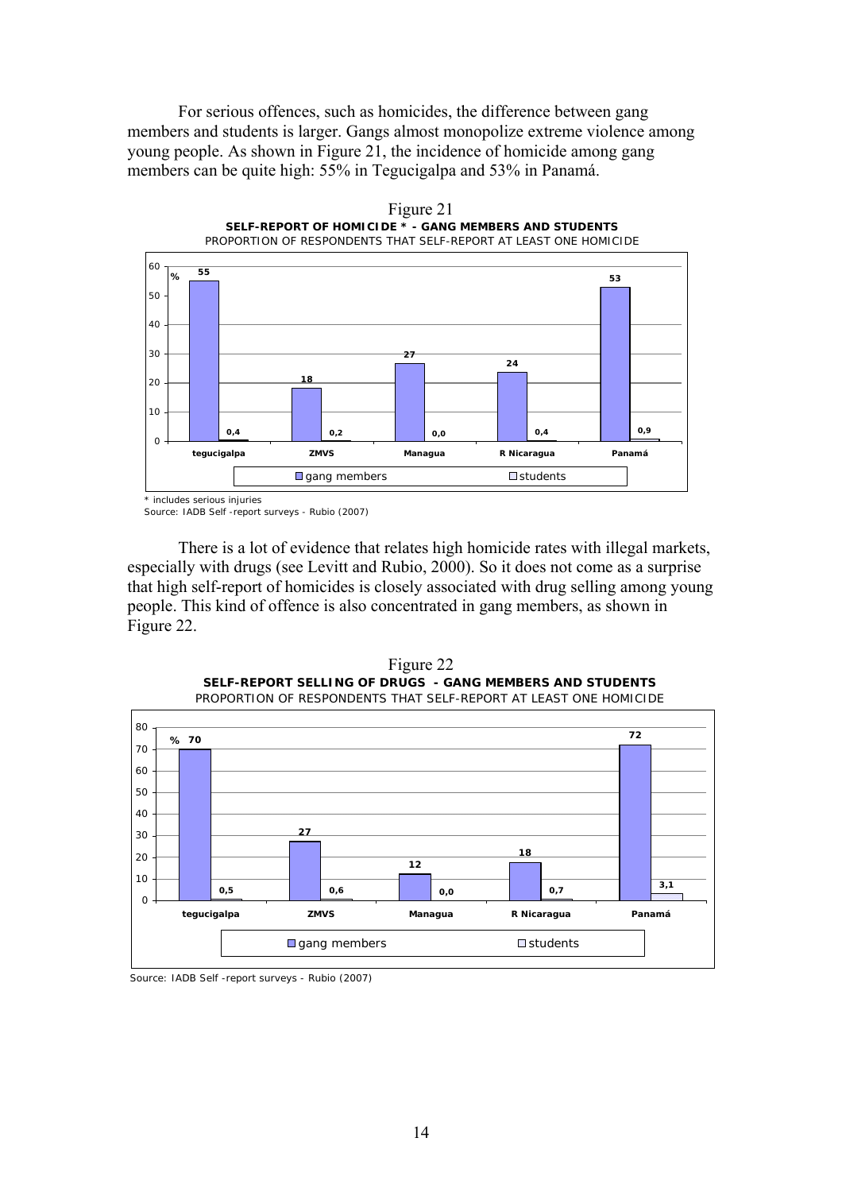For serious offences, such as homicides, the difference between gang members and students is larger. Gangs almost monopolize extreme violence among young people. As shown in Figure 21, the incidence of homicide among gang members can be quite high: 55% in Tegucigalpa and 53% in Panamá.

Figure 21
**SELF-REPORT OF HOMICIDE * - GANG MEMBERS AND STUDENTS**
PROPORTION OF RESPONDENTS THAT SELF-REPORT AT LEAST ONE HOMICIDE

| % | tegucigalpa | ZMVS | Managua | R Nicaragua | Panamá |
|---|---|---|---|---|---|
| gang members | 55 | 18 | 27 | 24 | 53 |
| students | 0,4 | 0,2 | 0,0 | 0,4 | 0,9 |

\* includes serious injuries
Source: IADB Self -report surveys - Rubio (2007)

There is a lot of evidence that relates high homicide rates with illegal markets, especially with drugs (see Levitt and Rubio, 2000). So it does not come as a surprise that high self-report of homicides is closely associated with drug selling among young people. This kind of offence is also concentrated in gang members, as shown in Figure 22.

Figure 22
**SELF-REPORT SELLING OF DRUGS - GANG MEMBERS AND STUDENTS**
PROPORTION OF RESPONDENTS THAT SELF-REPORT AT LEAST ONE HOMICIDE

| % | tegucigalpa | ZMVS | Managua | R Nicaragua | Panamá |
|---|---|---|---|---|---|
| gang members | 70 | 27 | 12 | 18 | 72 |
| students | 0,5 | 0,6 | 0,0 | 0,7 | 3,1 |

Source: IADB Self -report surveys - Rubio (2007)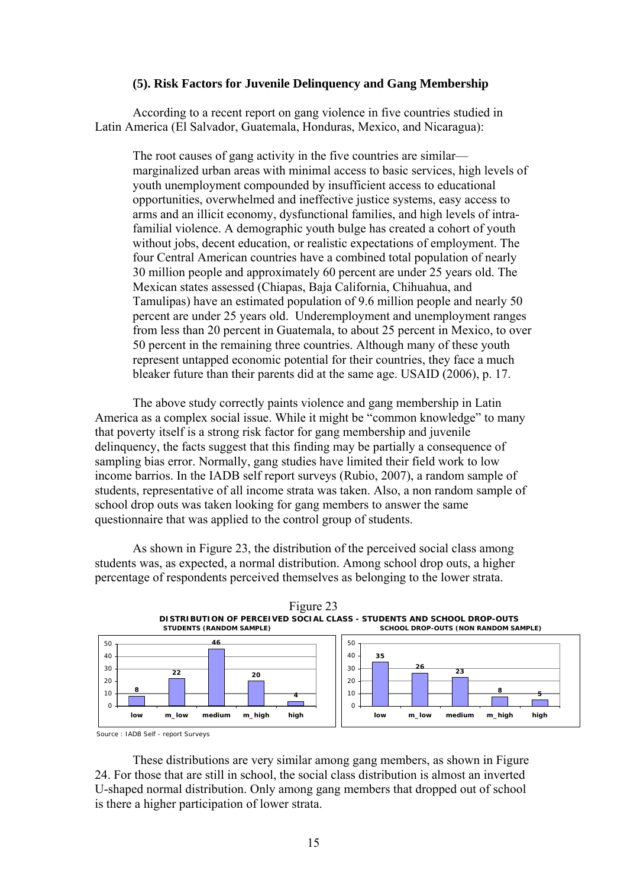### (5). Risk Factors for Juvenile Delinquency and Gang Membership

According to a recent report on gang violence in five countries studied in Latin America (El Salvador, Guatemala, Honduras, Mexico, and Nicaragua):

> The root causes of gang activity in the five countries are similar—marginalized urban areas with minimal access to basic services, high levels of youth unemployment compounded by insufficient access to educational opportunities, overwhelmed and ineffective justice systems, easy access to arms and an illicit economy, dysfunctional families, and high levels of intra-familial violence. A demographic youth bulge has created a cohort of youth without jobs, decent education, or realistic expectations of employment. The four Central American countries have a combined total population of nearly 30 million people and approximately 60 percent are under 25 years old. The Mexican states assessed (Chiapas, Baja California, Chihuahua, and Tamulipas) have an estimated population of 9.6 million people and nearly 50 percent are under 25 years old. Underemployment and unemployment ranges from less than 20 percent in Guatemala, to about 25 percent in Mexico, to over 50 percent in the remaining three countries. Although many of these youth represent untapped economic potential for their countries, they face a much bleaker future than their parents did at the same age. USAID (2006), p. 17.

The above study correctly paints violence and gang membership in Latin America as a complex social issue. While it might be "common knowledge" to many that poverty itself is a strong risk factor for gang membership and juvenile delinquency, the facts suggest that this finding may be partially a consequence of sampling bias error. Normally, gang studies have limited their field work to low income barrios. In the IADB self report surveys (Rubio, 2007), a random sample of students, representative of all income strata was taken. Also, a non random sample of school drop outs was taken looking for gang members to answer the same questionnaire that was applied to the control group of students.

As shown in Figure 23, the distribution of the perceived social class among students was, as expected, a normal distribution. Among school drop outs, a higher percentage of respondents perceived themselves as belonging to the lower strata.

Figure 23

**DISTRIBUTION OF PERCEIVED SOCIAL CLASS - STUDENTS AND SCHOOL DROP-OUTS**

| | low | m_low | medium | m_high | high |
|---|---|---|---|---|---|
| STUDENTS (RANDOM SAMPLE) | 8 | 22 | 46 | 20 | 4 |
| SCHOOL DROP-OUTS (NON RANDOM SAMPLE) | 35 | 26 | 23 | 8 | 5 |

Source : IADB Self - report Surveys

These distributions are very similar among gang members, as shown in Figure 24. For those that are still in school, the social class distribution is almost an inverted U-shaped normal distribution. Only among gang members that dropped out of school is there a higher participation of lower strata.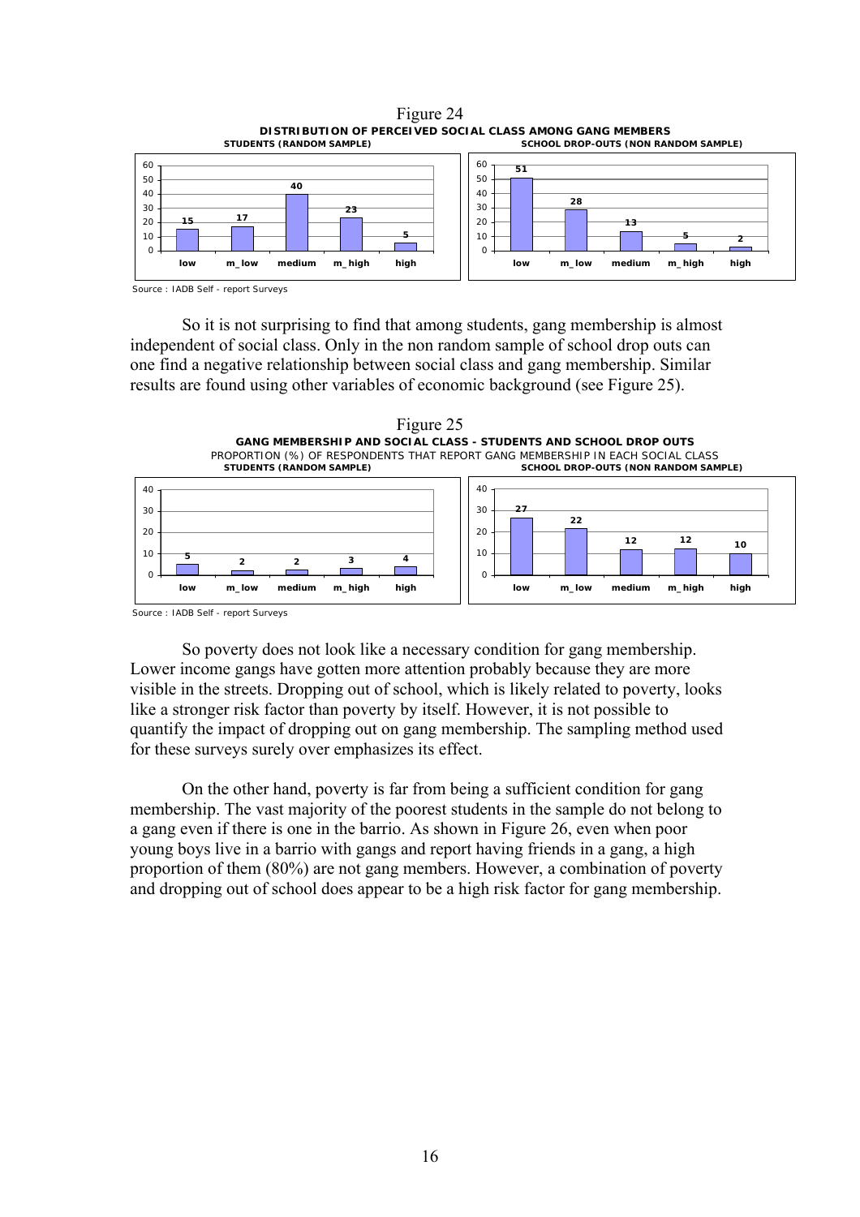Figure 24

**DISTRIBUTION OF PERCEIVED SOCIAL CLASS AMONG GANG MEMBERS**

**STUDENTS (RANDOM SAMPLE)**

| low | m_low | medium | m_high | high |
|---|---|---|---|---|
| 15 | 17 | 40 | 23 | 5 |

**SCHOOL DROP-OUTS (NON RANDOM SAMPLE)**

| low | m_low | medium | m_high | high |
|---|---|---|---|---|
| 51 | 28 | 13 | 5 | 2 |

Source : IADB Self - report Surveys

So it is not surprising to find that among students, gang membership is almost independent of social class. Only in the non random sample of school drop outs can one find a negative relationship between social class and gang membership. Similar results are found using other variables of economic background (see Figure 25).

Figure 25

**GANG MEMBERSHIP AND SOCIAL CLASS - STUDENTS AND SCHOOL DROP OUTS**

PROPORTION (%) OF RESPONDENTS THAT REPORT GANG MEMBERSHIP IN EACH SOCIAL CLASS

**STUDENTS (RANDOM SAMPLE)**

| low | m_low | medium | m_high | high |
|---|---|---|---|---|
| 5 | 2 | 2 | 3 | 4 |

**SCHOOL DROP-OUTS (NON RANDOM SAMPLE)**

| low | m_low | medium | m_high | high |
|---|---|---|---|---|
| 27 | 22 | 12 | 12 | 10 |

Source : IADB Self - report Surveys

So poverty does not look like a necessary condition for gang membership. Lower income gangs have gotten more attention probably because they are more visible in the streets. Dropping out of school, which is likely related to poverty, looks like a stronger risk factor than poverty by itself. However, it is not possible to quantify the impact of dropping out on gang membership. The sampling method used for these surveys surely over emphasizes its effect.

On the other hand, poverty is far from being a sufficient condition for gang membership. The vast majority of the poorest students in the sample do not belong to a gang even if there is one in the barrio. As shown in Figure 26, even when poor young boys live in a barrio with gangs and report having friends in a gang, a high proportion of them (80%) are not gang members. However, a combination of poverty and dropping out of school does appear to be a high risk factor for gang membership.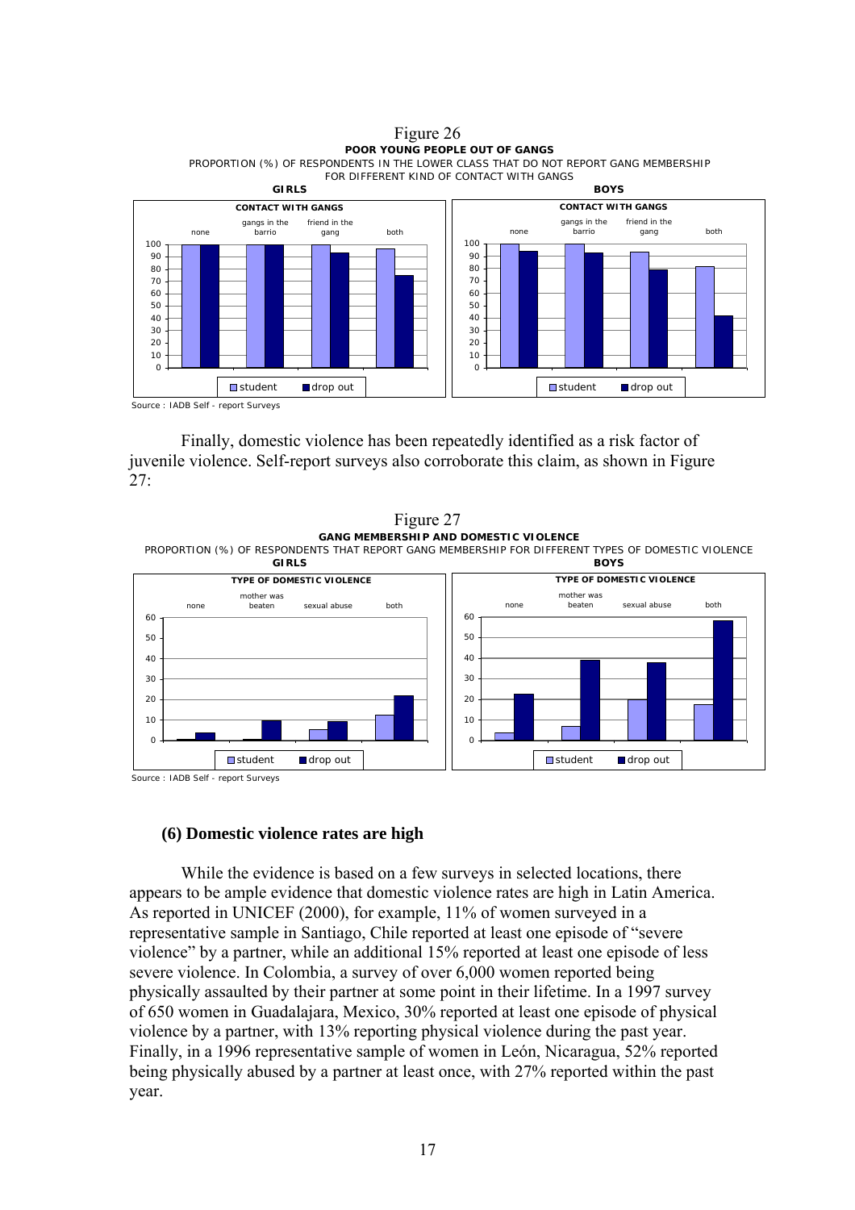Figure 26

**POOR YOUNG PEOPLE OUT OF GANGS**

PROPORTION (%) OF RESPONDENTS IN THE LOWER CLASS THAT DO NOT REPORT GANG MEMBERSHIP FOR DIFFERENT KIND OF CONTACT WITH GANGS

Source : IADB Self - report Surveys

Finally, domestic violence has been repeatedly identified as a risk factor of juvenile violence. Self-report surveys also corroborate this claim, as shown in Figure 27:

Figure 27

**GANG MEMBERSHIP AND DOMESTIC VIOLENCE**

PROPORTION (%) OF RESPONDENTS THAT REPORT GANG MEMBERSHIP FOR DIFFERENT TYPES OF DOMESTIC VIOLENCE

Source : IADB Self - report Surveys

### (6) Domestic violence rates are high

While the evidence is based on a few surveys in selected locations, there appears to be ample evidence that domestic violence rates are high in Latin America. As reported in UNICEF (2000), for example, 11% of women surveyed in a representative sample in Santiago, Chile reported at least one episode of "severe violence" by a partner, while an additional 15% reported at least one episode of less severe violence. In Colombia, a survey of over 6,000 women reported being physically assaulted by their partner at some point in their lifetime. In a 1997 survey of 650 women in Guadalajara, Mexico, 30% reported at least one episode of physical violence by a partner, with 13% reporting physical violence during the past year. Finally, in a 1996 representative sample of women in León, Nicaragua, 52% reported being physically abused by a partner at least once, with 27% reported within the past year.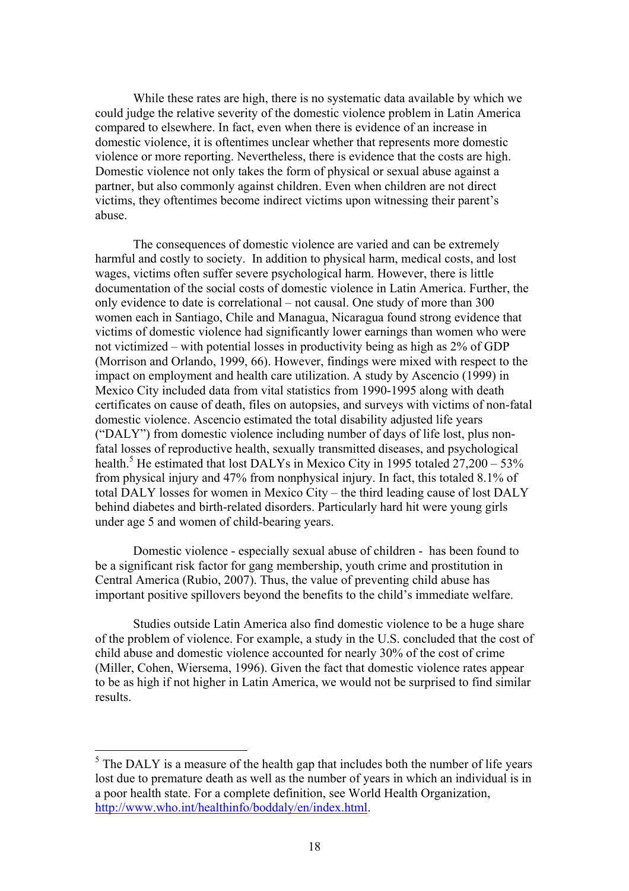While these rates are high, there is no systematic data available by which we could judge the relative severity of the domestic violence problem in Latin America compared to elsewhere. In fact, even when there is evidence of an increase in domestic violence, it is oftentimes unclear whether that represents more domestic violence or more reporting. Nevertheless, there is evidence that the costs are high. Domestic violence not only takes the form of physical or sexual abuse against a partner, but also commonly against children. Even when children are not direct victims, they oftentimes become indirect victims upon witnessing their parent's abuse.

The consequences of domestic violence are varied and can be extremely harmful and costly to society. In addition to physical harm, medical costs, and lost wages, victims often suffer severe psychological harm. However, there is little documentation of the social costs of domestic violence in Latin America. Further, the only evidence to date is correlational – not causal. One study of more than 300 women each in Santiago, Chile and Managua, Nicaragua found strong evidence that victims of domestic violence had significantly lower earnings than women who were not victimized – with potential losses in productivity being as high as 2% of GDP (Morrison and Orlando, 1999, 66). However, findings were mixed with respect to the impact on employment and health care utilization. A study by Ascencio (1999) in Mexico City included data from vital statistics from 1990-1995 along with death certificates on cause of death, files on autopsies, and surveys with victims of non-fatal domestic violence. Ascencio estimated the total disability adjusted life years ("DALY") from domestic violence including number of days of life lost, plus non-fatal losses of reproductive health, sexually transmitted diseases, and psychological health.[5] He estimated that lost DALYs in Mexico City in 1995 totaled 27,200 – 53% from physical injury and 47% from nonphysical injury. In fact, this totaled 8.1% of total DALY losses for women in Mexico City – the third leading cause of lost DALY behind diabetes and birth-related disorders. Particularly hard hit were young girls under age 5 and women of child-bearing years.

Domestic violence - especially sexual abuse of children - has been found to be a significant risk factor for gang membership, youth crime and prostitution in Central America (Rubio, 2007). Thus, the value of preventing child abuse has important positive spillovers beyond the benefits to the child's immediate welfare.

Studies outside Latin America also find domestic violence to be a huge share of the problem of violence. For example, a study in the U.S. concluded that the cost of child abuse and domestic violence accounted for nearly 30% of the cost of crime (Miller, Cohen, Wiersema, 1996). Given the fact that domestic violence rates appear to be as high if not higher in Latin America, we would not be surprised to find similar results.

---

[5] The DALY is a measure of the health gap that includes both the number of life years lost due to premature death as well as the number of years in which an individual is in a poor health state. For a complete definition, see World Health Organization, http://www.who.int/healthinfo/boddaly/en/index.html.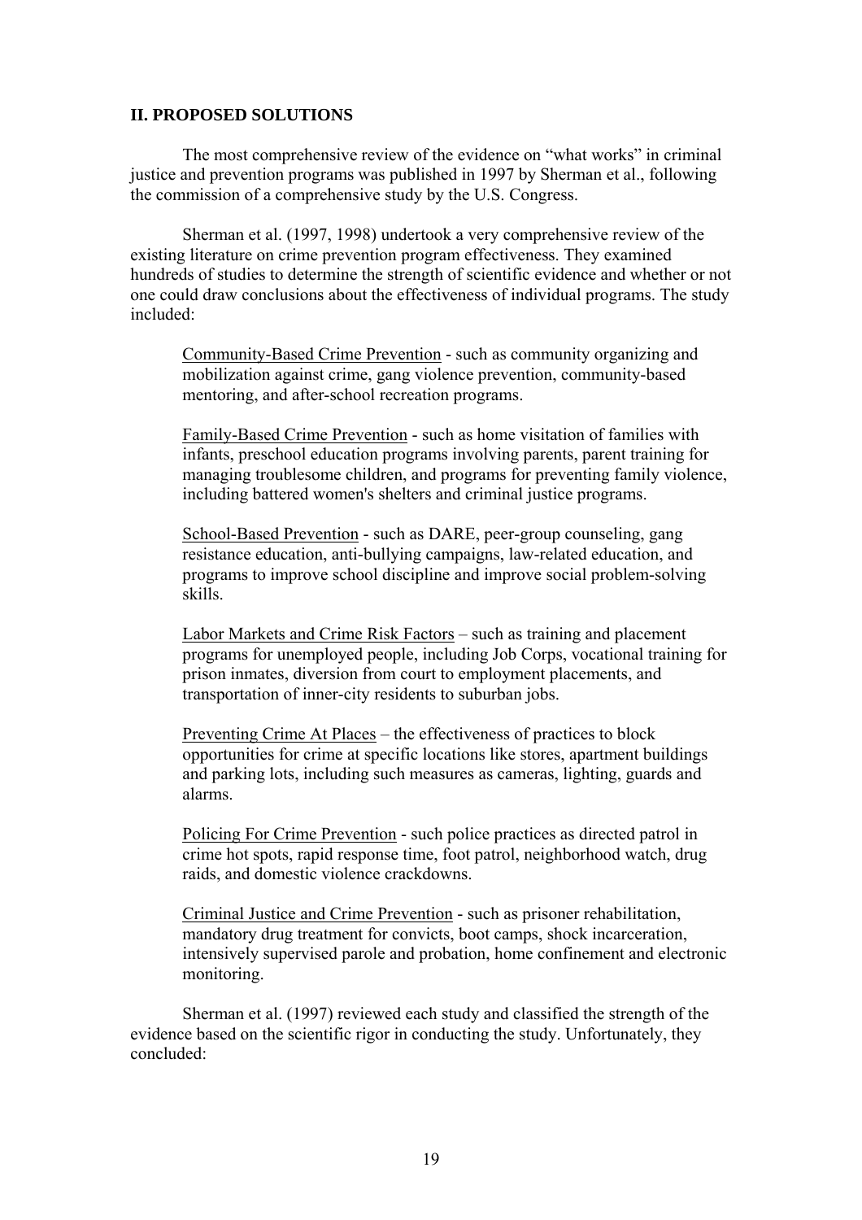## II. PROPOSED SOLUTIONS

The most comprehensive review of the evidence on "what works" in criminal justice and prevention programs was published in 1997 by Sherman et al., following the commission of a comprehensive study by the U.S. Congress.

Sherman et al. (1997, 1998) undertook a very comprehensive review of the existing literature on crime prevention program effectiveness. They examined hundreds of studies to determine the strength of scientific evidence and whether or not one could draw conclusions about the effectiveness of individual programs. The study included:

> <u>Community-Based Crime Prevention</u> - such as community organizing and mobilization against crime, gang violence prevention, community-based mentoring, and after-school recreation programs.
>
> <u>Family-Based Crime Prevention</u> - such as home visitation of families with infants, preschool education programs involving parents, parent training for managing troublesome children, and programs for preventing family violence, including battered women's shelters and criminal justice programs.
>
> <u>School-Based Prevention</u> - such as DARE, peer-group counseling, gang resistance education, anti-bullying campaigns, law-related education, and programs to improve school discipline and improve social problem-solving skills.
>
> <u>Labor Markets and Crime Risk Factors</u> – such as training and placement programs for unemployed people, including Job Corps, vocational training for prison inmates, diversion from court to employment placements, and transportation of inner-city residents to suburban jobs.
>
> <u>Preventing Crime At Places</u> – the effectiveness of practices to block opportunities for crime at specific locations like stores, apartment buildings and parking lots, including such measures as cameras, lighting, guards and alarms.
>
> <u>Policing For Crime Prevention</u> - such police practices as directed patrol in crime hot spots, rapid response time, foot patrol, neighborhood watch, drug raids, and domestic violence crackdowns.
>
> <u>Criminal Justice and Crime Prevention</u> - such as prisoner rehabilitation, mandatory drug treatment for convicts, boot camps, shock incarceration, intensively supervised parole and probation, home confinement and electronic monitoring.

Sherman et al. (1997) reviewed each study and classified the strength of the evidence based on the scientific rigor in conducting the study. Unfortunately, they concluded: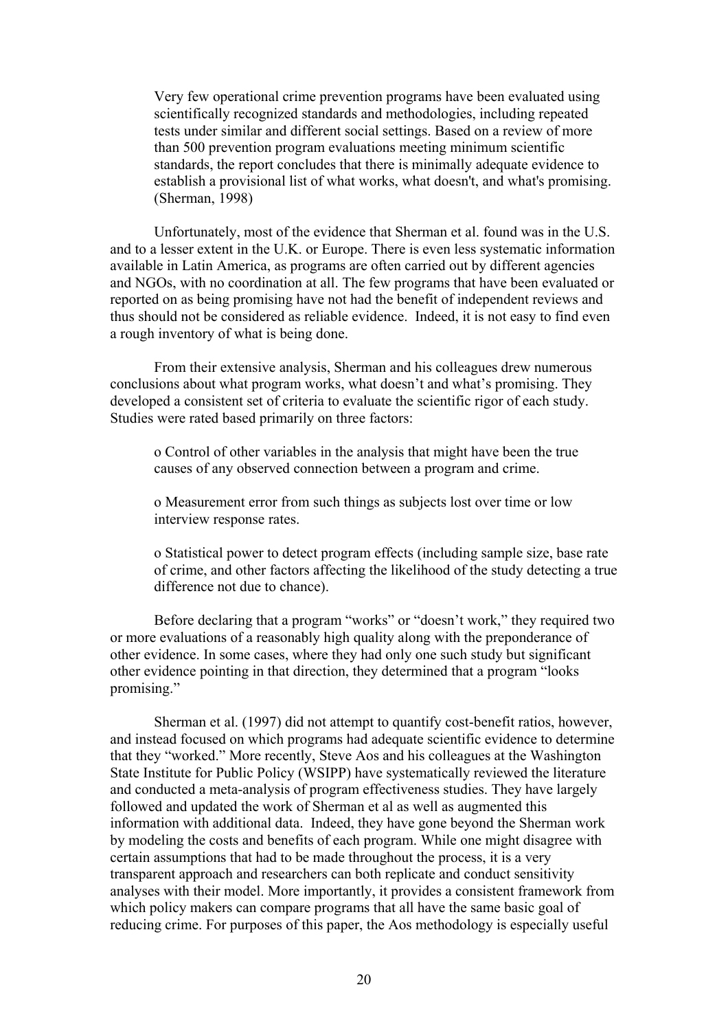> Very few operational crime prevention programs have been evaluated using scientifically recognized standards and methodologies, including repeated tests under similar and different social settings. Based on a review of more than 500 prevention program evaluations meeting minimum scientific standards, the report concludes that there is minimally adequate evidence to establish a provisional list of what works, what doesn't, and what's promising. (Sherman, 1998)

Unfortunately, most of the evidence that Sherman et al. found was in the U.S. and to a lesser extent in the U.K. or Europe. There is even less systematic information available in Latin America, as programs are often carried out by different agencies and NGOs, with no coordination at all. The few programs that have been evaluated or reported on as being promising have not had the benefit of independent reviews and thus should not be considered as reliable evidence. Indeed, it is not easy to find even a rough inventory of what is being done.

From their extensive analysis, Sherman and his colleagues drew numerous conclusions about what program works, what doesn't and what's promising. They developed a consistent set of criteria to evaluate the scientific rigor of each study. Studies were rated based primarily on three factors:

- Control of other variables in the analysis that might have been the true causes of any observed connection between a program and crime.
- Measurement error from such things as subjects lost over time or low interview response rates.
- Statistical power to detect program effects (including sample size, base rate of crime, and other factors affecting the likelihood of the study detecting a true difference not due to chance).

Before declaring that a program "works" or "doesn't work," they required two or more evaluations of a reasonably high quality along with the preponderance of other evidence. In some cases, where they had only one such study but significant other evidence pointing in that direction, they determined that a program "looks promising."

Sherman et al. (1997) did not attempt to quantify cost-benefit ratios, however, and instead focused on which programs had adequate scientific evidence to determine that they "worked." More recently, Steve Aos and his colleagues at the Washington State Institute for Public Policy (WSIPP) have systematically reviewed the literature and conducted a meta-analysis of program effectiveness studies. They have largely followed and updated the work of Sherman et al as well as augmented this information with additional data. Indeed, they have gone beyond the Sherman work by modeling the costs and benefits of each program. While one might disagree with certain assumptions that had to be made throughout the process, it is a very transparent approach and researchers can both replicate and conduct sensitivity analyses with their model. More importantly, it provides a consistent framework from which policy makers can compare programs that all have the same basic goal of reducing crime. For purposes of this paper, the Aos methodology is especially useful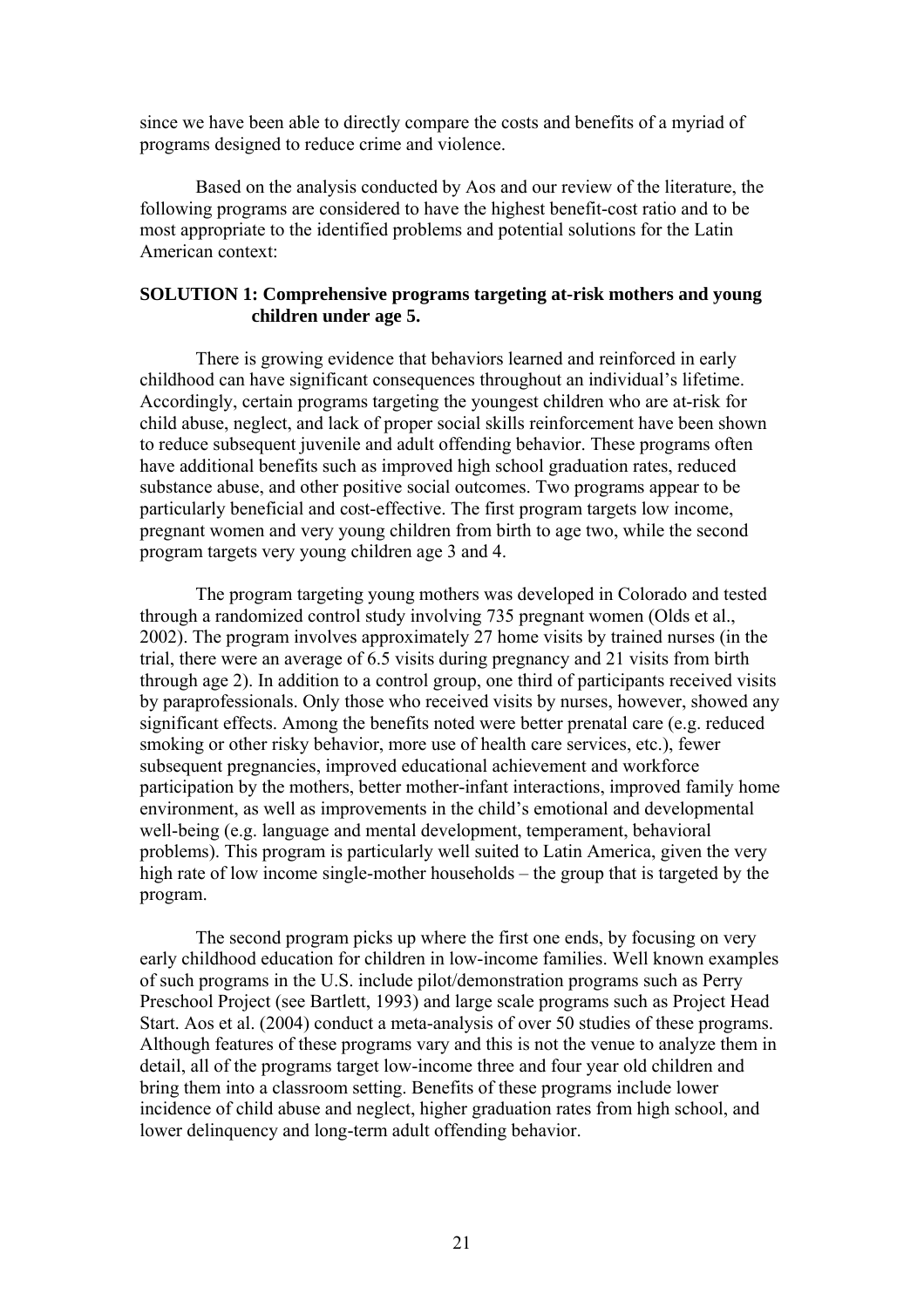since we have been able to directly compare the costs and benefits of a myriad of programs designed to reduce crime and violence.

Based on the analysis conducted by Aos and our review of the literature, the following programs are considered to have the highest benefit-cost ratio and to be most appropriate to the identified problems and potential solutions for the Latin American context:

### SOLUTION 1: Comprehensive programs targeting at-risk mothers and young children under age 5.

There is growing evidence that behaviors learned and reinforced in early childhood can have significant consequences throughout an individual's lifetime. Accordingly, certain programs targeting the youngest children who are at-risk for child abuse, neglect, and lack of proper social skills reinforcement have been shown to reduce subsequent juvenile and adult offending behavior. These programs often have additional benefits such as improved high school graduation rates, reduced substance abuse, and other positive social outcomes. Two programs appear to be particularly beneficial and cost-effective. The first program targets low income, pregnant women and very young children from birth to age two, while the second program targets very young children age 3 and 4.

The program targeting young mothers was developed in Colorado and tested through a randomized control study involving 735 pregnant women (Olds et al., 2002). The program involves approximately 27 home visits by trained nurses (in the trial, there were an average of 6.5 visits during pregnancy and 21 visits from birth through age 2). In addition to a control group, one third of participants received visits by paraprofessionals. Only those who received visits by nurses, however, showed any significant effects. Among the benefits noted were better prenatal care (e.g. reduced smoking or other risky behavior, more use of health care services, etc.), fewer subsequent pregnancies, improved educational achievement and workforce participation by the mothers, better mother-infant interactions, improved family home environment, as well as improvements in the child's emotional and developmental well-being (e.g. language and mental development, temperament, behavioral problems). This program is particularly well suited to Latin America, given the very high rate of low income single-mother households – the group that is targeted by the program.

The second program picks up where the first one ends, by focusing on very early childhood education for children in low-income families. Well known examples of such programs in the U.S. include pilot/demonstration programs such as Perry Preschool Project (see Bartlett, 1993) and large scale programs such as Project Head Start. Aos et al. (2004) conduct a meta-analysis of over 50 studies of these programs. Although features of these programs vary and this is not the venue to analyze them in detail, all of the programs target low-income three and four year old children and bring them into a classroom setting. Benefits of these programs include lower incidence of child abuse and neglect, higher graduation rates from high school, and lower delinquency and long-term adult offending behavior.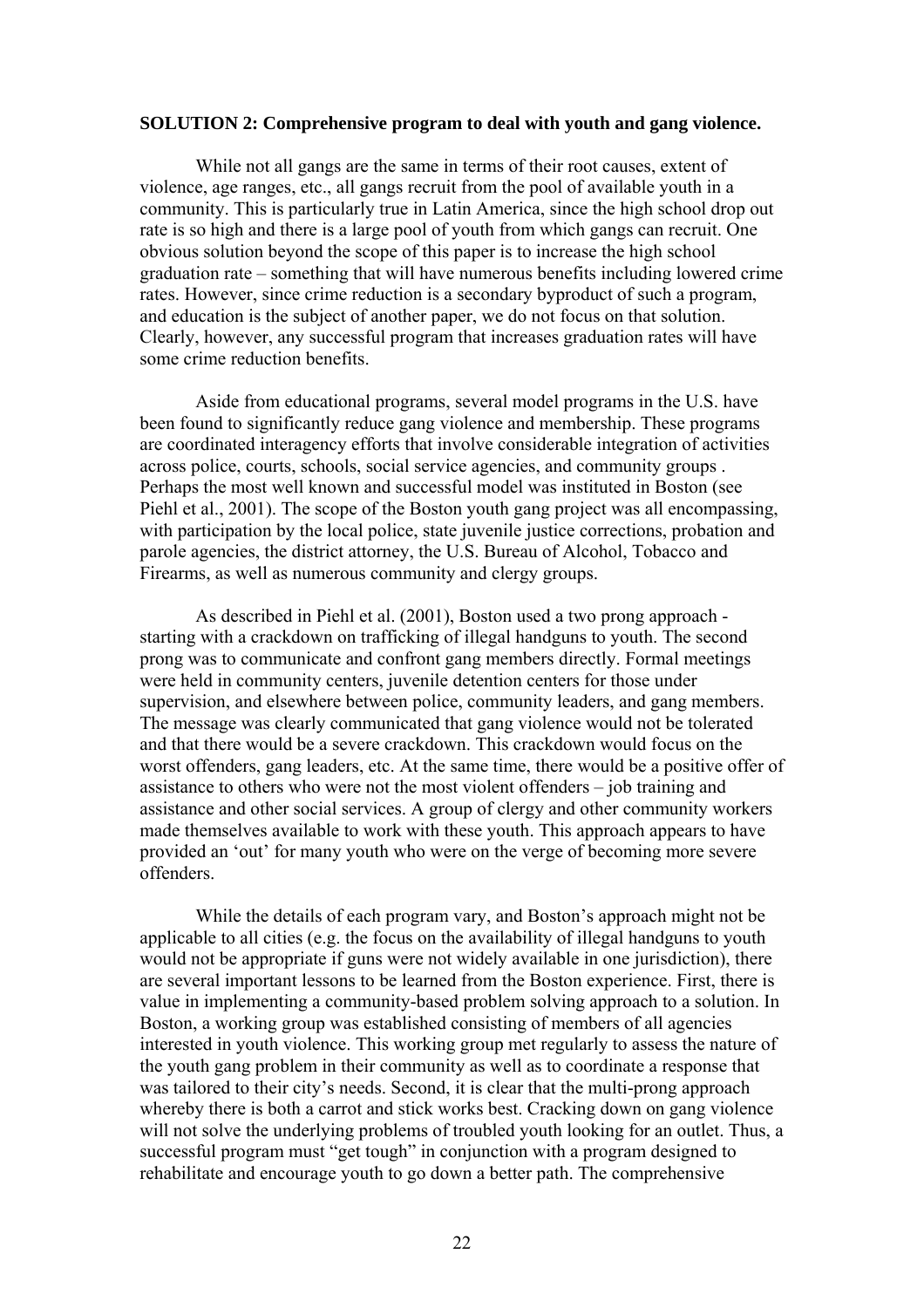**SOLUTION 2: Comprehensive program to deal with youth and gang violence.**

While not all gangs are the same in terms of their root causes, extent of violence, age ranges, etc., all gangs recruit from the pool of available youth in a community. This is particularly true in Latin America, since the high school drop out rate is so high and there is a large pool of youth from which gangs can recruit. One obvious solution beyond the scope of this paper is to increase the high school graduation rate – something that will have numerous benefits including lowered crime rates. However, since crime reduction is a secondary byproduct of such a program, and education is the subject of another paper, we do not focus on that solution. Clearly, however, any successful program that increases graduation rates will have some crime reduction benefits.

Aside from educational programs, several model programs in the U.S. have been found to significantly reduce gang violence and membership. These programs are coordinated interagency efforts that involve considerable integration of activities across police, courts, schools, social service agencies, and community groups . Perhaps the most well known and successful model was instituted in Boston (see Piehl et al., 2001). The scope of the Boston youth gang project was all encompassing, with participation by the local police, state juvenile justice corrections, probation and parole agencies, the district attorney, the U.S. Bureau of Alcohol, Tobacco and Firearms, as well as numerous community and clergy groups.

As described in Piehl et al. (2001), Boston used a two prong approach - starting with a crackdown on trafficking of illegal handguns to youth. The second prong was to communicate and confront gang members directly. Formal meetings were held in community centers, juvenile detention centers for those under supervision, and elsewhere between police, community leaders, and gang members. The message was clearly communicated that gang violence would not be tolerated and that there would be a severe crackdown. This crackdown would focus on the worst offenders, gang leaders, etc. At the same time, there would be a positive offer of assistance to others who were not the most violent offenders – job training and assistance and other social services. A group of clergy and other community workers made themselves available to work with these youth. This approach appears to have provided an 'out' for many youth who were on the verge of becoming more severe offenders.

While the details of each program vary, and Boston's approach might not be applicable to all cities (e.g. the focus on the availability of illegal handguns to youth would not be appropriate if guns were not widely available in one jurisdiction), there are several important lessons to be learned from the Boston experience. First, there is value in implementing a community-based problem solving approach to a solution. In Boston, a working group was established consisting of members of all agencies interested in youth violence. This working group met regularly to assess the nature of the youth gang problem in their community as well as to coordinate a response that was tailored to their city's needs. Second, it is clear that the multi-prong approach whereby there is both a carrot and stick works best. Cracking down on gang violence will not solve the underlying problems of troubled youth looking for an outlet. Thus, a successful program must "get tough" in conjunction with a program designed to rehabilitate and encourage youth to go down a better path. The comprehensive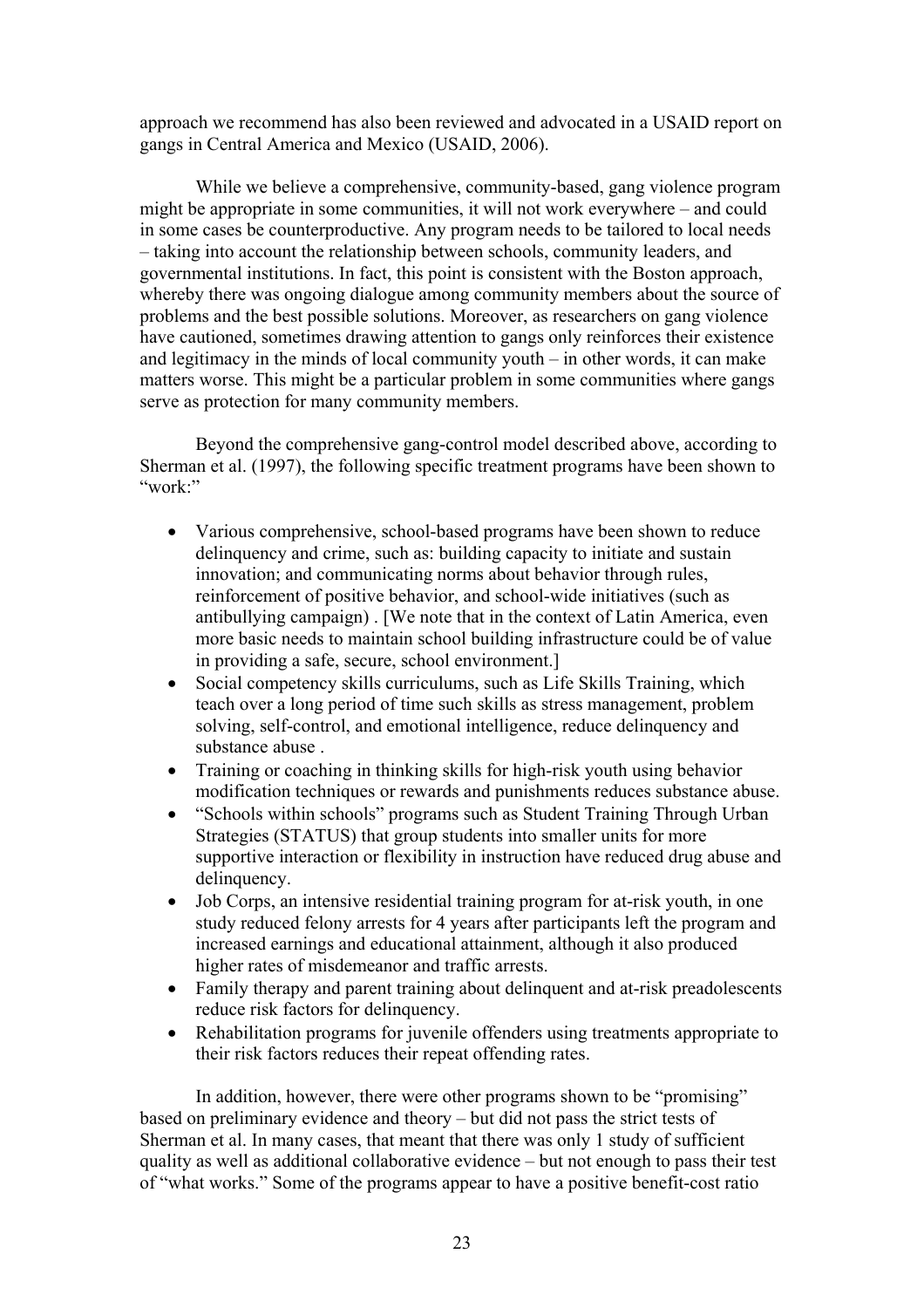approach we recommend has also been reviewed and advocated in a USAID report on gangs in Central America and Mexico (USAID, 2006).

While we believe a comprehensive, community-based, gang violence program might be appropriate in some communities, it will not work everywhere – and could in some cases be counterproductive. Any program needs to be tailored to local needs – taking into account the relationship between schools, community leaders, and governmental institutions. In fact, this point is consistent with the Boston approach, whereby there was ongoing dialogue among community members about the source of problems and the best possible solutions. Moreover, as researchers on gang violence have cautioned, sometimes drawing attention to gangs only reinforces their existence and legitimacy in the minds of local community youth – in other words, it can make matters worse. This might be a particular problem in some communities where gangs serve as protection for many community members.

Beyond the comprehensive gang-control model described above, according to Sherman et al. (1997), the following specific treatment programs have been shown to "work:"

- Various comprehensive, school-based programs have been shown to reduce delinquency and crime, such as: building capacity to initiate and sustain innovation; and communicating norms about behavior through rules, reinforcement of positive behavior, and school-wide initiatives (such as antibullying campaign) . [We note that in the context of Latin America, even more basic needs to maintain school building infrastructure could be of value in providing a safe, secure, school environment.]
- Social competency skills curriculums, such as Life Skills Training, which teach over a long period of time such skills as stress management, problem solving, self-control, and emotional intelligence, reduce delinquency and substance abuse .
- Training or coaching in thinking skills for high-risk youth using behavior modification techniques or rewards and punishments reduces substance abuse.
- "Schools within schools" programs such as Student Training Through Urban Strategies (STATUS) that group students into smaller units for more supportive interaction or flexibility in instruction have reduced drug abuse and delinquency.
- Job Corps, an intensive residential training program for at-risk youth, in one study reduced felony arrests for 4 years after participants left the program and increased earnings and educational attainment, although it also produced higher rates of misdemeanor and traffic arrests.
- Family therapy and parent training about delinquent and at-risk preadolescents reduce risk factors for delinquency.
- Rehabilitation programs for juvenile offenders using treatments appropriate to their risk factors reduces their repeat offending rates.

In addition, however, there were other programs shown to be "promising" based on preliminary evidence and theory – but did not pass the strict tests of Sherman et al. In many cases, that meant that there was only 1 study of sufficient quality as well as additional collaborative evidence – but not enough to pass their test of "what works." Some of the programs appear to have a positive benefit-cost ratio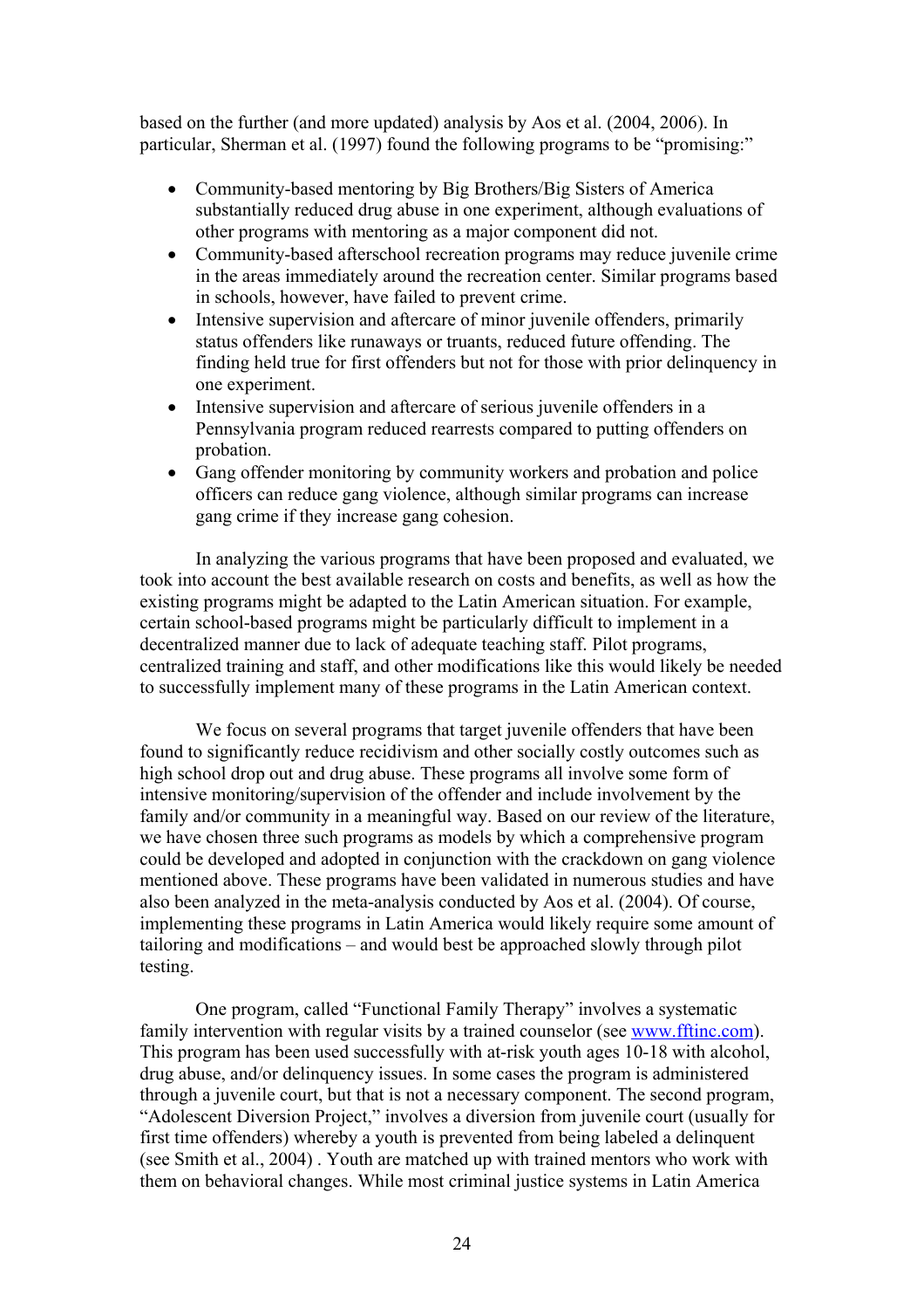based on the further (and more updated) analysis by Aos et al. (2004, 2006). In particular, Sherman et al. (1997) found the following programs to be "promising:"

- Community-based mentoring by Big Brothers/Big Sisters of America substantially reduced drug abuse in one experiment, although evaluations of other programs with mentoring as a major component did not.
- Community-based afterschool recreation programs may reduce juvenile crime in the areas immediately around the recreation center. Similar programs based in schools, however, have failed to prevent crime.
- Intensive supervision and aftercare of minor juvenile offenders, primarily status offenders like runaways or truants, reduced future offending. The finding held true for first offenders but not for those with prior delinquency in one experiment.
- Intensive supervision and aftercare of serious juvenile offenders in a Pennsylvania program reduced rearrests compared to putting offenders on probation.
- Gang offender monitoring by community workers and probation and police officers can reduce gang violence, although similar programs can increase gang crime if they increase gang cohesion.

In analyzing the various programs that have been proposed and evaluated, we took into account the best available research on costs and benefits, as well as how the existing programs might be adapted to the Latin American situation. For example, certain school-based programs might be particularly difficult to implement in a decentralized manner due to lack of adequate teaching staff. Pilot programs, centralized training and staff, and other modifications like this would likely be needed to successfully implement many of these programs in the Latin American context.

We focus on several programs that target juvenile offenders that have been found to significantly reduce recidivism and other socially costly outcomes such as high school drop out and drug abuse. These programs all involve some form of intensive monitoring/supervision of the offender and include involvement by the family and/or community in a meaningful way. Based on our review of the literature, we have chosen three such programs as models by which a comprehensive program could be developed and adopted in conjunction with the crackdown on gang violence mentioned above. These programs have been validated in numerous studies and have also been analyzed in the meta-analysis conducted by Aos et al. (2004). Of course, implementing these programs in Latin America would likely require some amount of tailoring and modifications – and would best be approached slowly through pilot testing.

One program, called "Functional Family Therapy" involves a systematic family intervention with regular visits by a trained counselor (see www.fftinc.com). This program has been used successfully with at-risk youth ages 10-18 with alcohol, drug abuse, and/or delinquency issues. In some cases the program is administered through a juvenile court, but that is not a necessary component. The second program, "Adolescent Diversion Project," involves a diversion from juvenile court (usually for first time offenders) whereby a youth is prevented from being labeled a delinquent (see Smith et al., 2004) . Youth are matched up with trained mentors who work with them on behavioral changes. While most criminal justice systems in Latin America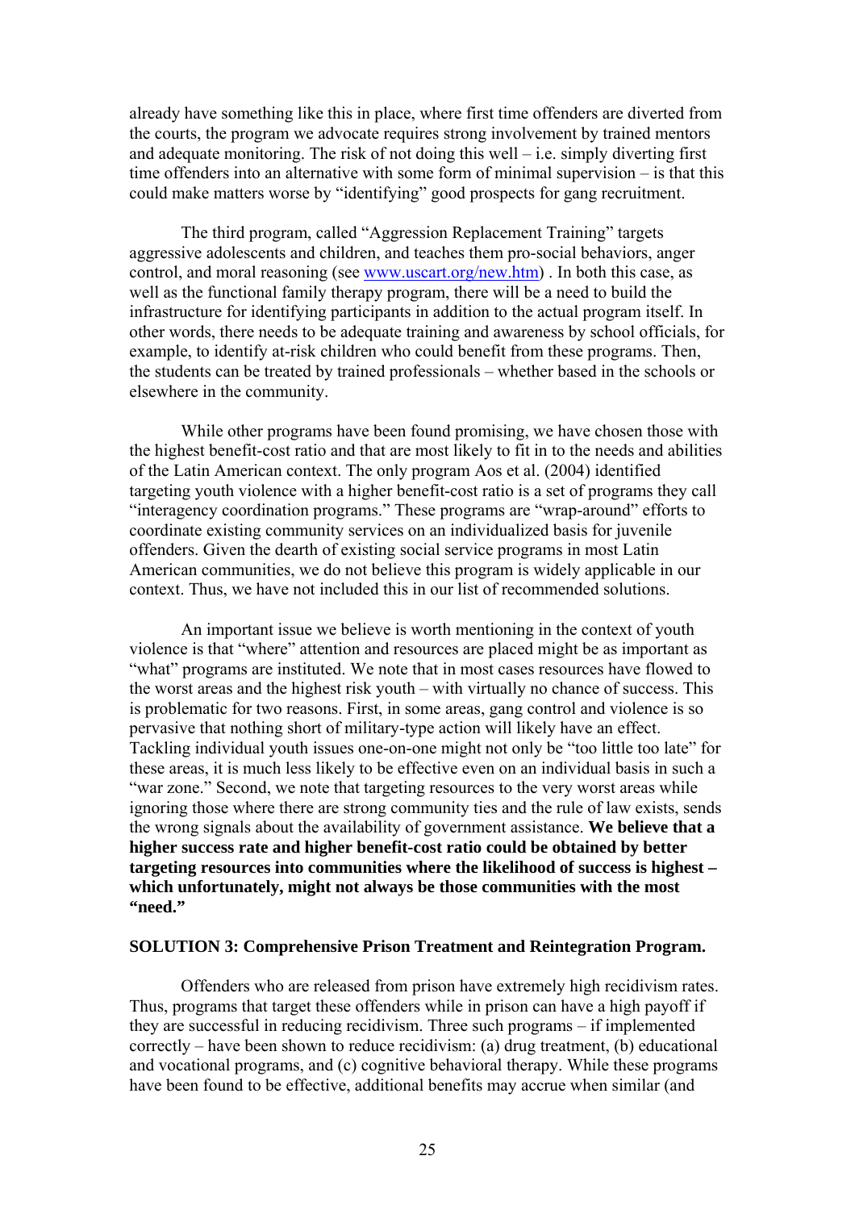already have something like this in place, where first time offenders are diverted from the courts, the program we advocate requires strong involvement by trained mentors and adequate monitoring. The risk of not doing this well – i.e. simply diverting first time offenders into an alternative with some form of minimal supervision – is that this could make matters worse by "identifying" good prospects for gang recruitment.

The third program, called "Aggression Replacement Training" targets aggressive adolescents and children, and teaches them pro-social behaviors, anger control, and moral reasoning (see [www.uscart.org/new.htm](www.uscart.org/new.htm)) . In both this case, as well as the functional family therapy program, there will be a need to build the infrastructure for identifying participants in addition to the actual program itself. In other words, there needs to be adequate training and awareness by school officials, for example, to identify at-risk children who could benefit from these programs. Then, the students can be treated by trained professionals – whether based in the schools or elsewhere in the community.

While other programs have been found promising, we have chosen those with the highest benefit-cost ratio and that are most likely to fit in to the needs and abilities of the Latin American context. The only program Aos et al. (2004) identified targeting youth violence with a higher benefit-cost ratio is a set of programs they call "interagency coordination programs." These programs are "wrap-around" efforts to coordinate existing community services on an individualized basis for juvenile offenders. Given the dearth of existing social service programs in most Latin American communities, we do not believe this program is widely applicable in our context. Thus, we have not included this in our list of recommended solutions.

An important issue we believe is worth mentioning in the context of youth violence is that "where" attention and resources are placed might be as important as "what" programs are instituted. We note that in most cases resources have flowed to the worst areas and the highest risk youth – with virtually no chance of success. This is problematic for two reasons. First, in some areas, gang control and violence is so pervasive that nothing short of military-type action will likely have an effect. Tackling individual youth issues one-on-one might not only be "too little too late" for these areas, it is much less likely to be effective even on an individual basis in such a "war zone." Second, we note that targeting resources to the very worst areas while ignoring those where there are strong community ties and the rule of law exists, sends the wrong signals about the availability of government assistance. **We believe that a higher success rate and higher benefit-cost ratio could be obtained by better targeting resources into communities where the likelihood of success is highest – which unfortunately, might not always be those communities with the most "need."**

**SOLUTION 3: Comprehensive Prison Treatment and Reintegration Program.**

Offenders who are released from prison have extremely high recidivism rates. Thus, programs that target these offenders while in prison can have a high payoff if they are successful in reducing recidivism. Three such programs – if implemented correctly – have been shown to reduce recidivism: (a) drug treatment, (b) educational and vocational programs, and (c) cognitive behavioral therapy. While these programs have been found to be effective, additional benefits may accrue when similar (and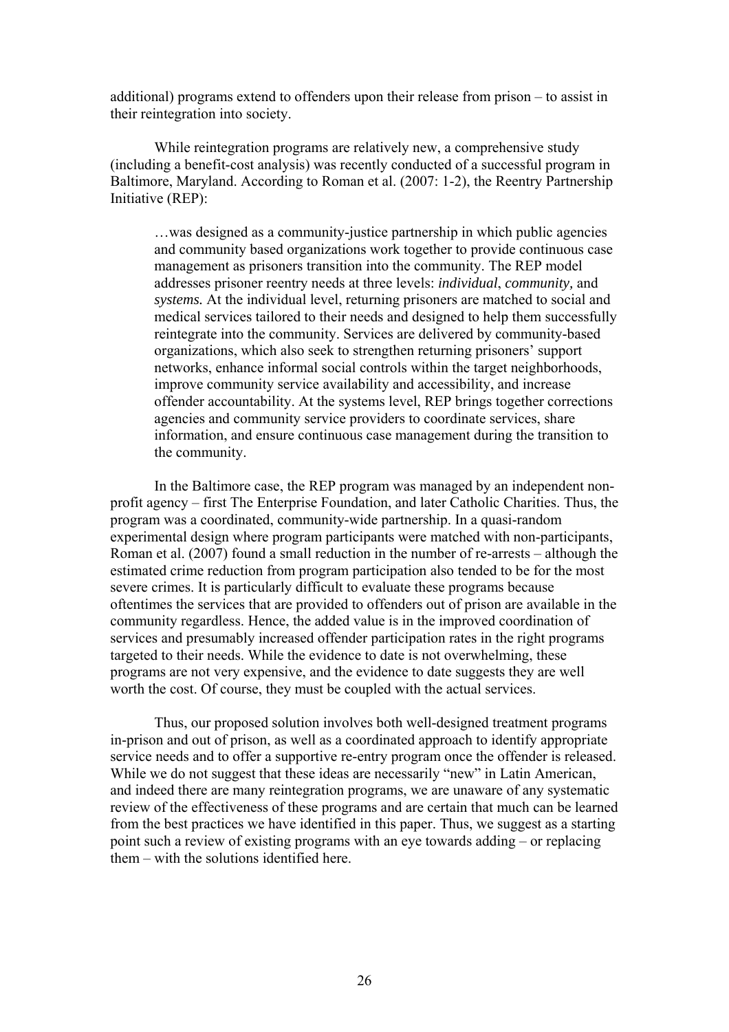additional) programs extend to offenders upon their release from prison – to assist in their reintegration into society.

While reintegration programs are relatively new, a comprehensive study (including a benefit-cost analysis) was recently conducted of a successful program in Baltimore, Maryland. According to Roman et al. (2007: 1-2), the Reentry Partnership Initiative (REP):

> …was designed as a community-justice partnership in which public agencies and community based organizations work together to provide continuous case management as prisoners transition into the community. The REP model addresses prisoner reentry needs at three levels: *individual*, *community,* and *systems.* At the individual level, returning prisoners are matched to social and medical services tailored to their needs and designed to help them successfully reintegrate into the community. Services are delivered by community-based organizations, which also seek to strengthen returning prisoners' support networks, enhance informal social controls within the target neighborhoods, improve community service availability and accessibility, and increase offender accountability. At the systems level, REP brings together corrections agencies and community service providers to coordinate services, share information, and ensure continuous case management during the transition to the community.

In the Baltimore case, the REP program was managed by an independent non-profit agency – first The Enterprise Foundation, and later Catholic Charities. Thus, the program was a coordinated, community-wide partnership. In a quasi-random experimental design where program participants were matched with non-participants, Roman et al. (2007) found a small reduction in the number of re-arrests – although the estimated crime reduction from program participation also tended to be for the most severe crimes. It is particularly difficult to evaluate these programs because oftentimes the services that are provided to offenders out of prison are available in the community regardless. Hence, the added value is in the improved coordination of services and presumably increased offender participation rates in the right programs targeted to their needs. While the evidence to date is not overwhelming, these programs are not very expensive, and the evidence to date suggests they are well worth the cost. Of course, they must be coupled with the actual services.

Thus, our proposed solution involves both well-designed treatment programs in-prison and out of prison, as well as a coordinated approach to identify appropriate service needs and to offer a supportive re-entry program once the offender is released. While we do not suggest that these ideas are necessarily "new" in Latin American, and indeed there are many reintegration programs, we are unaware of any systematic review of the effectiveness of these programs and are certain that much can be learned from the best practices we have identified in this paper. Thus, we suggest as a starting point such a review of existing programs with an eye towards adding – or replacing them – with the solutions identified here.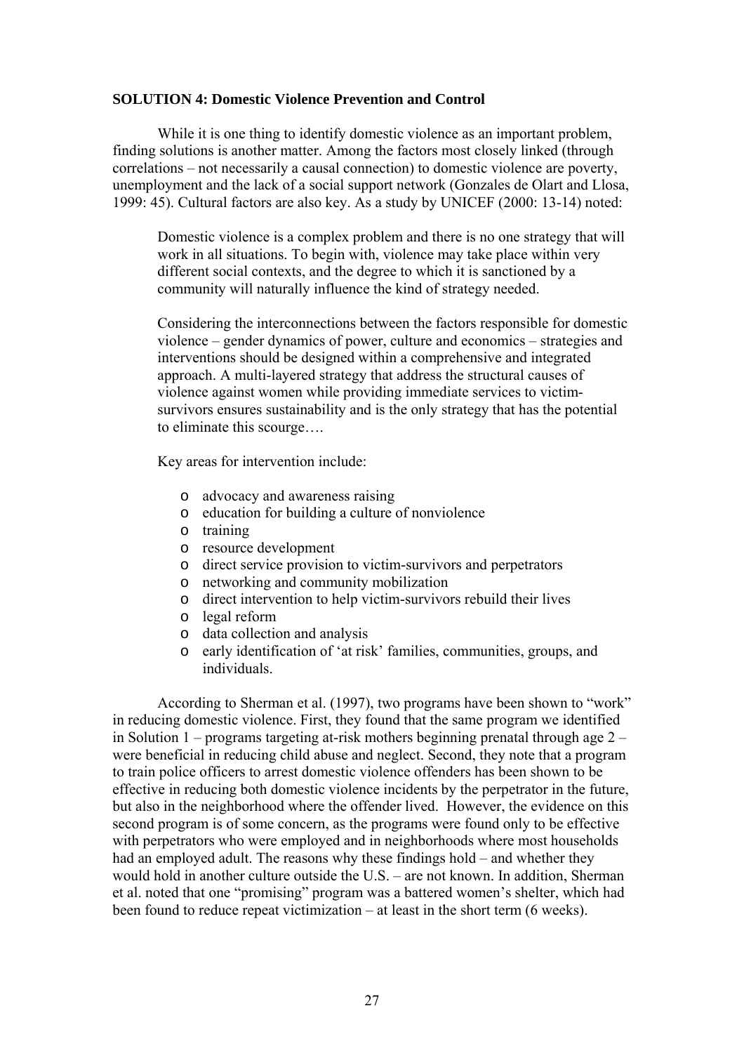**SOLUTION 4: Domestic Violence Prevention and Control**

While it is one thing to identify domestic violence as an important problem, finding solutions is another matter. Among the factors most closely linked (through correlations – not necessarily a causal connection) to domestic violence are poverty, unemployment and the lack of a social support network (Gonzales de Olart and Llosa, 1999: 45). Cultural factors are also key. As a study by UNICEF (2000: 13-14) noted:

> Domestic violence is a complex problem and there is no one strategy that will work in all situations. To begin with, violence may take place within very different social contexts, and the degree to which it is sanctioned by a community will naturally influence the kind of strategy needed.
>
> Considering the interconnections between the factors responsible for domestic violence – gender dynamics of power, culture and economics – strategies and interventions should be designed within a comprehensive and integrated approach. A multi-layered strategy that address the structural causes of violence against women while providing immediate services to victim-survivors ensures sustainability and is the only strategy that has the potential to eliminate this scourge….
>
> Key areas for intervention include:
>
> - advocacy and awareness raising
> - education for building a culture of nonviolence
> - training
> - resource development
> - direct service provision to victim-survivors and perpetrators
> - networking and community mobilization
> - direct intervention to help victim-survivors rebuild their lives
> - legal reform
> - data collection and analysis
> - early identification of 'at risk' families, communities, groups, and individuals.

According to Sherman et al. (1997), two programs have been shown to "work" in reducing domestic violence. First, they found that the same program we identified in Solution 1 – programs targeting at-risk mothers beginning prenatal through age 2 – were beneficial in reducing child abuse and neglect. Second, they note that a program to train police officers to arrest domestic violence offenders has been shown to be effective in reducing both domestic violence incidents by the perpetrator in the future, but also in the neighborhood where the offender lived. However, the evidence on this second program is of some concern, as the programs were found only to be effective with perpetrators who were employed and in neighborhoods where most households had an employed adult. The reasons why these findings hold – and whether they would hold in another culture outside the U.S. – are not known. In addition, Sherman et al. noted that one "promising" program was a battered women's shelter, which had been found to reduce repeat victimization – at least in the short term (6 weeks).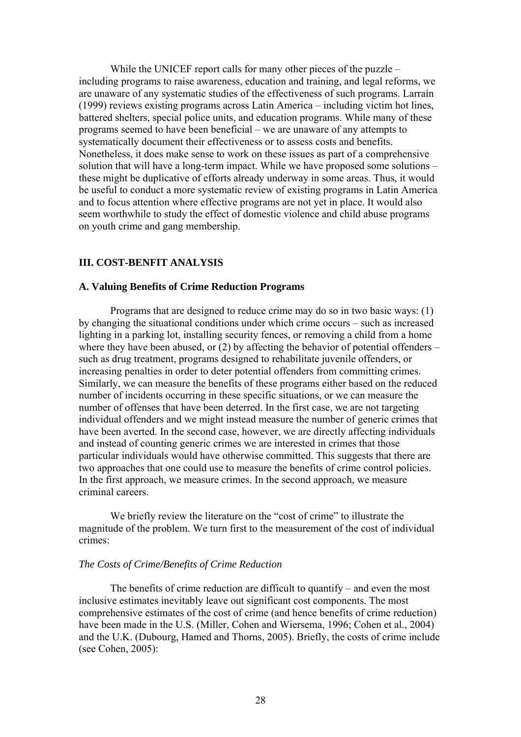While the UNICEF report calls for many other pieces of the puzzle – including programs to raise awareness, education and training, and legal reforms, we are unaware of any systematic studies of the effectiveness of such programs. Larraín (1999) reviews existing programs across Latin America – including victim hot lines, battered shelters, special police units, and education programs. While many of these programs seemed to have been beneficial – we are unaware of any attempts to systematically document their effectiveness or to assess costs and benefits. Nonetheless, it does make sense to work on these issues as part of a comprehensive solution that will have a long-term impact. While we have proposed some solutions – these might be duplicative of efforts already underway in some areas. Thus, it would be useful to conduct a more systematic review of existing programs in Latin America and to focus attention where effective programs are not yet in place. It would also seem worthwhile to study the effect of domestic violence and child abuse programs on youth crime and gang membership.

## III. COST-BENFIT ANALYSIS

### A. Valuing Benefits of Crime Reduction Programs

Programs that are designed to reduce crime may do so in two basic ways: (1) by changing the situational conditions under which crime occurs – such as increased lighting in a parking lot, installing security fences, or removing a child from a home where they have been abused, or (2) by affecting the behavior of potential offenders – such as drug treatment, programs designed to rehabilitate juvenile offenders, or increasing penalties in order to deter potential offenders from committing crimes. Similarly, we can measure the benefits of these programs either based on the reduced number of incidents occurring in these specific situations, or we can measure the number of offenses that have been deterred. In the first case, we are not targeting individual offenders and we might instead measure the number of generic crimes that have been averted. In the second case, however, we are directly affecting individuals and instead of counting generic crimes we are interested in crimes that those particular individuals would have otherwise committed. This suggests that there are two approaches that one could use to measure the benefits of crime control policies. In the first approach, we measure crimes. In the second approach, we measure criminal careers.

We briefly review the literature on the "cost of crime" to illustrate the magnitude of the problem. We turn first to the measurement of the cost of individual crimes:

*The Costs of Crime/Benefits of Crime Reduction*

The benefits of crime reduction are difficult to quantify – and even the most inclusive estimates inevitably leave out significant cost components. The most comprehensive estimates of the cost of crime (and hence benefits of crime reduction) have been made in the U.S. (Miller, Cohen and Wiersema, 1996; Cohen et al., 2004) and the U.K. (Dubourg, Hamed and Thorns, 2005). Briefly, the costs of crime include (see Cohen, 2005):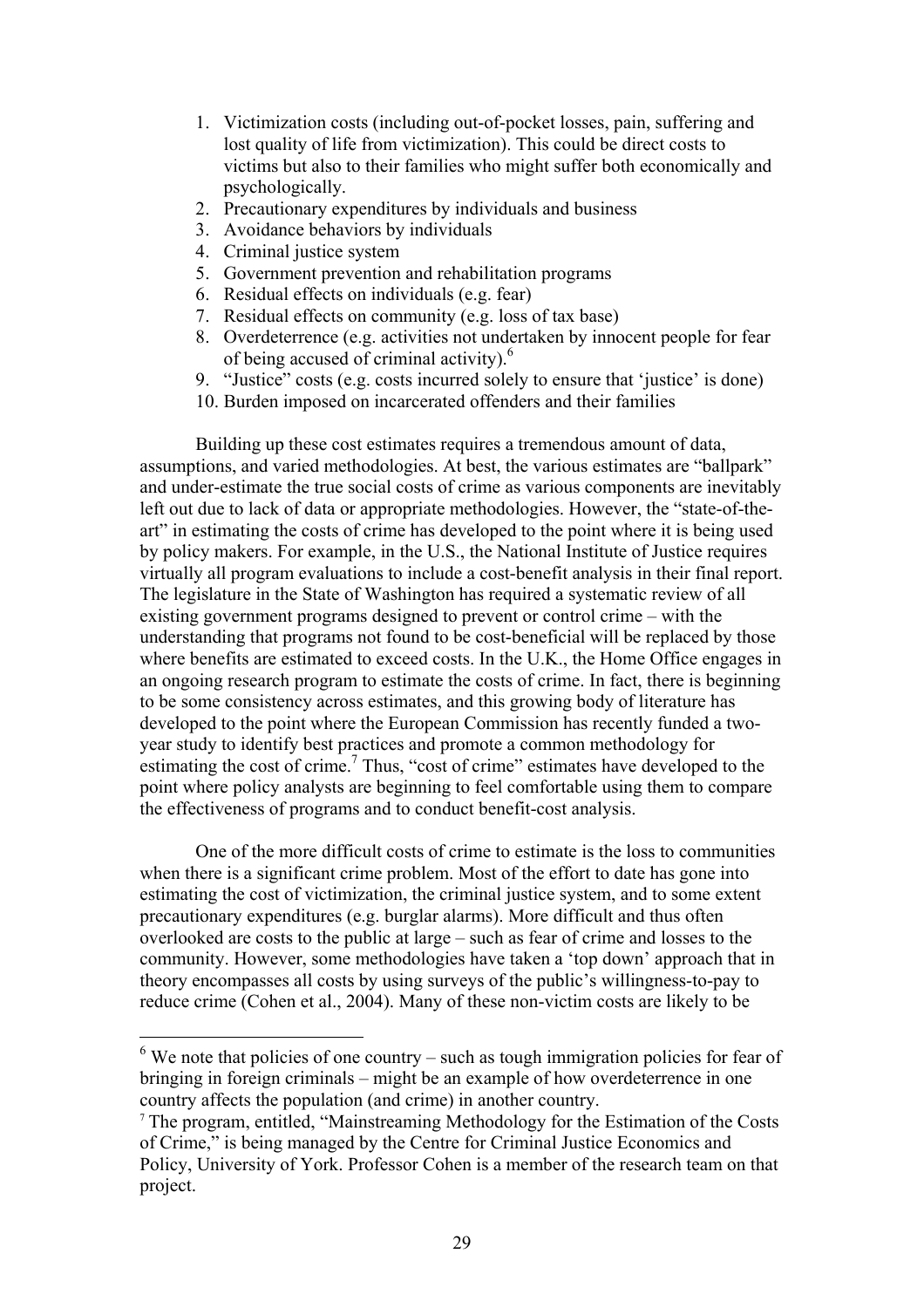1. Victimization costs (including out-of-pocket losses, pain, suffering and lost quality of life from victimization). This could be direct costs to victims but also to their families who might suffer both economically and psychologically.
2. Precautionary expenditures by individuals and business
3. Avoidance behaviors by individuals
4. Criminal justice system
5. Government prevention and rehabilitation programs
6. Residual effects on individuals (e.g. fear)
7. Residual effects on community (e.g. loss of tax base)
8. Overdeterrence (e.g. activities not undertaken by innocent people for fear of being accused of criminal activity).[6]
9. "Justice" costs (e.g. costs incurred solely to ensure that 'justice' is done)
10. Burden imposed on incarcerated offenders and their families

Building up these cost estimates requires a tremendous amount of data, assumptions, and varied methodologies. At best, the various estimates are "ballpark" and under-estimate the true social costs of crime as various components are inevitably left out due to lack of data or appropriate methodologies. However, the "state-of-the-art" in estimating the costs of crime has developed to the point where it is being used by policy makers. For example, in the U.S., the National Institute of Justice requires virtually all program evaluations to include a cost-benefit analysis in their final report. The legislature in the State of Washington has required a systematic review of all existing government programs designed to prevent or control crime – with the understanding that programs not found to be cost-beneficial will be replaced by those where benefits are estimated to exceed costs. In the U.K., the Home Office engages in an ongoing research program to estimate the costs of crime. In fact, there is beginning to be some consistency across estimates, and this growing body of literature has developed to the point where the European Commission has recently funded a two-year study to identify best practices and promote a common methodology for estimating the cost of crime.[7] Thus, "cost of crime" estimates have developed to the point where policy analysts are beginning to feel comfortable using them to compare the effectiveness of programs and to conduct benefit-cost analysis.

One of the more difficult costs of crime to estimate is the loss to communities when there is a significant crime problem. Most of the effort to date has gone into estimating the cost of victimization, the criminal justice system, and to some extent precautionary expenditures (e.g. burglar alarms). More difficult and thus often overlooked are costs to the public at large – such as fear of crime and losses to the community. However, some methodologies have taken a 'top down' approach that in theory encompasses all costs by using surveys of the public's willingness-to-pay to reduce crime (Cohen et al., 2004). Many of these non-victim costs are likely to be

---

[6] We note that policies of one country – such as tough immigration policies for fear of bringing in foreign criminals – might be an example of how overdeterrence in one country affects the population (and crime) in another country.

[7] The program, entitled, "Mainstreaming Methodology for the Estimation of the Costs of Crime," is being managed by the Centre for Criminal Justice Economics and Policy, University of York. Professor Cohen is a member of the research team on that project.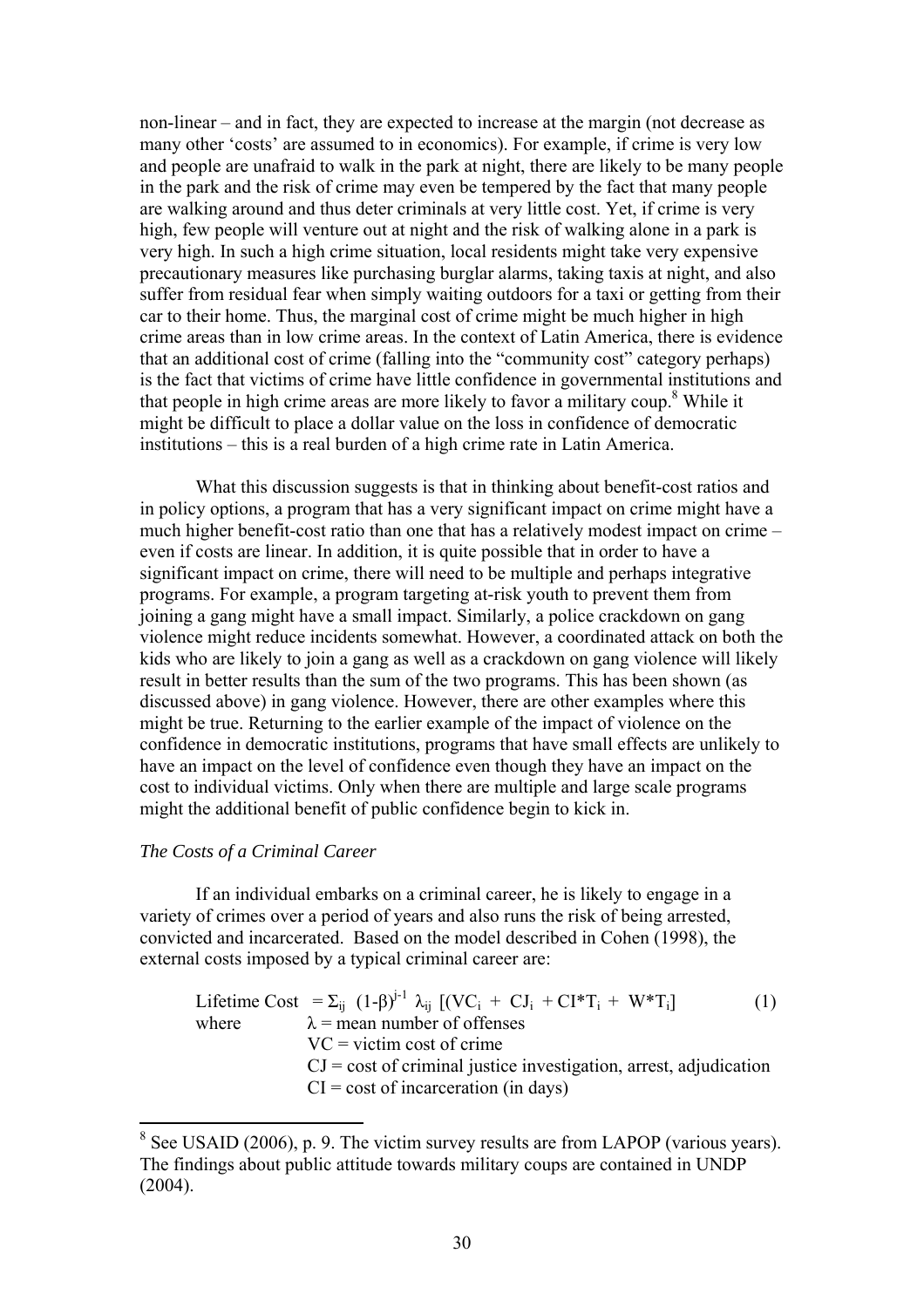non-linear – and in fact, they are expected to increase at the margin (not decrease as many other 'costs' are assumed to in economics). For example, if crime is very low and people are unafraid to walk in the park at night, there are likely to be many people in the park and the risk of crime may even be tempered by the fact that many people are walking around and thus deter criminals at very little cost. Yet, if crime is very high, few people will venture out at night and the risk of walking alone in a park is very high. In such a high crime situation, local residents might take very expensive precautionary measures like purchasing burglar alarms, taking taxis at night, and also suffer from residual fear when simply waiting outdoors for a taxi or getting from their car to their home. Thus, the marginal cost of crime might be much higher in high crime areas than in low crime areas. In the context of Latin America, there is evidence that an additional cost of crime (falling into the "community cost" category perhaps) is the fact that victims of crime have little confidence in governmental institutions and that people in high crime areas are more likely to favor a military coup.[8] While it might be difficult to place a dollar value on the loss in confidence of democratic institutions – this is a real burden of a high crime rate in Latin America.

What this discussion suggests is that in thinking about benefit-cost ratios and in policy options, a program that has a very significant impact on crime might have a much higher benefit-cost ratio than one that has a relatively modest impact on crime – even if costs are linear. In addition, it is quite possible that in order to have a significant impact on crime, there will need to be multiple and perhaps integrative programs. For example, a program targeting at-risk youth to prevent them from joining a gang might have a small impact. Similarly, a police crackdown on gang violence might reduce incidents somewhat. However, a coordinated attack on both the kids who are likely to join a gang as well as a crackdown on gang violence will likely result in better results than the sum of the two programs. This has been shown (as discussed above) in gang violence. However, there are other examples where this might be true. Returning to the earlier example of the impact of violence on the confidence in democratic institutions, programs that have small effects are unlikely to have an impact on the level of confidence even though they have an impact on the cost to individual victims. Only when there are multiple and large scale programs might the additional benefit of public confidence begin to kick in.

*The Costs of a Criminal Career*

If an individual embarks on a criminal career, he is likely to engage in a variety of crimes over a period of years and also runs the risk of being arrested, convicted and incarcerated. Based on the model described in Cohen (1998), the external costs imposed by a typical criminal career are:

$$\text{Lifetime Cost} = \Sigma_{ij}\ (1-\beta)^{j-1}\ \lambda_{ij}\ [(VC_i + CJ_i + CI^*T_i + W^*T_i] \qquad (1)$$

where
- $\lambda$ = mean number of offenses
- $VC$ = victim cost of crime
- $CJ$ = cost of criminal justice investigation, arrest, adjudication
- $CI$ = cost of incarceration (in days)

[8] See USAID (2006), p. 9. The victim survey results are from LAPOP (various years). The findings about public attitude towards military coups are contained in UNDP (2004).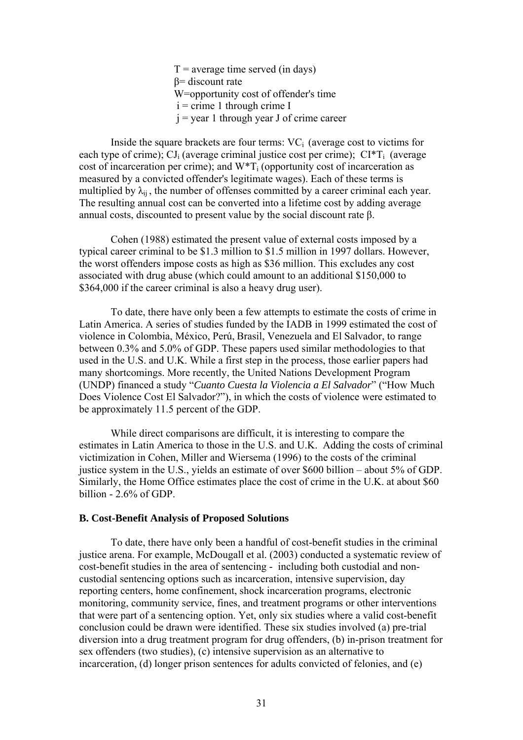$T$ = average time served (in days)
$\beta$= discount rate
$W$=opportunity cost of offender's time
$i$ = crime 1 through crime I
$j$ = year 1 through year J of crime career

Inside the square brackets are four terms: $VC_i$ (average cost to victims for each type of crime); $CJ_i$ (average criminal justice cost per crime); $CI*T_i$ (average cost of incarceration per crime); and $W*T_i$ (opportunity cost of incarceration as measured by a convicted offender's legitimate wages). Each of these terms is multiplied by $\lambda_{ij}$, the number of offenses committed by a career criminal each year. The resulting annual cost can be converted into a lifetime cost by adding average annual costs, discounted to present value by the social discount rate $\beta$.

Cohen (1988) estimated the present value of external costs imposed by a typical career criminal to be $1.3 million to $1.5 million in 1997 dollars. However, the worst offenders impose costs as high as $36 million. This excludes any cost associated with drug abuse (which could amount to an additional $150,000 to $364,000 if the career criminal is also a heavy drug user).

To date, there have only been a few attempts to estimate the costs of crime in Latin America. A series of studies funded by the IADB in 1999 estimated the cost of violence in Colombia, México, Perú, Brasil, Venezuela and El Salvador, to range between 0.3% and 5.0% of GDP. These papers used similar methodologies to that used in the U.S. and U.K. While a first step in the process, those earlier papers had many shortcomings. More recently, the United Nations Development Program (UNDP) financed a study "*Cuanto Cuesta la Violencia a El Salvador*" ("How Much Does Violence Cost El Salvador?"), in which the costs of violence were estimated to be approximately 11.5 percent of the GDP.

While direct comparisons are difficult, it is interesting to compare the estimates in Latin America to those in the U.S. and U.K. Adding the costs of criminal victimization in Cohen, Miller and Wiersema (1996) to the costs of the criminal justice system in the U.S., yields an estimate of over $600 billion – about 5% of GDP. Similarly, the Home Office estimates place the cost of crime in the U.K. at about $60 billion - 2.6% of GDP.

### B. Cost-Benefit Analysis of Proposed Solutions

To date, there have only been a handful of cost-benefit studies in the criminal justice arena. For example, McDougall et al. (2003) conducted a systematic review of cost-benefit studies in the area of sentencing - including both custodial and non-custodial sentencing options such as incarceration, intensive supervision, day reporting centers, home confinement, shock incarceration programs, electronic monitoring, community service, fines, and treatment programs or other interventions that were part of a sentencing option. Yet, only six studies where a valid cost-benefit conclusion could be drawn were identified. These six studies involved (a) pre-trial diversion into a drug treatment program for drug offenders, (b) in-prison treatment for sex offenders (two studies), (c) intensive supervision as an alternative to incarceration, (d) longer prison sentences for adults convicted of felonies, and (e)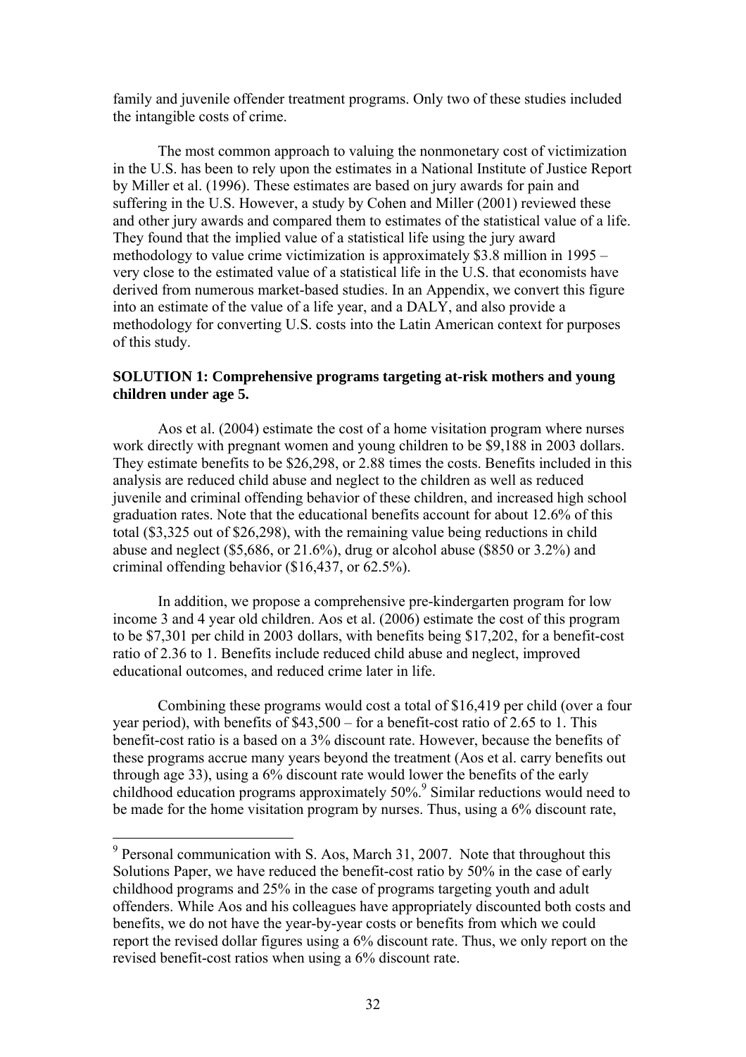family and juvenile offender treatment programs. Only two of these studies included the intangible costs of crime.

The most common approach to valuing the nonmonetary cost of victimization in the U.S. has been to rely upon the estimates in a National Institute of Justice Report by Miller et al. (1996). These estimates are based on jury awards for pain and suffering in the U.S. However, a study by Cohen and Miller (2001) reviewed these and other jury awards and compared them to estimates of the statistical value of a life. They found that the implied value of a statistical life using the jury award methodology to value crime victimization is approximately $3.8 million in 1995 – very close to the estimated value of a statistical life in the U.S. that economists have derived from numerous market-based studies. In an Appendix, we convert this figure into an estimate of the value of a life year, and a DALY, and also provide a methodology for converting U.S. costs into the Latin American context for purposes of this study.

**SOLUTION 1: Comprehensive programs targeting at-risk mothers and young children under age 5.**

Aos et al. (2004) estimate the cost of a home visitation program where nurses work directly with pregnant women and young children to be $9,188 in 2003 dollars. They estimate benefits to be $26,298, or 2.88 times the costs. Benefits included in this analysis are reduced child abuse and neglect to the children as well as reduced juvenile and criminal offending behavior of these children, and increased high school graduation rates. Note that the educational benefits account for about 12.6% of this total ($3,325 out of $26,298), with the remaining value being reductions in child abuse and neglect ($5,686, or 21.6%), drug or alcohol abuse ($850 or 3.2%) and criminal offending behavior ($16,437, or 62.5%).

In addition, we propose a comprehensive pre-kindergarten program for low income 3 and 4 year old children. Aos et al. (2006) estimate the cost of this program to be $7,301 per child in 2003 dollars, with benefits being $17,202, for a benefit-cost ratio of 2.36 to 1. Benefits include reduced child abuse and neglect, improved educational outcomes, and reduced crime later in life.

Combining these programs would cost a total of $16,419 per child (over a four year period), with benefits of $43,500 – for a benefit-cost ratio of 2.65 to 1. This benefit-cost ratio is a based on a 3% discount rate. However, because the benefits of these programs accrue many years beyond the treatment (Aos et al. carry benefits out through age 33), using a 6% discount rate would lower the benefits of the early childhood education programs approximately 50%.[9] Similar reductions would need to be made for the home visitation program by nurses. Thus, using a 6% discount rate,

---

[9] Personal communication with S. Aos, March 31, 2007. Note that throughout this Solutions Paper, we have reduced the benefit-cost ratio by 50% in the case of early childhood programs and 25% in the case of programs targeting youth and adult offenders. While Aos and his colleagues have appropriately discounted both costs and benefits, we do not have the year-by-year costs or benefits from which we could report the revised dollar figures using a 6% discount rate. Thus, we only report on the revised benefit-cost ratios when using a 6% discount rate.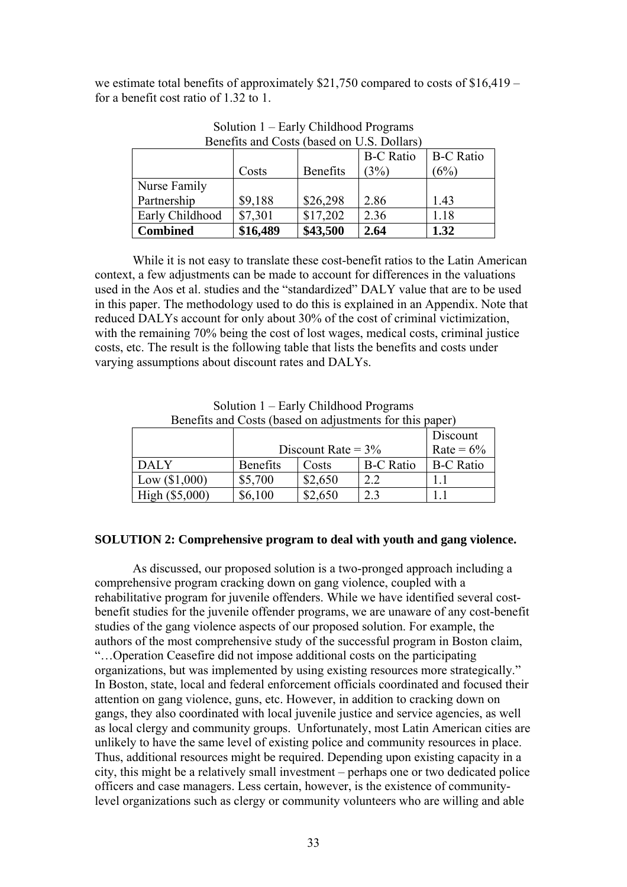we estimate total benefits of approximately $21,750 compared to costs of $16,419 – for a benefit cost ratio of 1.32 to 1.

Solution 1 – Early Childhood Programs
Benefits and Costs (based on U.S. Dollars)

| | Costs | Benefits | B-C Ratio (3%) | B-C Ratio (6%) |
|---|---|---|---|---|
| Nurse Family Partnership | $9,188 | $26,298 | 2.86 | 1.43 |
| Early Childhood | $7,301 | $17,202 | 2.36 | 1.18 |
| **Combined** | **$16,489** | **$43,500** | **2.64** | **1.32** |

While it is not easy to translate these cost-benefit ratios to the Latin American context, a few adjustments can be made to account for differences in the valuations used in the Aos et al. studies and the "standardized" DALY value that are to be used in this paper. The methodology used to do this is explained in an Appendix. Note that reduced DALYs account for only about 30% of the cost of criminal victimization, with the remaining 70% being the cost of lost wages, medical costs, criminal justice costs, etc. The result is the following table that lists the benefits and costs under varying assumptions about discount rates and DALYs.

Solution 1 – Early Childhood Programs
Benefits and Costs (based on adjustments for this paper)

| | Discount Rate = 3% | | | Discount Rate = 6% |
|---|---|---|---|---|
| DALY | Benefits | Costs | B-C Ratio | B-C Ratio |
| Low ($1,000) | $5,700 | $2,650 | 2.2 | 1.1 |
| High ($5,000) | $6,100 | $2,650 | 2.3 | 1.1 |

**SOLUTION 2: Comprehensive program to deal with youth and gang violence.**

As discussed, our proposed solution is a two-pronged approach including a comprehensive program cracking down on gang violence, coupled with a rehabilitative program for juvenile offenders. While we have identified several cost-benefit studies for the juvenile offender programs, we are unaware of any cost-benefit studies of the gang violence aspects of our proposed solution. For example, the authors of the most comprehensive study of the successful program in Boston claim, "…Operation Ceasefire did not impose additional costs on the participating organizations, but was implemented by using existing resources more strategically." In Boston, state, local and federal enforcement officials coordinated and focused their attention on gang violence, guns, etc. However, in addition to cracking down on gangs, they also coordinated with local juvenile justice and service agencies, as well as local clergy and community groups. Unfortunately, most Latin American cities are unlikely to have the same level of existing police and community resources in place. Thus, additional resources might be required. Depending upon existing capacity in a city, this might be a relatively small investment – perhaps one or two dedicated police officers and case managers. Less certain, however, is the existence of community-level organizations such as clergy or community volunteers who are willing and able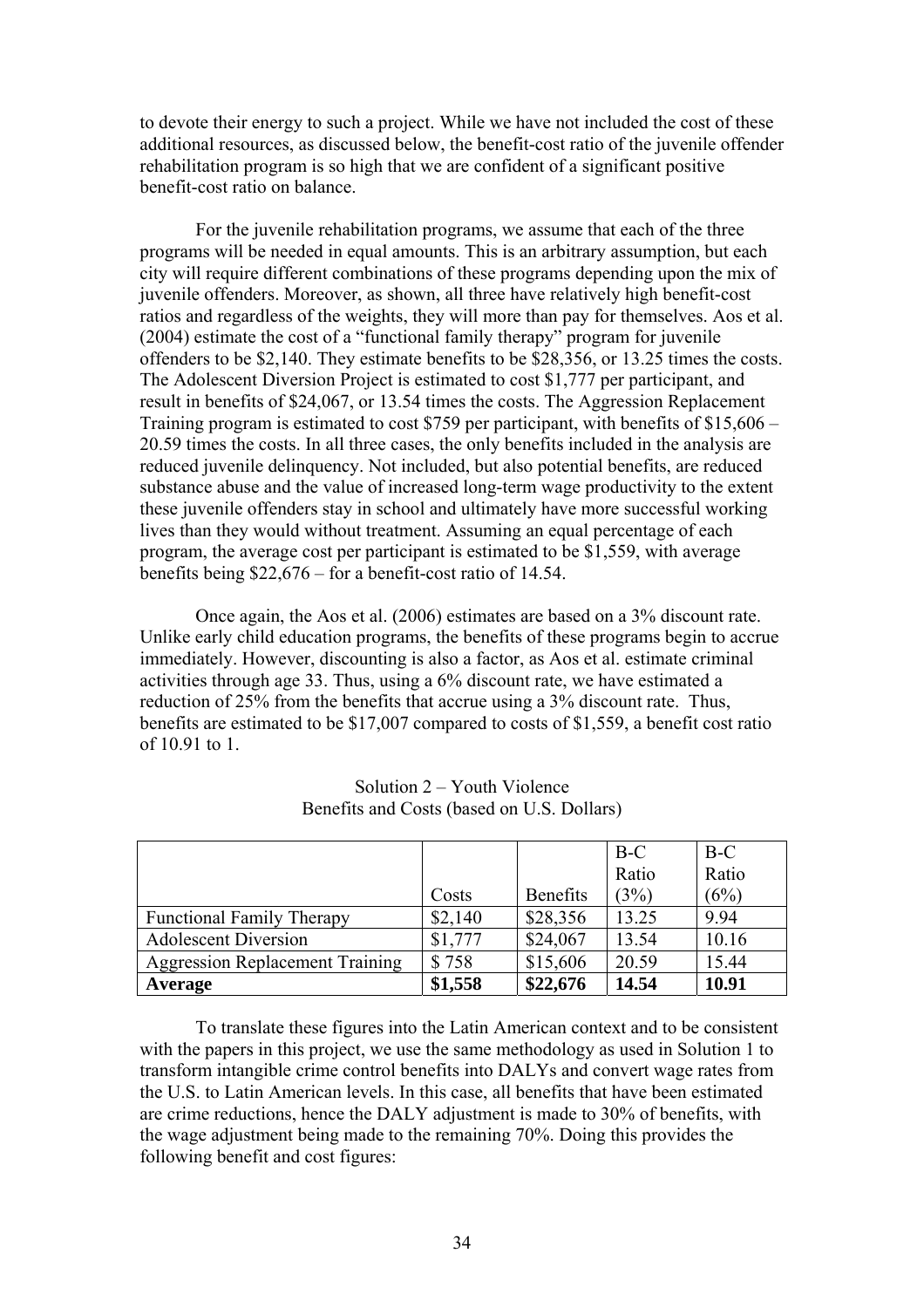to devote their energy to such a project. While we have not included the cost of these additional resources, as discussed below, the benefit-cost ratio of the juvenile offender rehabilitation program is so high that we are confident of a significant positive benefit-cost ratio on balance.

For the juvenile rehabilitation programs, we assume that each of the three programs will be needed in equal amounts. This is an arbitrary assumption, but each city will require different combinations of these programs depending upon the mix of juvenile offenders. Moreover, as shown, all three have relatively high benefit-cost ratios and regardless of the weights, they will more than pay for themselves. Aos et al. (2004) estimate the cost of a "functional family therapy" program for juvenile offenders to be $2,140. They estimate benefits to be $28,356, or 13.25 times the costs. The Adolescent Diversion Project is estimated to cost $1,777 per participant, and result in benefits of $24,067, or 13.54 times the costs. The Aggression Replacement Training program is estimated to cost $759 per participant, with benefits of $15,606 – 20.59 times the costs. In all three cases, the only benefits included in the analysis are reduced juvenile delinquency. Not included, but also potential benefits, are reduced substance abuse and the value of increased long-term wage productivity to the extent these juvenile offenders stay in school and ultimately have more successful working lives than they would without treatment. Assuming an equal percentage of each program, the average cost per participant is estimated to be $1,559, with average benefits being $22,676 – for a benefit-cost ratio of 14.54.

Once again, the Aos et al. (2006) estimates are based on a 3% discount rate. Unlike early child education programs, the benefits of these programs begin to accrue immediately. However, discounting is also a factor, as Aos et al. estimate criminal activities through age 33. Thus, using a 6% discount rate, we have estimated a reduction of 25% from the benefits that accrue using a 3% discount rate. Thus, benefits are estimated to be $17,007 compared to costs of $1,559, a benefit cost ratio of 10.91 to 1.

Solution 2 – Youth Violence
Benefits and Costs (based on U.S. Dollars)

| | Costs | Benefits | B-C Ratio (3%) | B-C Ratio (6%) |
|---|---|---|---|---|
| Functional Family Therapy | $2,140 | $28,356 | 13.25 | 9.94 |
| Adolescent Diversion | $1,777 | $24,067 | 13.54 | 10.16 |
| Aggression Replacement Training | $ 758 | $15,606 | 20.59 | 15.44 |
| **Average** | **$1,558** | **$22,676** | **14.54** | **10.91** |

To translate these figures into the Latin American context and to be consistent with the papers in this project, we use the same methodology as used in Solution 1 to transform intangible crime control benefits into DALYs and convert wage rates from the U.S. to Latin American levels. In this case, all benefits that have been estimated are crime reductions, hence the DALY adjustment is made to 30% of benefits, with the wage adjustment being made to the remaining 70%. Doing this provides the following benefit and cost figures: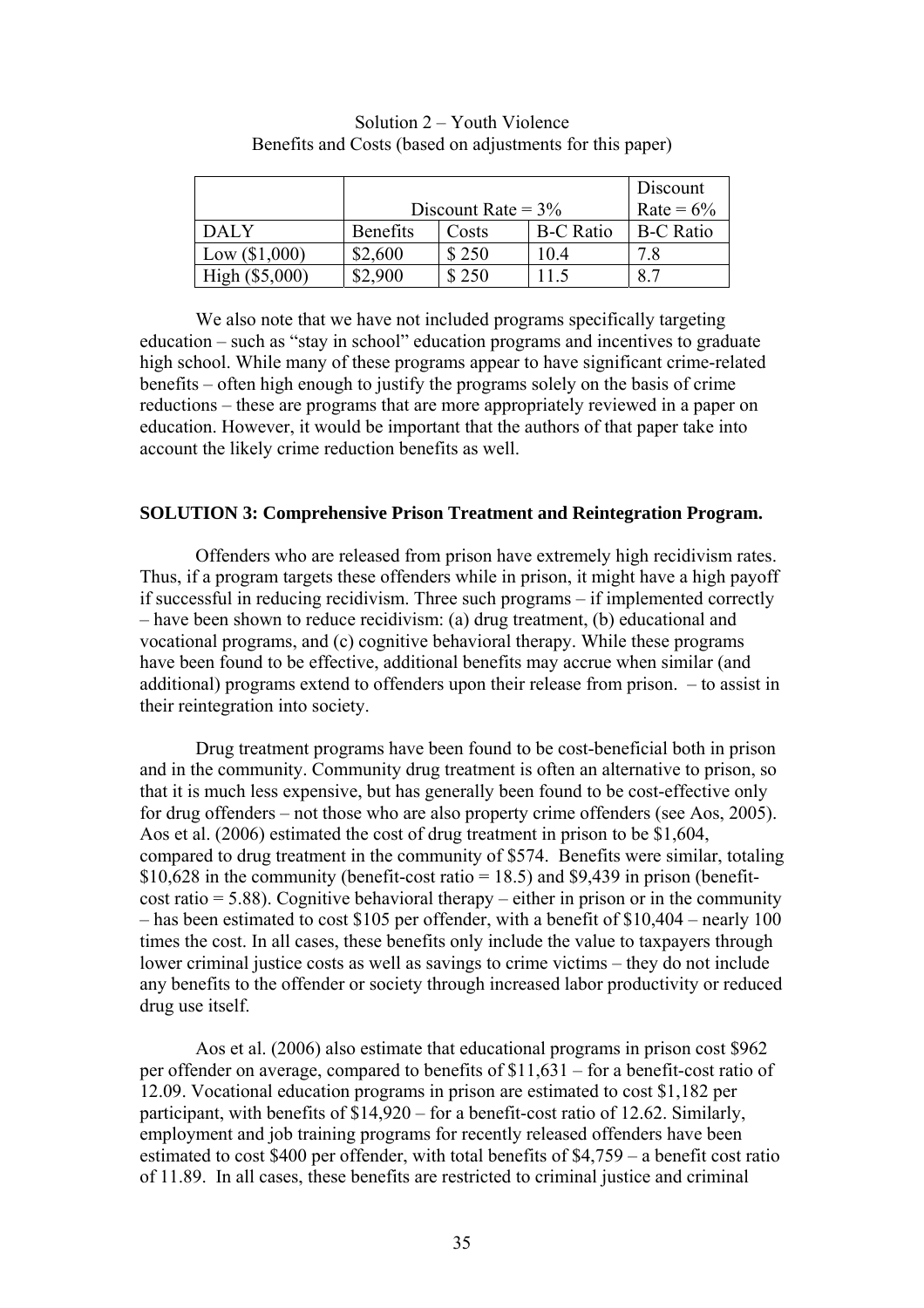Solution 2 – Youth Violence
Benefits and Costs (based on adjustments for this paper)

| | Discount Rate = 3% | | | Discount Rate = 6% |
|---|---|---|---|---|
| DALY | Benefits | Costs | B-C Ratio | B-C Ratio |
| Low ($1,000) | $2,600 | $ 250 | 10.4 | 7.8 |
| High ($5,000) | $2,900 | $ 250 | 11.5 | 8.7 |

We also note that we have not included programs specifically targeting education – such as "stay in school" education programs and incentives to graduate high school. While many of these programs appear to have significant crime-related benefits – often high enough to justify the programs solely on the basis of crime reductions – these are programs that are more appropriately reviewed in a paper on education. However, it would be important that the authors of that paper take into account the likely crime reduction benefits as well.

**SOLUTION 3: Comprehensive Prison Treatment and Reintegration Program.**

Offenders who are released from prison have extremely high recidivism rates. Thus, if a program targets these offenders while in prison, it might have a high payoff if successful in reducing recidivism. Three such programs – if implemented correctly – have been shown to reduce recidivism: (a) drug treatment, (b) educational and vocational programs, and (c) cognitive behavioral therapy. While these programs have been found to be effective, additional benefits may accrue when similar (and additional) programs extend to offenders upon their release from prison. – to assist in their reintegration into society.

Drug treatment programs have been found to be cost-beneficial both in prison and in the community. Community drug treatment is often an alternative to prison, so that it is much less expensive, but has generally been found to be cost-effective only for drug offenders – not those who are also property crime offenders (see Aos, 2005). Aos et al. (2006) estimated the cost of drug treatment in prison to be $1,604, compared to drug treatment in the community of $574. Benefits were similar, totaling $10,628 in the community (benefit-cost ratio = 18.5) and $9,439 in prison (benefit-cost ratio = 5.88). Cognitive behavioral therapy – either in prison or in the community – has been estimated to cost $105 per offender, with a benefit of $10,404 – nearly 100 times the cost. In all cases, these benefits only include the value to taxpayers through lower criminal justice costs as well as savings to crime victims – they do not include any benefits to the offender or society through increased labor productivity or reduced drug use itself.

Aos et al. (2006) also estimate that educational programs in prison cost $962 per offender on average, compared to benefits of $11,631 – for a benefit-cost ratio of 12.09. Vocational education programs in prison are estimated to cost $1,182 per participant, with benefits of $14,920 – for a benefit-cost ratio of 12.62. Similarly, employment and job training programs for recently released offenders have been estimated to cost $400 per offender, with total benefits of $4,759 – a benefit cost ratio of 11.89. In all cases, these benefits are restricted to criminal justice and criminal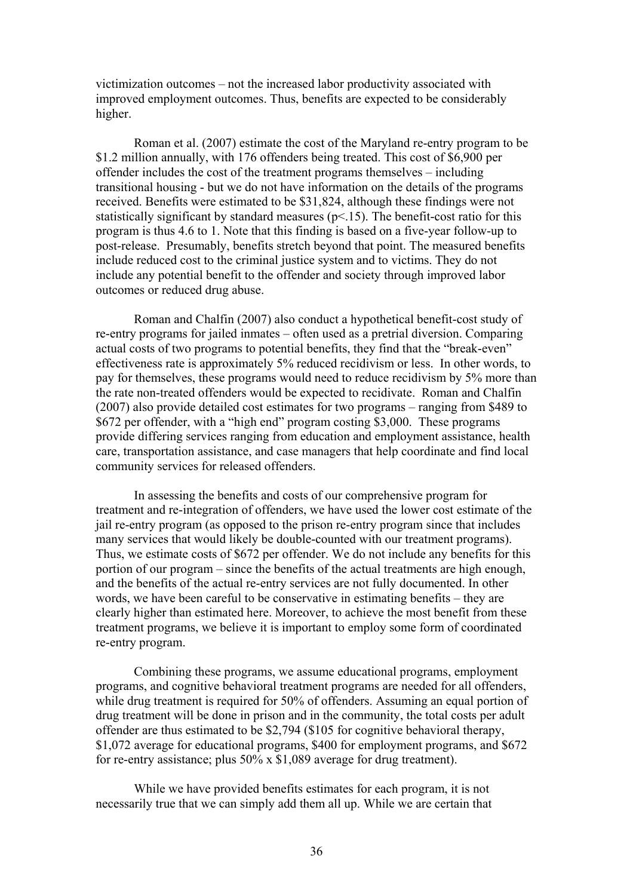victimization outcomes – not the increased labor productivity associated with improved employment outcomes. Thus, benefits are expected to be considerably higher.

Roman et al. (2007) estimate the cost of the Maryland re-entry program to be \$1.2 million annually, with 176 offenders being treated. This cost of \$6,900 per offender includes the cost of the treatment programs themselves – including transitional housing - but we do not have information on the details of the programs received. Benefits were estimated to be \$31,824, although these findings were not statistically significant by standard measures ($p<.15$). The benefit-cost ratio for this program is thus 4.6 to 1. Note that this finding is based on a five-year follow-up to post-release. Presumably, benefits stretch beyond that point. The measured benefits include reduced cost to the criminal justice system and to victims. They do not include any potential benefit to the offender and society through improved labor outcomes or reduced drug abuse.

Roman and Chalfin (2007) also conduct a hypothetical benefit-cost study of re-entry programs for jailed inmates – often used as a pretrial diversion. Comparing actual costs of two programs to potential benefits, they find that the "break-even" effectiveness rate is approximately 5% reduced recidivism or less. In other words, to pay for themselves, these programs would need to reduce recidivism by 5% more than the rate non-treated offenders would be expected to recidivate. Roman and Chalfin (2007) also provide detailed cost estimates for two programs – ranging from \$489 to \$672 per offender, with a "high end" program costing \$3,000. These programs provide differing services ranging from education and employment assistance, health care, transportation assistance, and case managers that help coordinate and find local community services for released offenders.

In assessing the benefits and costs of our comprehensive program for treatment and re-integration of offenders, we have used the lower cost estimate of the jail re-entry program (as opposed to the prison re-entry program since that includes many services that would likely be double-counted with our treatment programs). Thus, we estimate costs of \$672 per offender. We do not include any benefits for this portion of our program – since the benefits of the actual treatments are high enough, and the benefits of the actual re-entry services are not fully documented. In other words, we have been careful to be conservative in estimating benefits – they are clearly higher than estimated here. Moreover, to achieve the most benefit from these treatment programs, we believe it is important to employ some form of coordinated re-entry program.

Combining these programs, we assume educational programs, employment programs, and cognitive behavioral treatment programs are needed for all offenders, while drug treatment is required for 50% of offenders. Assuming an equal portion of drug treatment will be done in prison and in the community, the total costs per adult offender are thus estimated to be \$2,794 (\$105 for cognitive behavioral therapy, \$1,072 average for educational programs, \$400 for employment programs, and \$672 for re-entry assistance; plus 50% x \$1,089 average for drug treatment).

While we have provided benefits estimates for each program, it is not necessarily true that we can simply add them all up. While we are certain that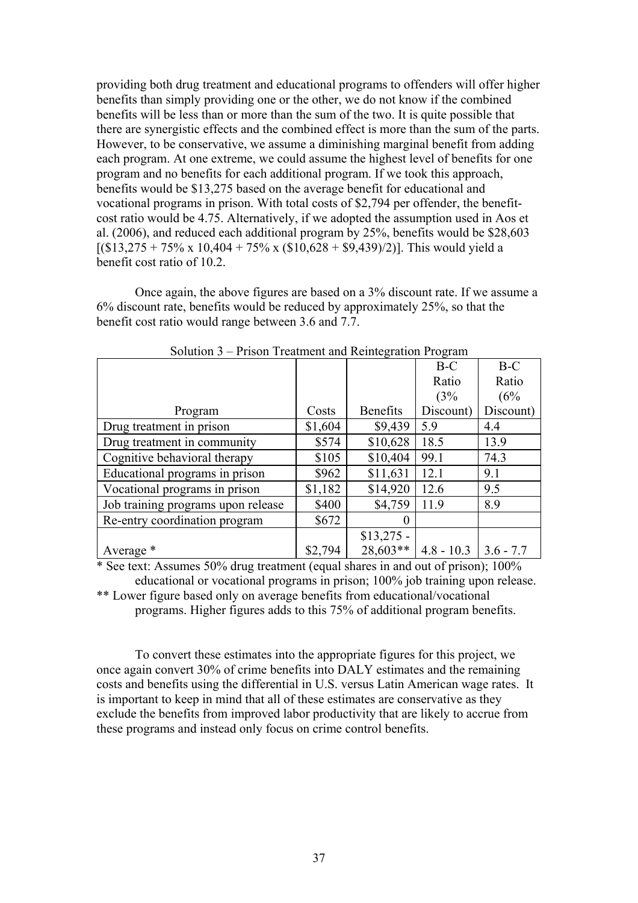providing both drug treatment and educational programs to offenders will offer higher benefits than simply providing one or the other, we do not know if the combined benefits will be less than or more than the sum of the two. It is quite possible that there are synergistic effects and the combined effect is more than the sum of the parts. However, to be conservative, we assume a diminishing marginal benefit from adding each program. At one extreme, we could assume the highest level of benefits for one program and no benefits for each additional program. If we took this approach, benefits would be $13,275 based on the average benefit for educational and vocational programs in prison. With total costs of $2,794 per offender, the benefit-cost ratio would be 4.75. Alternatively, if we adopted the assumption used in Aos et al. (2006), and reduced each additional program by 25%, benefits would be $28,603 [($13,275 + 75% x 10,404 + 75% x ($10,628 + $9,439)/2)]. This would yield a benefit cost ratio of 10.2.

Once again, the above figures are based on a 3% discount rate. If we assume a 6% discount rate, benefits would be reduced by approximately 25%, so that the benefit cost ratio would range between 3.6 and 7.7.

Solution 3 – Prison Treatment and Reintegration Program

| Program | Costs | Benefits | B-C Ratio (3% Discount) | B-C Ratio (6% Discount) |
|---|---|---|---|---|
| Drug treatment in prison | $1,604 | $9,439 | 5.9 | 4.4 |
| Drug treatment in community | $574 | $10,628 | 18.5 | 13.9 |
| Cognitive behavioral therapy | $105 | $10,404 | 99.1 | 74.3 |
| Educational programs in prison | $962 | $11,631 | 12.1 | 9.1 |
| Vocational programs in prison | $1,182 | $14,920 | 12.6 | 9.5 |
| Job training programs upon release | $400 | $4,759 | 11.9 | 8.9 |
| Re-entry coordination program | $672 | 0 | | |
| Average * | $2,794 | $13,275 - 28,603** | 4.8 - 10.3 | 3.6 - 7.7 |

* See text: Assumes 50% drug treatment (equal shares in and out of prison); 100% educational or vocational programs in prison; 100% job training upon release.

** Lower figure based only on average benefits from educational/vocational programs. Higher figures adds to this 75% of additional program benefits.

To convert these estimates into the appropriate figures for this project, we once again convert 30% of crime benefits into DALY estimates and the remaining costs and benefits using the differential in U.S. versus Latin American wage rates. It is important to keep in mind that all of these estimates are conservative as they exclude the benefits from improved labor productivity that are likely to accrue from these programs and instead only focus on crime control benefits.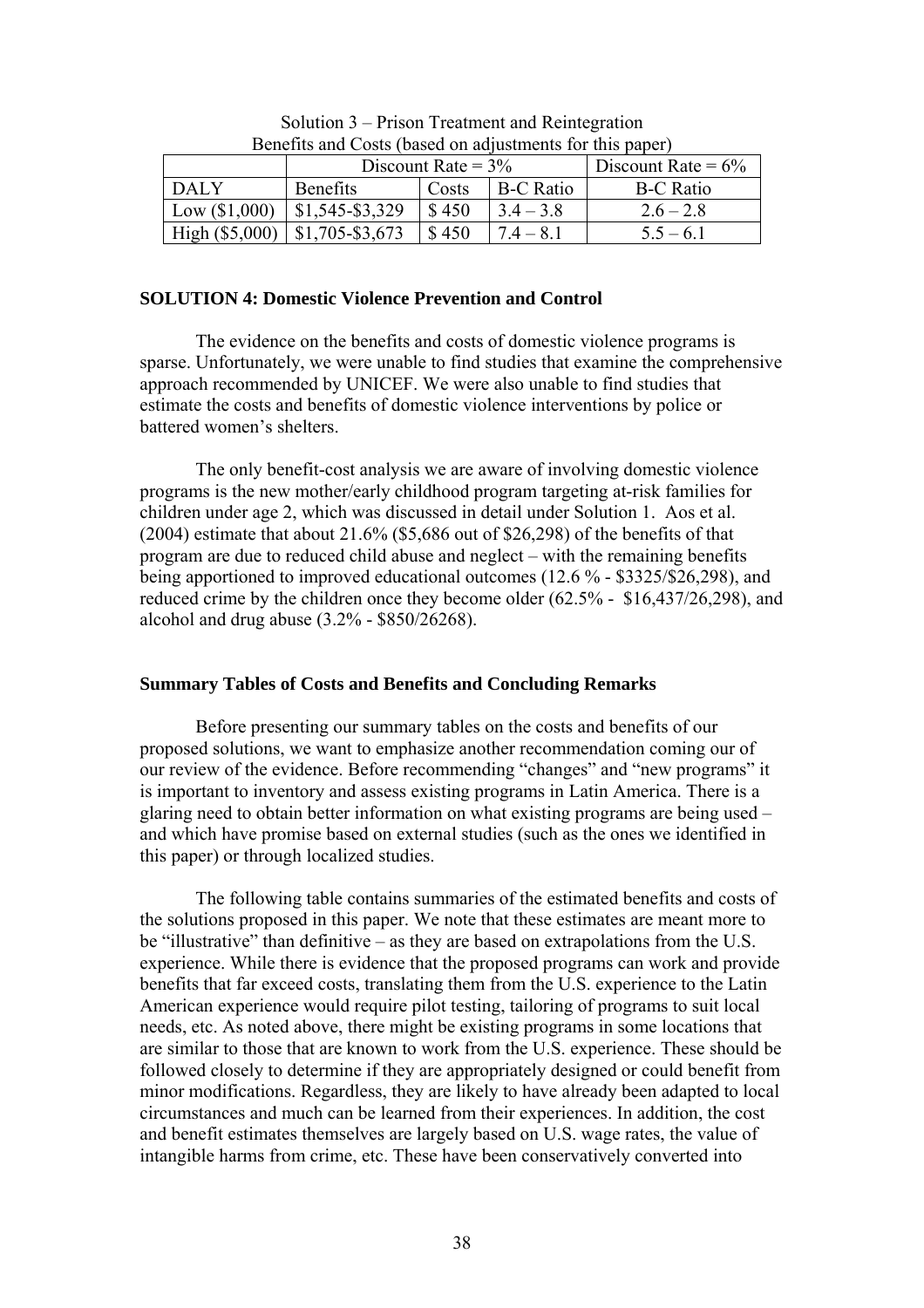Solution 3 – Prison Treatment and Reintegration
Benefits and Costs (based on adjustments for this paper)

| | Discount Rate = 3% | | | Discount Rate = 6% |
|---|---|---|---|---|
| DALY | Benefits | Costs | B-C Ratio | B-C Ratio |
| Low ($1,000) | $1,545-$3,329 | $ 450 | 3.4 – 3.8 | 2.6 – 2.8 |
| High ($5,000) | $1,705-$3,673 | $ 450 | 7.4 – 8.1 | 5.5 – 6.1 |

**SOLUTION 4: Domestic Violence Prevention and Control**

The evidence on the benefits and costs of domestic violence programs is sparse. Unfortunately, we were unable to find studies that examine the comprehensive approach recommended by UNICEF. We were also unable to find studies that estimate the costs and benefits of domestic violence interventions by police or battered women's shelters.

The only benefit-cost analysis we are aware of involving domestic violence programs is the new mother/early childhood program targeting at-risk families for children under age 2, which was discussed in detail under Solution 1. Aos et al. (2004) estimate that about 21.6% ($5,686 out of $26,298) of the benefits of that program are due to reduced child abuse and neglect – with the remaining benefits being apportioned to improved educational outcomes (12.6 % - $3325/$26,298), and reduced crime by the children once they become older (62.5% - $16,437/26,298), and alcohol and drug abuse (3.2% - $850/26268).

**Summary Tables of Costs and Benefits and Concluding Remarks**

Before presenting our summary tables on the costs and benefits of our proposed solutions, we want to emphasize another recommendation coming our of our review of the evidence. Before recommending "changes" and "new programs" it is important to inventory and assess existing programs in Latin America. There is a glaring need to obtain better information on what existing programs are being used – and which have promise based on external studies (such as the ones we identified in this paper) or through localized studies.

The following table contains summaries of the estimated benefits and costs of the solutions proposed in this paper. We note that these estimates are meant more to be "illustrative" than definitive – as they are based on extrapolations from the U.S. experience. While there is evidence that the proposed programs can work and provide benefits that far exceed costs, translating them from the U.S. experience to the Latin American experience would require pilot testing, tailoring of programs to suit local needs, etc. As noted above, there might be existing programs in some locations that are similar to those that are known to work from the U.S. experience. These should be followed closely to determine if they are appropriately designed or could benefit from minor modifications. Regardless, they are likely to have already been adapted to local circumstances and much can be learned from their experiences. In addition, the cost and benefit estimates themselves are largely based on U.S. wage rates, the value of intangible harms from crime, etc. These have been conservatively converted into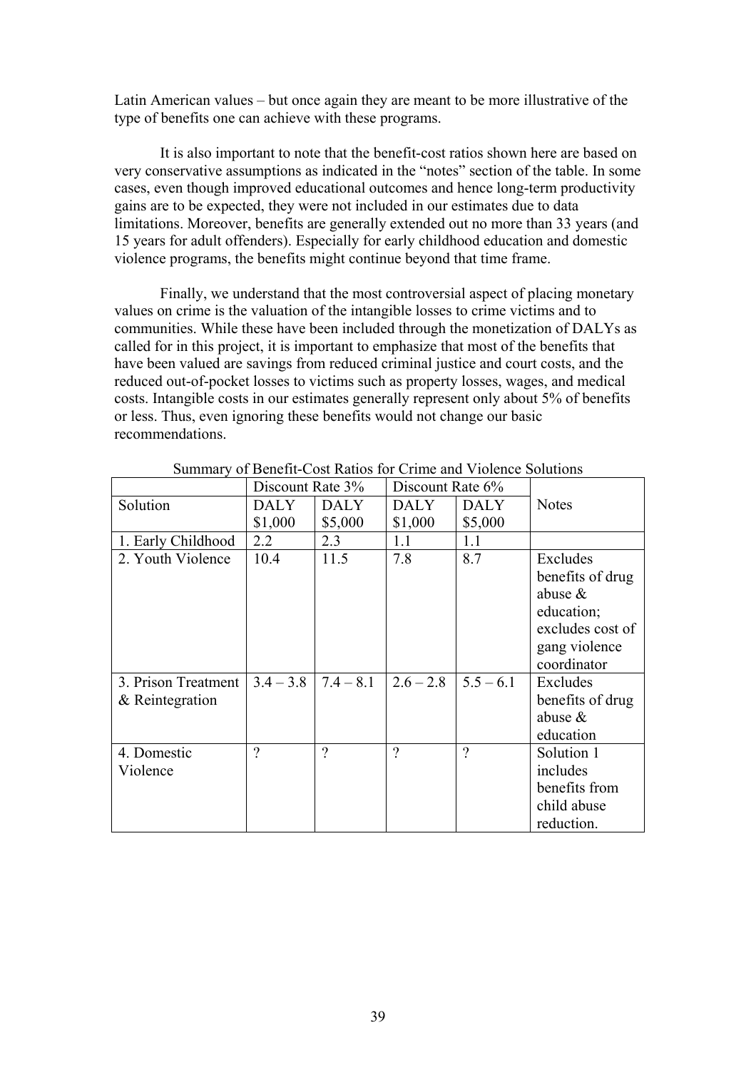Latin American values – but once again they are meant to be more illustrative of the type of benefits one can achieve with these programs.

It is also important to note that the benefit-cost ratios shown here are based on very conservative assumptions as indicated in the "notes" section of the table. In some cases, even though improved educational outcomes and hence long-term productivity gains are to be expected, they were not included in our estimates due to data limitations. Moreover, benefits are generally extended out no more than 33 years (and 15 years for adult offenders). Especially for early childhood education and domestic violence programs, the benefits might continue beyond that time frame.

Finally, we understand that the most controversial aspect of placing monetary values on crime is the valuation of the intangible losses to crime victims and to communities. While these have been included through the monetization of DALYs as called for in this project, it is important to emphasize that most of the benefits that have been valued are savings from reduced criminal justice and court costs, and the reduced out-of-pocket losses to victims such as property losses, wages, and medical costs. Intangible costs in our estimates generally represent only about 5% of benefits or less. Thus, even ignoring these benefits would not change our basic recommendations.

Summary of Benefit-Cost Ratios for Crime and Violence Solutions

| | Discount Rate 3% | | Discount Rate 6% | | |
|---|---|---|---|---|---|
| Solution | DALY $1,000 | DALY $5,000 | DALY $1,000 | DALY $5,000 | Notes |
| 1. Early Childhood | 2.2 | 2.3 | 1.1 | 1.1 | |
| 2. Youth Violence | 10.4 | 11.5 | 7.8 | 8.7 | Excludes benefits of drug abuse & education; excludes cost of gang violence coordinator |
| 3. Prison Treatment & Reintegration | 3.4 – 3.8 | 7.4 – 8.1 | 2.6 – 2.8 | 5.5 – 6.1 | Excludes benefits of drug abuse & education |
| 4. Domestic Violence | ? | ? | ? | ? | Solution 1 includes benefits from child abuse reduction. |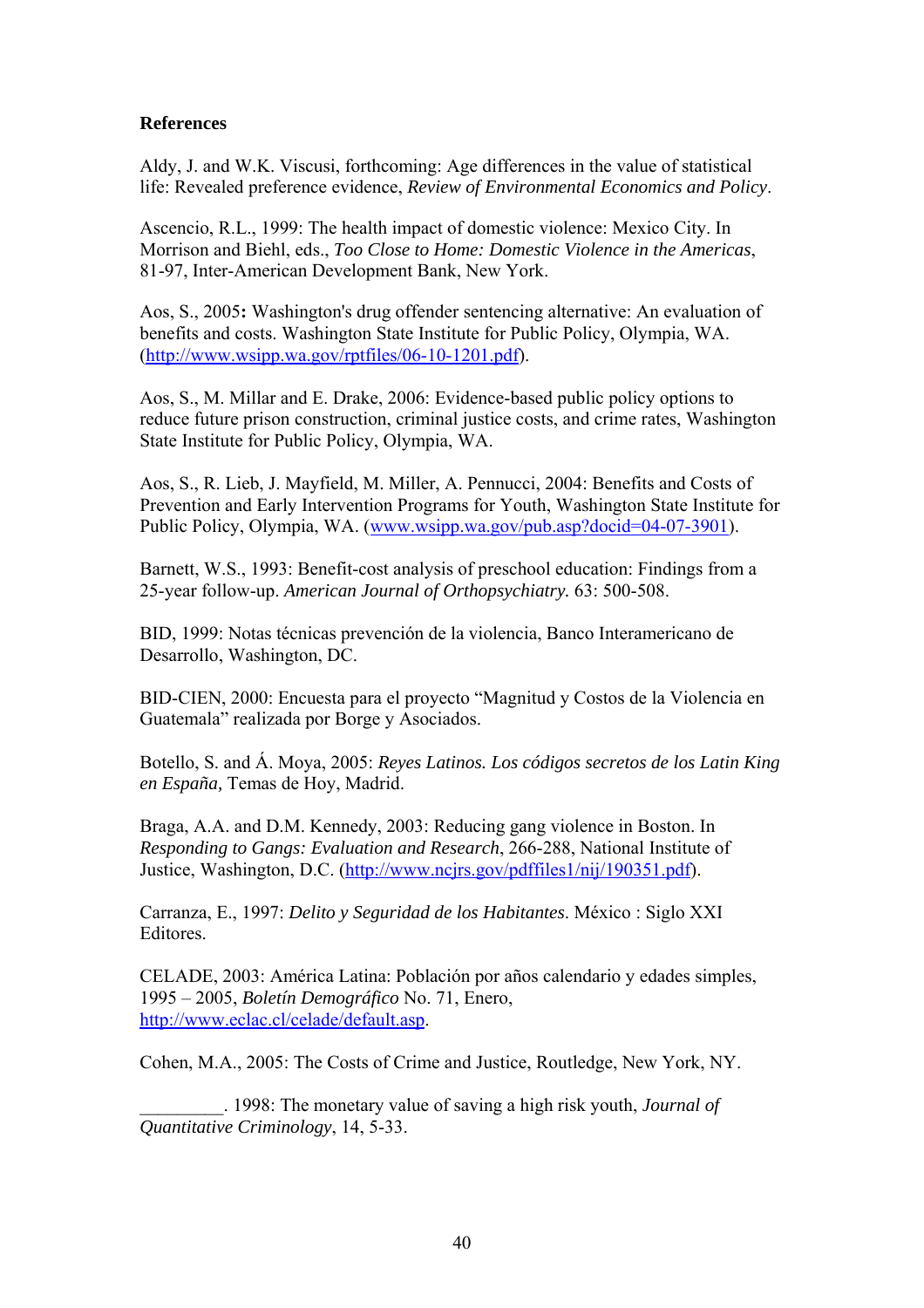**References**

Aldy, J. and W.K. Viscusi, forthcoming: Age differences in the value of statistical life: Revealed preference evidence, *Review of Environmental Economics and Policy*.

Ascencio, R.L., 1999: The health impact of domestic violence: Mexico City. In Morrison and Biehl, eds., *Too Close to Home: Domestic Violence in the Americas*, 81-97, Inter-American Development Bank, New York.

Aos, S., 2005**:** Washington's drug offender sentencing alternative: An evaluation of benefits and costs. Washington State Institute for Public Policy, Olympia, WA. (http://www.wsipp.wa.gov/rptfiles/06-10-1201.pdf).

Aos, S., M. Millar and E. Drake, 2006: Evidence-based public policy options to reduce future prison construction, criminal justice costs, and crime rates, Washington State Institute for Public Policy, Olympia, WA.

Aos, S., R. Lieb, J. Mayfield, M. Miller, A. Pennucci, 2004: Benefits and Costs of Prevention and Early Intervention Programs for Youth, Washington State Institute for Public Policy, Olympia, WA. (www.wsipp.wa.gov/pub.asp?docid=04-07-3901).

Barnett, W.S., 1993: Benefit-cost analysis of preschool education: Findings from a 25-year follow-up. *American Journal of Orthopsychiatry.* 63: 500-508.

BID, 1999: Notas técnicas prevención de la violencia, Banco Interamericano de Desarrollo, Washington, DC.

BID-CIEN, 2000: Encuesta para el proyecto "Magnitud y Costos de la Violencia en Guatemala" realizada por Borge y Asociados.

Botello, S. and Á. Moya, 2005: *Reyes Latinos. Los códigos secretos de los Latin King en España,* Temas de Hoy, Madrid.

Braga, A.A. and D.M. Kennedy, 2003: Reducing gang violence in Boston. In *Responding to Gangs: Evaluation and Research*, 266-288, National Institute of Justice, Washington, D.C. (http://www.ncjrs.gov/pdffiles1/nij/190351.pdf).

Carranza, E., 1997: *Delito y Seguridad de los Habitantes*. México : Siglo XXI Editores.

CELADE, 2003: América Latina: Población por años calendario y edades simples, 1995 – 2005, *Boletín Demográfico* No. 71, Enero, http://www.eclac.cl/celade/default.asp.

Cohen, M.A., 2005: The Costs of Crime and Justice, Routledge, New York, NY.

_________. 1998: The monetary value of saving a high risk youth, *Journal of Quantitative Criminology*, 14, 5-33.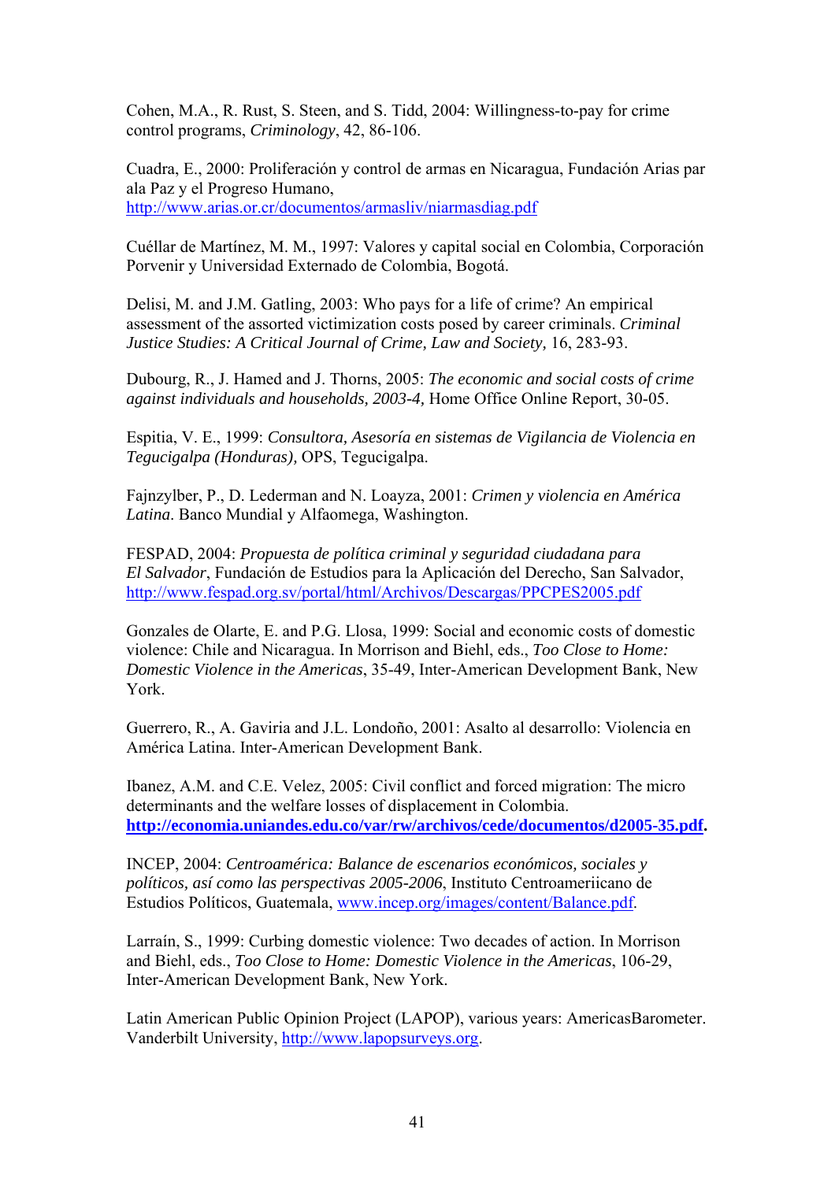Cohen, M.A., R. Rust, S. Steen, and S. Tidd, 2004: Willingness-to-pay for crime control programs, *Criminology*, 42, 86-106.

Cuadra, E., 2000: Proliferación y control de armas en Nicaragua, Fundación Arias par ala Paz y el Progreso Humano, http://www.arias.or.cr/documentos/armasliv/niarmasdiag.pdf

Cuéllar de Martínez, M. M., 1997: Valores y capital social en Colombia, Corporación Porvenir y Universidad Externado de Colombia, Bogotá.

Delisi, M. and J.M. Gatling, 2003: Who pays for a life of crime? An empirical assessment of the assorted victimization costs posed by career criminals. *Criminal Justice Studies: A Critical Journal of Crime, Law and Society,* 16, 283-93.

Dubourg, R., J. Hamed and J. Thorns, 2005: *The economic and social costs of crime against individuals and households, 2003-4,* Home Office Online Report, 30-05.

Espitia, V. E., 1999: *Consultora, Asesoría en sistemas de Vigilancia de Violencia en Tegucigalpa (Honduras),* OPS, Tegucigalpa.

Fajnzylber, P., D. Lederman and N. Loayza, 2001: *Crimen y violencia en América Latina*. Banco Mundial y Alfaomega, Washington.

FESPAD, 2004: *Propuesta de política criminal y seguridad ciudadana para El Salvador*, Fundación de Estudios para la Aplicación del Derecho, San Salvador, http://www.fespad.org.sv/portal/html/Archivos/Descargas/PPCPES2005.pdf

Gonzales de Olarte, E. and P.G. Llosa, 1999: Social and economic costs of domestic violence: Chile and Nicaragua. In Morrison and Biehl, eds., *Too Close to Home: Domestic Violence in the Americas*, 35-49, Inter-American Development Bank, New York.

Guerrero, R., A. Gaviria and J.L. Londoño, 2001: Asalto al desarrollo: Violencia en América Latina. Inter-American Development Bank.

Ibanez, A.M. and C.E. Velez, 2005: Civil conflict and forced migration: The micro determinants and the welfare losses of displacement in Colombia. **http://economia.uniandes.edu.co/var/rw/archivos/cede/documentos/d2005-35.pdf.**

INCEP, 2004: *Centroamérica: Balance de escenarios económicos, sociales y políticos, así como las perspectivas 2005-2006*, Instituto Centroameriicano de Estudios Políticos, Guatemala, www.incep.org/images/content/Balance.pdf.

Larraín, S., 1999: Curbing domestic violence: Two decades of action. In Morrison and Biehl, eds., *Too Close to Home: Domestic Violence in the Americas*, 106-29, Inter-American Development Bank, New York.

Latin American Public Opinion Project (LAPOP), various years: AmericasBarometer. Vanderbilt University, http://www.lapopsurveys.org.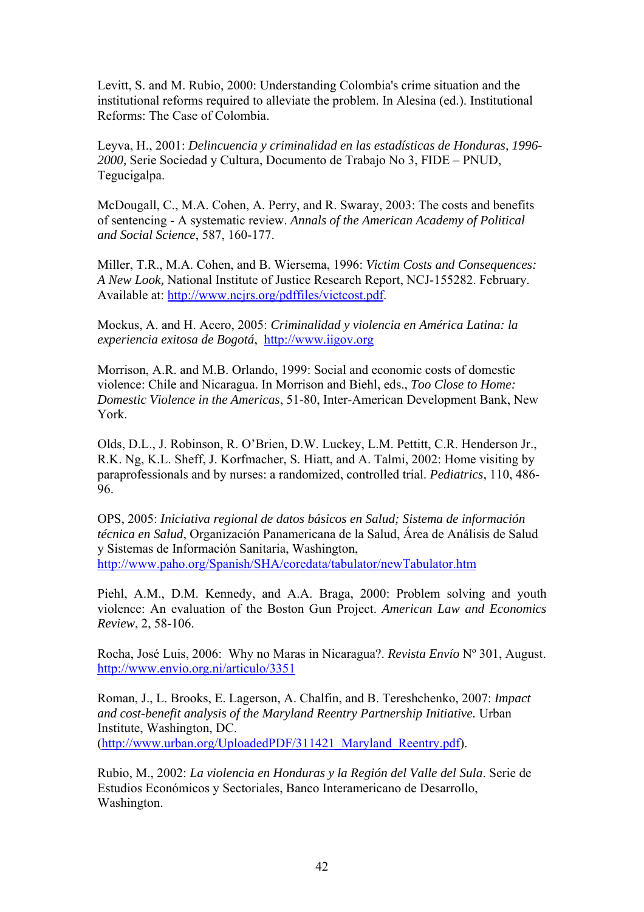Levitt, S. and M. Rubio, 2000: Understanding Colombia's crime situation and the institutional reforms required to alleviate the problem. In Alesina (ed.). Institutional Reforms: The Case of Colombia.

Leyva, H., 2001: *Delincuencia y criminalidad en las estadísticas de Honduras, 1996-2000,* Serie Sociedad y Cultura, Documento de Trabajo No 3, FIDE – PNUD, Tegucigalpa.

McDougall, C., M.A. Cohen, A. Perry, and R. Swaray, 2003: The costs and benefits of sentencing - A systematic review. *Annals of the American Academy of Political and Social Science*, 587, 160-177.

Miller, T.R., M.A. Cohen, and B. Wiersema, 1996: *Victim Costs and Consequences: A New Look,* National Institute of Justice Research Report, NCJ-155282. February. Available at: http://www.ncjrs.org/pdffiles/victcost.pdf.

Mockus, A. and H. Acero, 2005: *Criminalidad y violencia en América Latina: la experiencia exitosa de Bogotá*, http://www.iigov.org

Morrison, A.R. and M.B. Orlando, 1999: Social and economic costs of domestic violence: Chile and Nicaragua. In Morrison and Biehl, eds., *Too Close to Home: Domestic Violence in the Americas*, 51-80, Inter-American Development Bank, New York.

Olds, D.L., J. Robinson, R. O'Brien, D.W. Luckey, L.M. Pettitt, C.R. Henderson Jr., R.K. Ng, K.L. Sheff, J. Korfmacher, S. Hiatt, and A. Talmi, 2002: Home visiting by paraprofessionals and by nurses: a randomized, controlled trial. *Pediatrics*, 110, 486-96.

OPS, 2005: *Iniciativa regional de datos básicos en Salud; Sistema de información técnica en Salud*, Organización Panamericana de la Salud, Área de Análisis de Salud y Sistemas de Información Sanitaria, Washington, http://www.paho.org/Spanish/SHA/coredata/tabulator/newTabulator.htm

Piehl, A.M., D.M. Kennedy, and A.A. Braga, 2000: Problem solving and youth violence: An evaluation of the Boston Gun Project. *American Law and Economics Review*, 2, 58-106.

Rocha, José Luis, 2006: Why no Maras in Nicaragua?. *Revista Envío* Nº 301, August. http://www.envio.org.ni/articulo/3351

Roman, J., L. Brooks, E. Lagerson, A. Chalfin, and B. Tereshchenko, 2007: *Impact and cost-benefit analysis of the Maryland Reentry Partnership Initiative.* Urban Institute, Washington, DC. (http://www.urban.org/UploadedPDF/311421_Maryland_Reentry.pdf).

Rubio, M., 2002: *La violencia en Honduras y la Región del Valle del Sula*. Serie de Estudios Económicos y Sectoriales, Banco Interamericano de Desarrollo, Washington.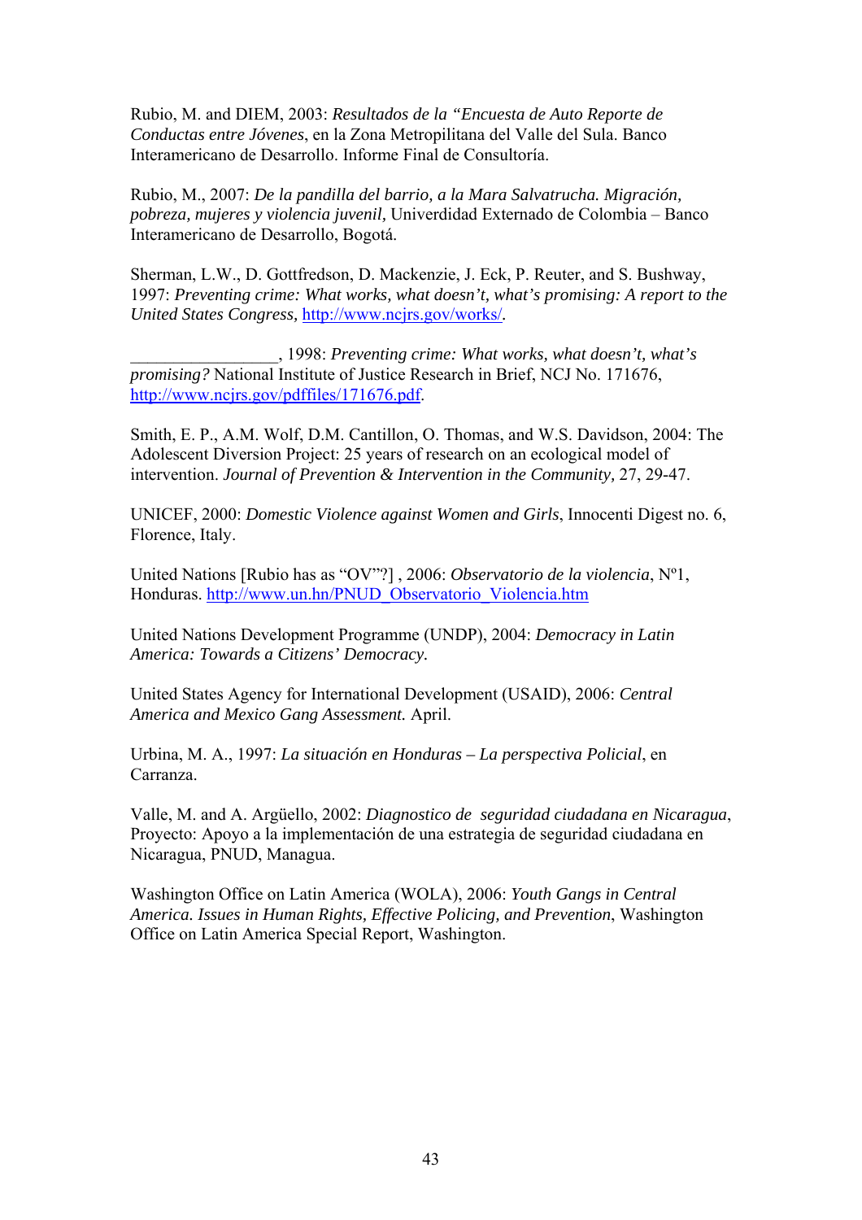Rubio, M. and DIEM, 2003: *Resultados de la "Encuesta de Auto Reporte de Conductas entre Jóvenes*, en la Zona Metropilitana del Valle del Sula. Banco Interamericano de Desarrollo. Informe Final de Consultoría.

Rubio, M., 2007: *De la pandilla del barrio, a la Mara Salvatrucha. Migración, pobreza, mujeres y violencia juvenil,* Univerdidad Externado de Colombia – Banco Interamericano de Desarrollo, Bogotá.

Sherman, L.W., D. Gottfredson, D. Mackenzie, J. Eck, P. Reuter, and S. Bushway, 1997: *Preventing crime: What works, what doesn't, what's promising: A report to the United States Congress,* http://www.ncjrs.gov/works/.

_________________, 1998: *Preventing crime: What works, what doesn't, what's promising?* National Institute of Justice Research in Brief, NCJ No. 171676, http://www.ncjrs.gov/pdffiles/171676.pdf.

Smith, E. P., A.M. Wolf, D.M. Cantillon, O. Thomas, and W.S. Davidson, 2004: The Adolescent Diversion Project: 25 years of research on an ecological model of intervention. *Journal of Prevention & Intervention in the Community,* 27, 29-47.

UNICEF, 2000: *Domestic Violence against Women and Girls*, Innocenti Digest no. 6, Florence, Italy.

United Nations [Rubio has as "OV"?] , 2006: *Observatorio de la violencia*, Nº1, Honduras. http://www.un.hn/PNUD_Observatorio_Violencia.htm

United Nations Development Programme (UNDP), 2004: *Democracy in Latin America: Towards a Citizens' Democracy.*

United States Agency for International Development (USAID), 2006: *Central America and Mexico Gang Assessment.* April.

Urbina, M. A., 1997: *La situación en Honduras – La perspectiva Policial*, en Carranza.

Valle, M. and A. Argüello, 2002: *Diagnostico de seguridad ciudadana en Nicaragua*, Proyecto: Apoyo a la implementación de una estrategia de seguridad ciudadana en Nicaragua, PNUD, Managua.

Washington Office on Latin America (WOLA), 2006: *Youth Gangs in Central America. Issues in Human Rights, Effective Policing, and Prevention*, Washington Office on Latin America Special Report, Washington.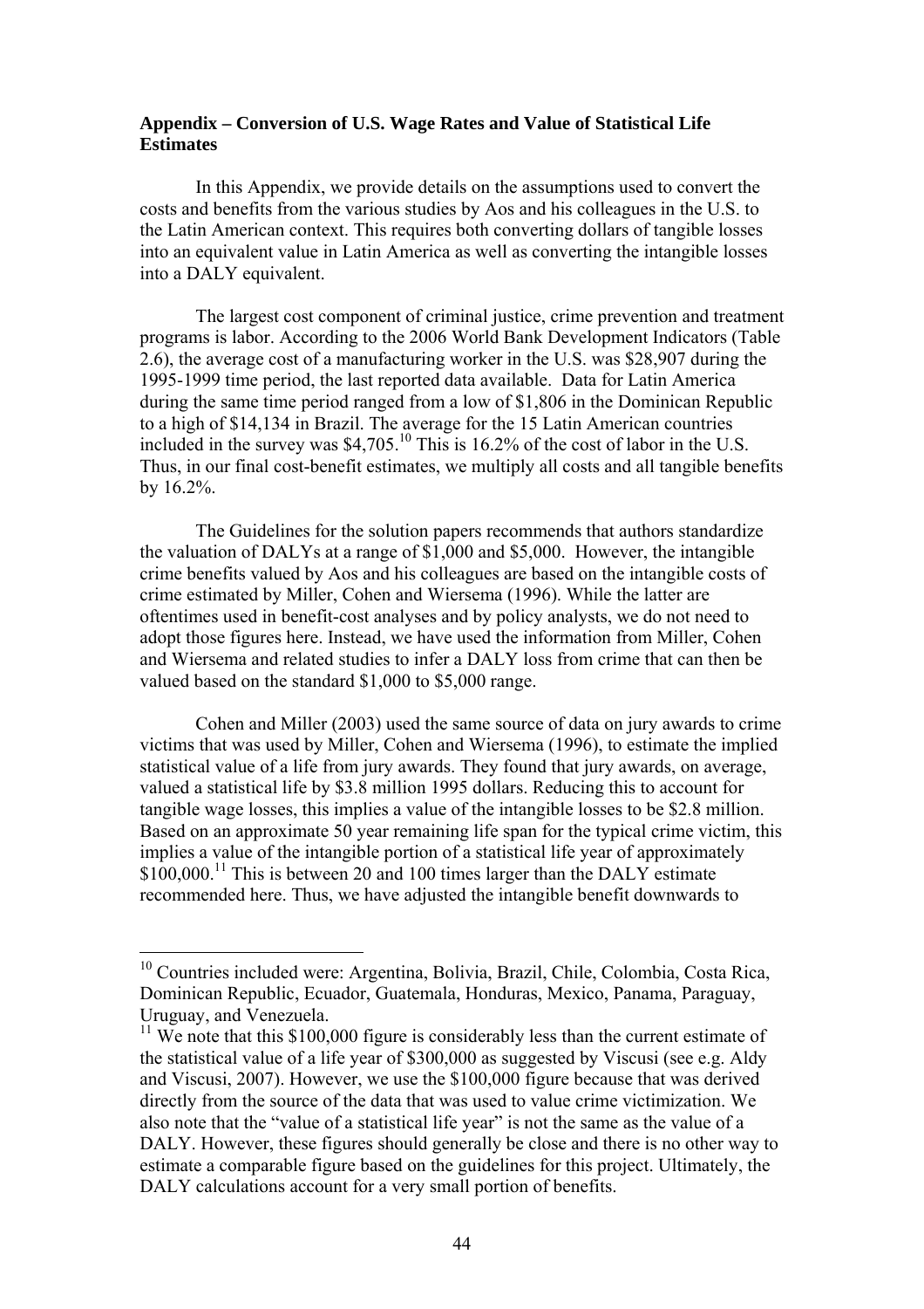### Appendix – Conversion of U.S. Wage Rates and Value of Statistical Life Estimates

In this Appendix, we provide details on the assumptions used to convert the costs and benefits from the various studies by Aos and his colleagues in the U.S. to the Latin American context. This requires both converting dollars of tangible losses into an equivalent value in Latin America as well as converting the intangible losses into a DALY equivalent.

The largest cost component of criminal justice, crime prevention and treatment programs is labor. According to the 2006 World Bank Development Indicators (Table 2.6), the average cost of a manufacturing worker in the U.S. was $28,907 during the 1995-1999 time period, the last reported data available. Data for Latin America during the same time period ranged from a low of $1,806 in the Dominican Republic to a high of $14,134 in Brazil. The average for the 15 Latin American countries included in the survey was $4,705.[10] This is 16.2% of the cost of labor in the U.S. Thus, in our final cost-benefit estimates, we multiply all costs and all tangible benefits by 16.2%.

The Guidelines for the solution papers recommends that authors standardize the valuation of DALYs at a range of $1,000 and $5,000. However, the intangible crime benefits valued by Aos and his colleagues are based on the intangible costs of crime estimated by Miller, Cohen and Wiersema (1996). While the latter are oftentimes used in benefit-cost analyses and by policy analysts, we do not need to adopt those figures here. Instead, we have used the information from Miller, Cohen and Wiersema and related studies to infer a DALY loss from crime that can then be valued based on the standard $1,000 to $5,000 range.

Cohen and Miller (2003) used the same source of data on jury awards to crime victims that was used by Miller, Cohen and Wiersema (1996), to estimate the implied statistical value of a life from jury awards. They found that jury awards, on average, valued a statistical life by $3.8 million 1995 dollars. Reducing this to account for tangible wage losses, this implies a value of the intangible losses to be $2.8 million. Based on an approximate 50 year remaining life span for the typical crime victim, this implies a value of the intangible portion of a statistical life year of approximately $100,000.[11] This is between 20 and 100 times larger than the DALY estimate recommended here. Thus, we have adjusted the intangible benefit downwards to

---

[10] Countries included were: Argentina, Bolivia, Brazil, Chile, Colombia, Costa Rica, Dominican Republic, Ecuador, Guatemala, Honduras, Mexico, Panama, Paraguay, Uruguay, and Venezuela.

[11] We note that this $100,000 figure is considerably less than the current estimate of the statistical value of a life year of $300,000 as suggested by Viscusi (see e.g. Aldy and Viscusi, 2007). However, we use the $100,000 figure because that was derived directly from the source of the data that was used to value crime victimization. We also note that the "value of a statistical life year" is not the same as the value of a DALY. However, these figures should generally be close and there is no other way to estimate a comparable figure based on the guidelines for this project. Ultimately, the DALY calculations account for a very small portion of benefits.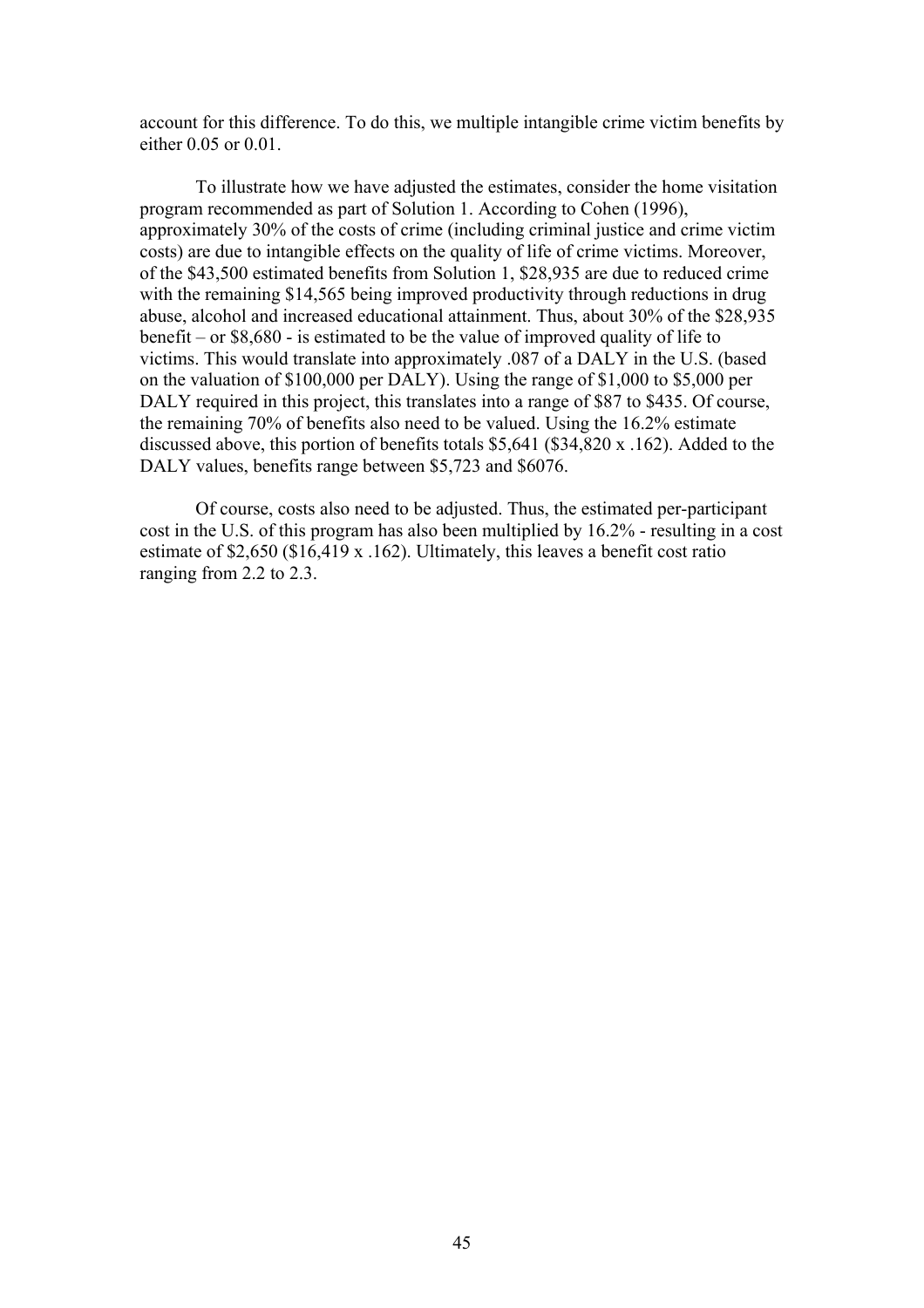account for this difference. To do this, we multiple intangible crime victim benefits by either 0.05 or 0.01.

To illustrate how we have adjusted the estimates, consider the home visitation program recommended as part of Solution 1. According to Cohen (1996), approximately 30% of the costs of crime (including criminal justice and crime victim costs) are due to intangible effects on the quality of life of crime victims. Moreover, of the $43,500 estimated benefits from Solution 1, $28,935 are due to reduced crime with the remaining $14,565 being improved productivity through reductions in drug abuse, alcohol and increased educational attainment. Thus, about 30% of the $28,935 benefit – or $8,680 - is estimated to be the value of improved quality of life to victims. This would translate into approximately .087 of a DALY in the U.S. (based on the valuation of $100,000 per DALY). Using the range of $1,000 to $5,000 per DALY required in this project, this translates into a range of $87 to $435. Of course, the remaining 70% of benefits also need to be valued. Using the 16.2% estimate discussed above, this portion of benefits totals $5,641 ($34,820 x .162). Added to the DALY values, benefits range between $5,723 and $6076.

Of course, costs also need to be adjusted. Thus, the estimated per-participant cost in the U.S. of this program has also been multiplied by 16.2% - resulting in a cost estimate of $2,650 ($16,419 x .162). Ultimately, this leaves a benefit cost ratio ranging from 2.2 to 2.3.